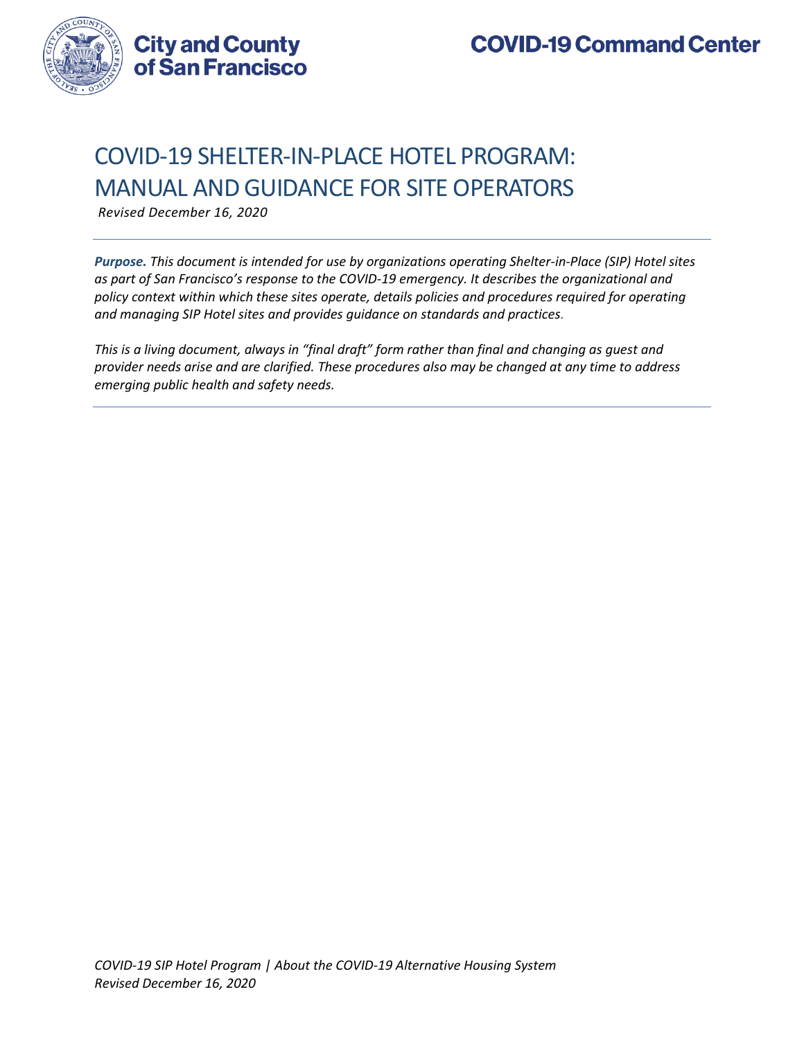City and County of San Francisco

COVID-19 Command Center

# COVID-19 SHELTER-IN-PLACE HOTEL PROGRAM: MANUAL AND GUIDANCE FOR SITE OPERATORS

*Revised December 16, 2020*

***Purpose.*** *This document is intended for use by organizations operating Shelter-in-Place (SIP) Hotel sites as part of San Francisco's response to the COVID-19 emergency. It describes the organizational and policy context within which these sites operate, details policies and procedures required for operating and managing SIP Hotel sites and provides guidance on standards and practices.*

*This is a living document, always in "final draft" form rather than final and changing as guest and provider needs arise and are clarified. These procedures also may be changed at any time to address emerging public health and safety needs.*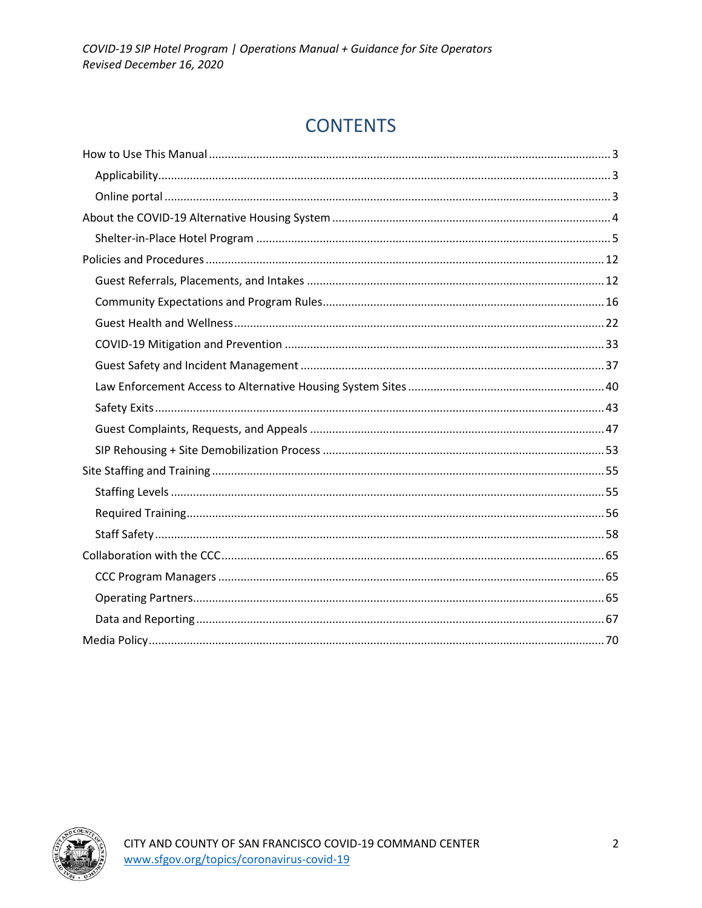# CONTENTS

- How to Use This Manual ... 3
  - Applicability ... 3
  - Online portal ... 3
- About the COVID-19 Alternative Housing System ... 4
  - Shelter-in-Place Hotel Program ... 5
- Policies and Procedures ... 12
  - Guest Referrals, Placements, and Intakes ... 12
  - Community Expectations and Program Rules ... 16
  - Guest Health and Wellness ... 22
  - COVID-19 Mitigation and Prevention ... 33
  - Guest Safety and Incident Management ... 37
  - Law Enforcement Access to Alternative Housing System Sites ... 40
  - Safety Exits ... 43
  - Guest Complaints, Requests, and Appeals ... 47
  - SIP Rehousing + Site Demobilization Process ... 53
- Site Staffing and Training ... 55
  - Staffing Levels ... 55
  - Required Training ... 56
  - Staff Safety ... 58
- Collaboration with the CCC ... 65
  - CCC Program Managers ... 65
  - Operating Partners ... 65
  - Data and Reporting ... 67
- Media Policy ... 70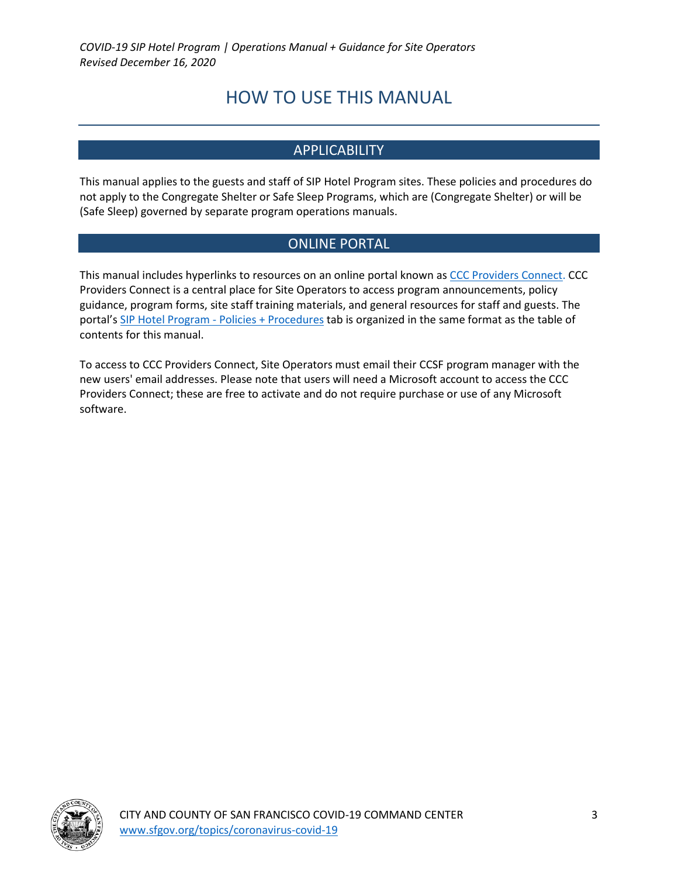# HOW TO USE THIS MANUAL

## APPLICABILITY

This manual applies to the guests and staff of SIP Hotel Program sites. These policies and procedures do not apply to the Congregate Shelter or Safe Sleep Programs, which are (Congregate Shelter) or will be (Safe Sleep) governed by separate program operations manuals.

## ONLINE PORTAL

This manual includes hyperlinks to resources on an online portal known as CCC Providers Connect. CCC Providers Connect is a central place for Site Operators to access program announcements, policy guidance, program forms, site staff training materials, and general resources for staff and guests. The portal's SIP Hotel Program - Policies + Procedures tab is organized in the same format as the table of contents for this manual.

To access to CCC Providers Connect, Site Operators must email their CCSF program manager with the new users' email addresses. Please note that users will need a Microsoft account to access the CCC Providers Connect; these are free to activate and do not require purchase or use of any Microsoft software.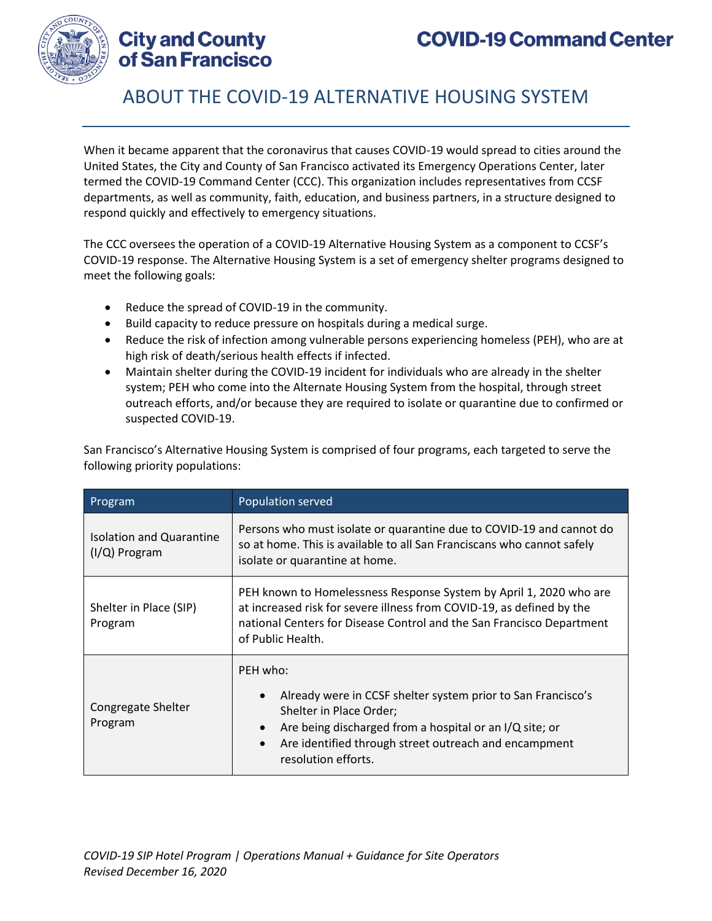# ABOUT THE COVID-19 ALTERNATIVE HOUSING SYSTEM

When it became apparent that the coronavirus that causes COVID-19 would spread to cities around the United States, the City and County of San Francisco activated its Emergency Operations Center, later termed the COVID-19 Command Center (CCC). This organization includes representatives from CCSF departments, as well as community, faith, education, and business partners, in a structure designed to respond quickly and effectively to emergency situations.

The CCC oversees the operation of a COVID-19 Alternative Housing System as a component to CCSF's COVID-19 response. The Alternative Housing System is a set of emergency shelter programs designed to meet the following goals:

- Reduce the spread of COVID-19 in the community.
- Build capacity to reduce pressure on hospitals during a medical surge.
- Reduce the risk of infection among vulnerable persons experiencing homeless (PEH), who are at high risk of death/serious health effects if infected.
- Maintain shelter during the COVID-19 incident for individuals who are already in the shelter system; PEH who come into the Alternate Housing System from the hospital, through street outreach efforts, and/or because they are required to isolate or quarantine due to confirmed or suspected COVID-19.

San Francisco's Alternative Housing System is comprised of four programs, each targeted to serve the following priority populations:

| Program | Population served |
|---|---|
| Isolation and Quarantine (I/Q) Program | Persons who must isolate or quarantine due to COVID-19 and cannot do so at home. This is available to all San Franciscans who cannot safely isolate or quarantine at home. |
| Shelter in Place (SIP) Program | PEH known to Homelessness Response System by April 1, 2020 who are at increased risk for severe illness from COVID-19, as defined by the national Centers for Disease Control and the San Francisco Department of Public Health. |
| Congregate Shelter Program | PEH who:<br>• Already were in CCSF shelter system prior to San Francisco's Shelter in Place Order;<br>• Are being discharged from a hospital or an I/Q site; or<br>• Are identified through street outreach and encampment resolution efforts. |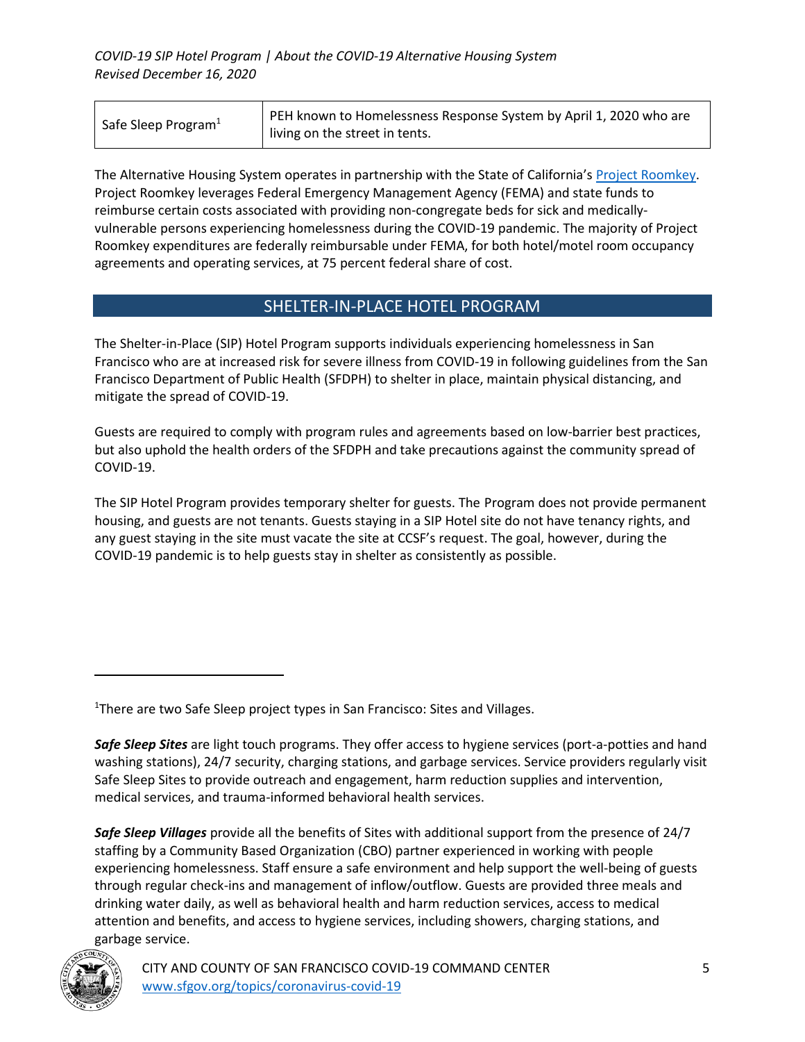| Safe Sleep Program[1] | PEH known to Homelessness Response System by April 1, 2020 who are living on the street in tents. |
|---|---|

The Alternative Housing System operates in partnership with the State of California's Project Roomkey. Project Roomkey leverages Federal Emergency Management Agency (FEMA) and state funds to reimburse certain costs associated with providing non-congregate beds for sick and medically-vulnerable persons experiencing homelessness during the COVID-19 pandemic. The majority of Project Roomkey expenditures are federally reimbursable under FEMA, for both hotel/motel room occupancy agreements and operating services, at 75 percent federal share of cost.

## SHELTER-IN-PLACE HOTEL PROGRAM

The Shelter-in-Place (SIP) Hotel Program supports individuals experiencing homelessness in San Francisco who are at increased risk for severe illness from COVID-19 in following guidelines from the San Francisco Department of Public Health (SFDPH) to shelter in place, maintain physical distancing, and mitigate the spread of COVID-19.

Guests are required to comply with program rules and agreements based on low-barrier best practices, but also uphold the health orders of the SFDPH and take precautions against the community spread of COVID-19.

The SIP Hotel Program provides temporary shelter for guests. The Program does not provide permanent housing, and guests are not tenants. Guests staying in a SIP Hotel site do not have tenancy rights, and any guest staying in the site must vacate the site at CCSF's request. The goal, however, during the COVID-19 pandemic is to help guests stay in shelter as consistently as possible.

---

[1] There are two Safe Sleep project types in San Francisco: Sites and Villages.

***Safe Sleep Sites*** are light touch programs. They offer access to hygiene services (port-a-potties and hand washing stations), 24/7 security, charging stations, and garbage services. Service providers regularly visit Safe Sleep Sites to provide outreach and engagement, harm reduction supplies and intervention, medical services, and trauma-informed behavioral health services.

***Safe Sleep Villages*** provide all the benefits of Sites with additional support from the presence of 24/7 staffing by a Community Based Organization (CBO) partner experienced in working with people experiencing homelessness. Staff ensure a safe environment and help support the well-being of guests through regular check-ins and management of inflow/outflow. Guests are provided three meals and drinking water daily, as well as behavioral health and harm reduction services, access to medical attention and benefits, and access to hygiene services, including showers, charging stations, and garbage service.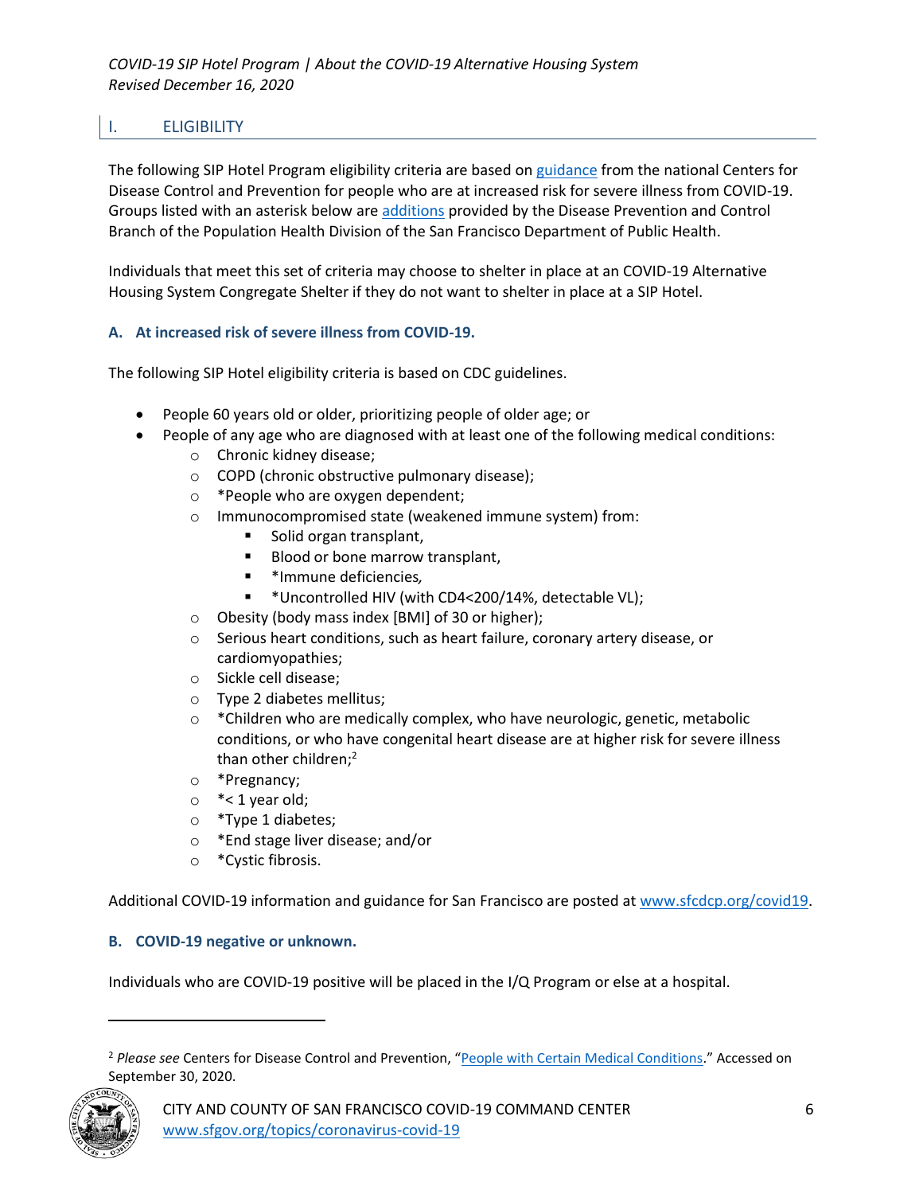## I. ELIGIBILITY

The following SIP Hotel Program eligibility criteria are based on [guidance](#) from the national Centers for Disease Control and Prevention for people who are at increased risk for severe illness from COVID-19. Groups listed with an asterisk below are [additions](#) provided by the Disease Prevention and Control Branch of the Population Health Division of the San Francisco Department of Public Health.

Individuals that meet this set of criteria may choose to shelter in place at an COVID-19 Alternative Housing System Congregate Shelter if they do not want to shelter in place at a SIP Hotel.

### A. At increased risk of severe illness from COVID-19.

The following SIP Hotel eligibility criteria is based on CDC guidelines.

- People 60 years old or older, prioritizing people of older age; or
- People of any age who are diagnosed with at least one of the following medical conditions:
  - Chronic kidney disease;
  - COPD (chronic obstructive pulmonary disease);
  - *People who are oxygen dependent;
  - Immunocompromised state (weakened immune system) from:
    - Solid organ transplant,
    - Blood or bone marrow transplant,
    - *Immune deficiencies,
    - *Uncontrolled HIV (with CD4<200/14%, detectable VL);
  - Obesity (body mass index [BMI] of 30 or higher);
  - Serious heart conditions, such as heart failure, coronary artery disease, or cardiomyopathies;
  - Sickle cell disease;
  - Type 2 diabetes mellitus;
  - *Children who are medically complex, who have neurologic, genetic, metabolic conditions, or who have congenital heart disease are at higher risk for severe illness than other children;[2]
  - *Pregnancy;
  - *< 1 year old;
  - *Type 1 diabetes;
  - *End stage liver disease; and/or
  - *Cystic fibrosis.

Additional COVID-19 information and guidance for San Francisco are posted at [www.sfcdcp.org/covid19](http://www.sfcdcp.org/covid19).

### B. COVID-19 negative or unknown.

Individuals who are COVID-19 positive will be placed in the I/Q Program or else at a hospital.

---

[2] *Please see* Centers for Disease Control and Prevention, "[People with Certain Medical Conditions](#)." Accessed on September 30, 2020.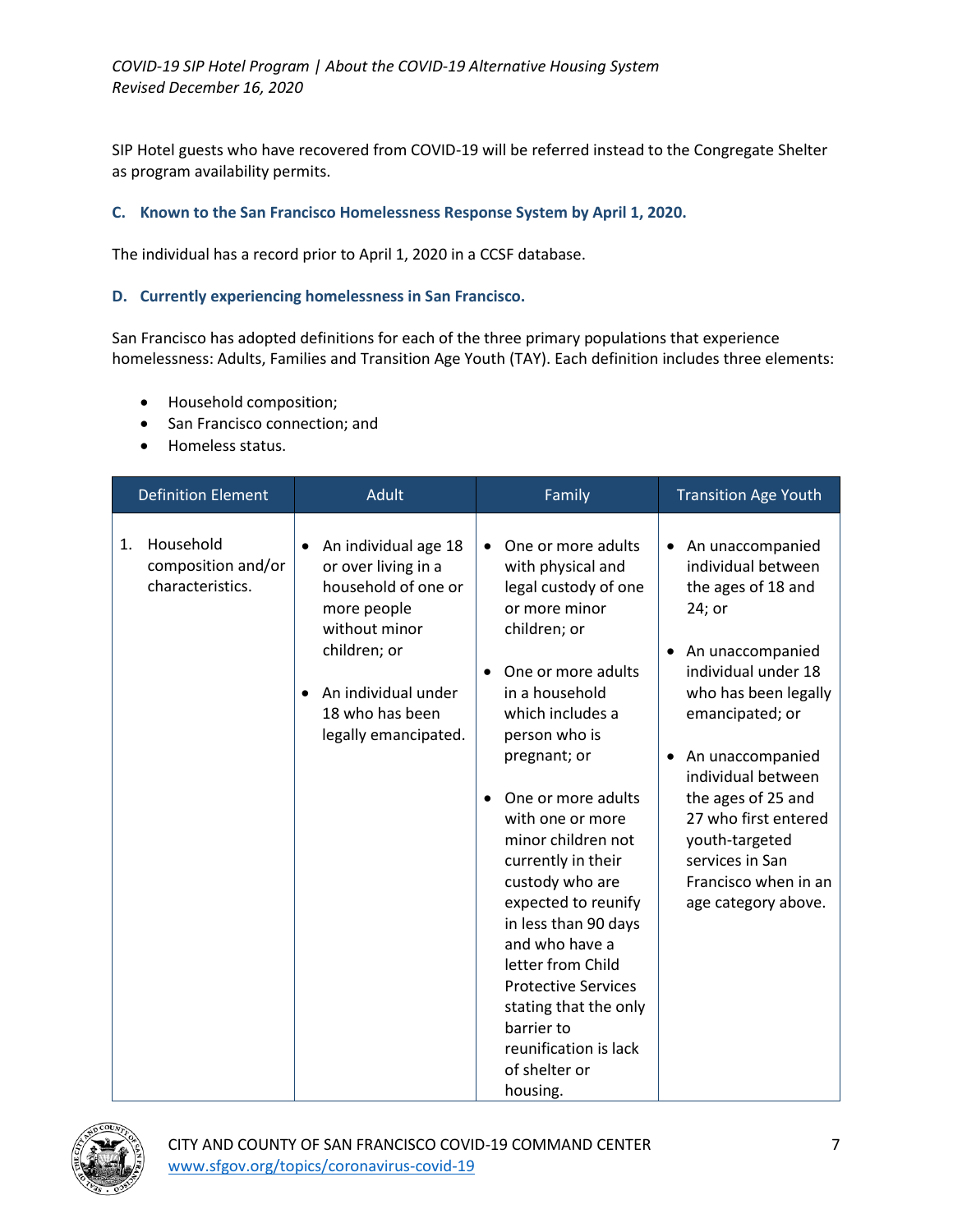SIP Hotel guests who have recovered from COVID-19 will be referred instead to the Congregate Shelter as program availability permits.

### C. Known to the San Francisco Homelessness Response System by April 1, 2020.

The individual has a record prior to April 1, 2020 in a CCSF database.

### D. Currently experiencing homelessness in San Francisco.

San Francisco has adopted definitions for each of the three primary populations that experience homelessness: Adults, Families and Transition Age Youth (TAY). Each definition includes three elements:

- Household composition;
- San Francisco connection; and
- Homeless status.

| Definition Element | Adult | Family | Transition Age Youth |
|---|---|---|---|
| 1. Household composition and/or characteristics. | • An individual age 18 or over living in a household of one or more people without minor children; or<br><br>• An individual under 18 who has been legally emancipated. | • One or more adults with physical and legal custody of one or more minor children; or<br><br>• One or more adults in a household which includes a person who is pregnant; or<br><br>• One or more adults with one or more minor children not currently in their custody who are expected to reunify in less than 90 days and who have a letter from Child Protective Services stating that the only barrier to reunification is lack of shelter or housing. | • An unaccompanied individual between the ages of 18 and 24; or<br><br>• An unaccompanied individual under 18 who has been legally emancipated; or<br><br>• An unaccompanied individual between the ages of 25 and 27 who first entered youth-targeted services in San Francisco when in an age category above. |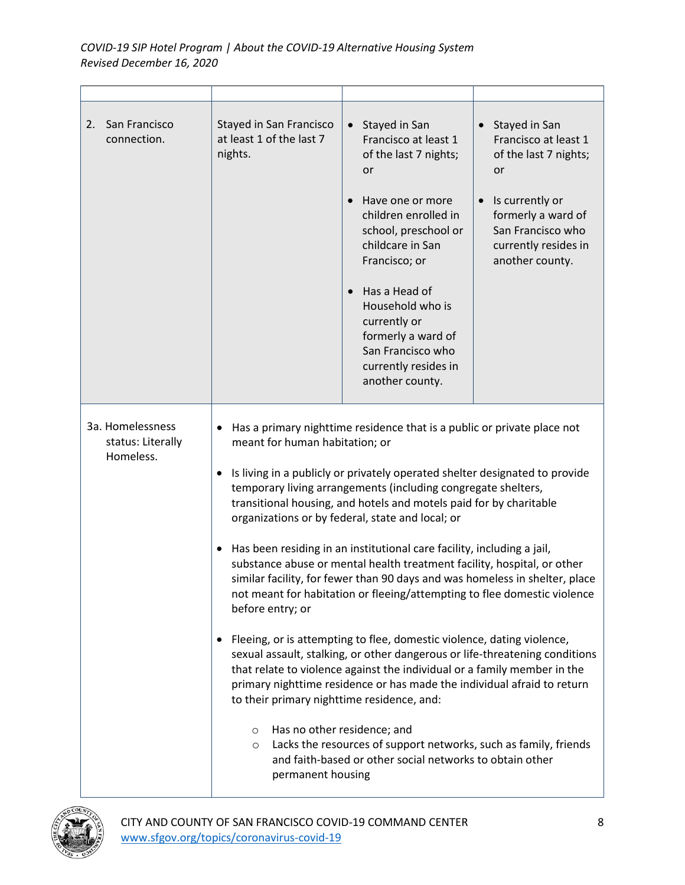| | | | |
|---|---|---|---|
| 2. San Francisco connection. | Stayed in San Francisco at least 1 of the last 7 nights. | • Stayed in San Francisco at least 1 of the last 7 nights; or<br><br>• Have one or more children enrolled in school, preschool or childcare in San Francisco; or<br><br>• Has a Head of Household who is currently or formerly a ward of San Francisco who currently resides in another county. | • Stayed in San Francisco at least 1 of the last 7 nights; or<br><br>• Is currently or formerly a ward of San Francisco who currently resides in another county. |
| 3a. Homelessness status: Literally Homeless. | • Has a primary nighttime residence that is a public or private place not meant for human habitation; or<br><br>• Is living in a publicly or privately operated shelter designated to provide temporary living arrangements (including congregate shelters, transitional housing, and hotels and motels paid for by charitable organizations or by federal, state and local; or<br><br>• Has been residing in an institutional care facility, including a jail, substance abuse or mental health treatment facility, hospital, or other similar facility, for fewer than 90 days and was homeless in shelter, place not meant for habitation or fleeing/attempting to flee domestic violence before entry; or<br><br>• Fleeing, or is attempting to flee, domestic violence, dating violence, sexual assault, stalking, or other dangerous or life-threatening conditions that relate to violence against the individual or a family member in the primary nighttime residence or has made the individual afraid to return to their primary nighttime residence, and:<br>  ○ Has no other residence; and<br>  ○ Lacks the resources of support networks, such as family, friends and faith-based or other social networks to obtain other permanent housing | | |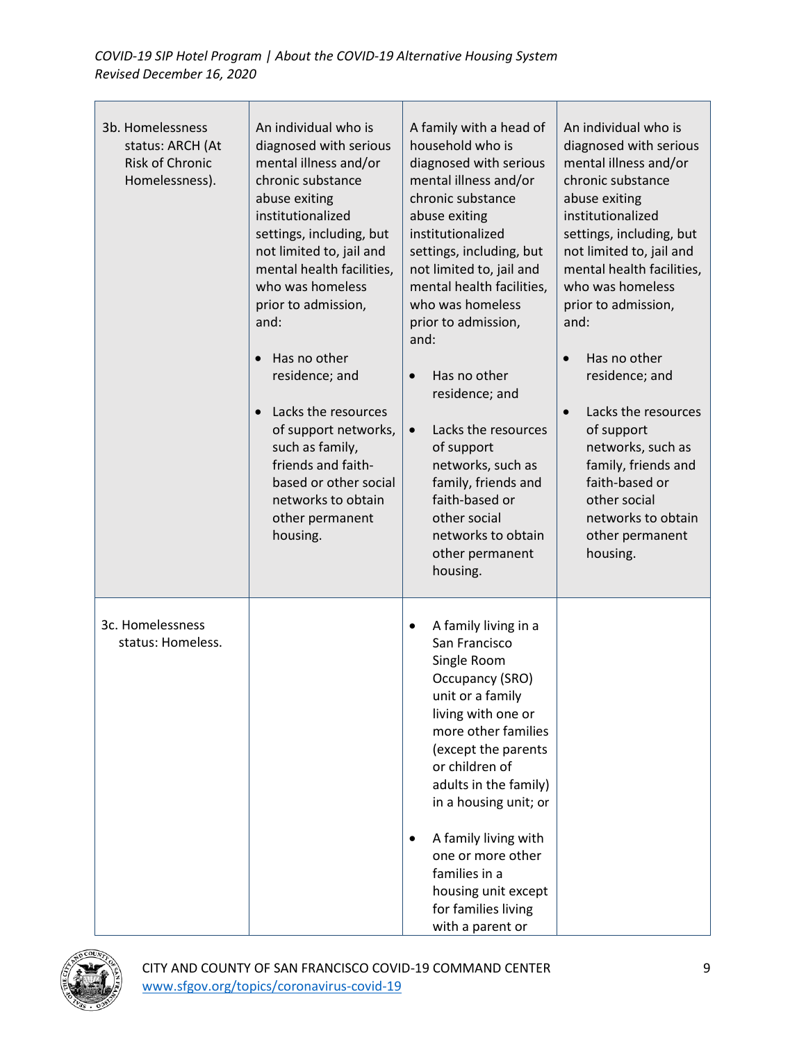| | | | |
|---|---|---|---|
| 3b. Homelessness status: ARCH (At Risk of Chronic Homelessness). | An individual who is diagnosed with serious mental illness and/or chronic substance abuse exiting institutionalized settings, including, but not limited to, jail and mental health facilities, who was homeless prior to admission, and:<br><br>• Has no other residence; and<br><br>• Lacks the resources of support networks, such as family, friends and faith-based or other social networks to obtain other permanent housing. | A family with a head of household who is diagnosed with serious mental illness and/or chronic substance abuse exiting institutionalized settings, including, but not limited to, jail and mental health facilities, who was homeless prior to admission, and:<br><br>• Has no other residence; and<br><br>• Lacks the resources of support networks, such as family, friends and faith-based or other social networks to obtain other permanent housing. | An individual who is diagnosed with serious mental illness and/or chronic substance abuse exiting institutionalized settings, including, but not limited to, jail and mental health facilities, who was homeless prior to admission, and:<br><br>• Has no other residence; and<br><br>• Lacks the resources of support networks, such as family, friends and faith-based or other social networks to obtain other permanent housing. |
| 3c. Homelessness status: Homeless. | | • A family living in a San Francisco Single Room Occupancy (SRO) unit or a family living with one or more other families (except the parents or children of adults in the family) in a housing unit; or<br><br>• A family living with one or more other families in a housing unit except for families living with a parent or | |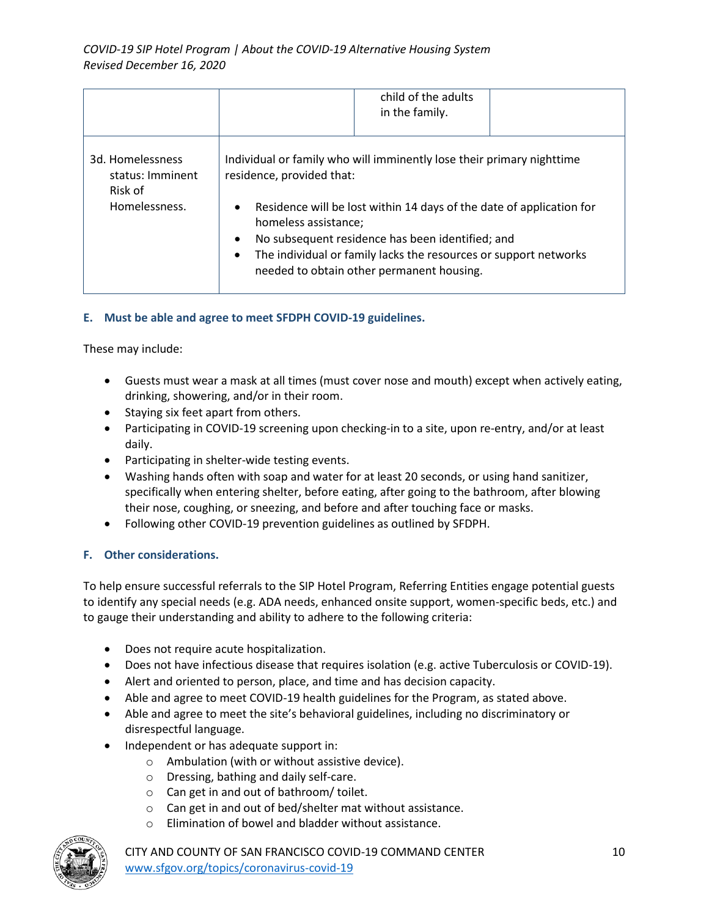| | | child of the adults in the family. | |
|---|---|---|---|
| 3d. Homelessness status: Imminent Risk of Homelessness. | Individual or family who will imminently lose their primary nighttime residence, provided that:<br><br>• Residence will be lost within 14 days of the date of application for homeless assistance;<br>• No subsequent residence has been identified; and<br>• The individual or family lacks the resources or support networks needed to obtain other permanent housing. | | |

### E. Must be able and agree to meet SFDPH COVID-19 guidelines.

These may include:

- Guests must wear a mask at all times (must cover nose and mouth) except when actively eating, drinking, showering, and/or in their room.
- Staying six feet apart from others.
- Participating in COVID-19 screening upon checking-in to a site, upon re-entry, and/or at least daily.
- Participating in shelter-wide testing events.
- Washing hands often with soap and water for at least 20 seconds, or using hand sanitizer, specifically when entering shelter, before eating, after going to the bathroom, after blowing their nose, coughing, or sneezing, and before and after touching face or masks.
- Following other COVID-19 prevention guidelines as outlined by SFDPH.

### F. Other considerations.

To help ensure successful referrals to the SIP Hotel Program, Referring Entities engage potential guests to identify any special needs (e.g. ADA needs, enhanced onsite support, women-specific beds, etc.) and to gauge their understanding and ability to adhere to the following criteria:

- Does not require acute hospitalization.
- Does not have infectious disease that requires isolation (e.g. active Tuberculosis or COVID-19).
- Alert and oriented to person, place, and time and has decision capacity.
- Able and agree to meet COVID-19 health guidelines for the Program, as stated above.
- Able and agree to meet the site's behavioral guidelines, including no discriminatory or disrespectful language.
- Independent or has adequate support in:
    - Ambulation (with or without assistive device).
    - Dressing, bathing and daily self-care.
    - Can get in and out of bathroom/ toilet.
    - Can get in and out of bed/shelter mat without assistance.
    - Elimination of bowel and bladder without assistance.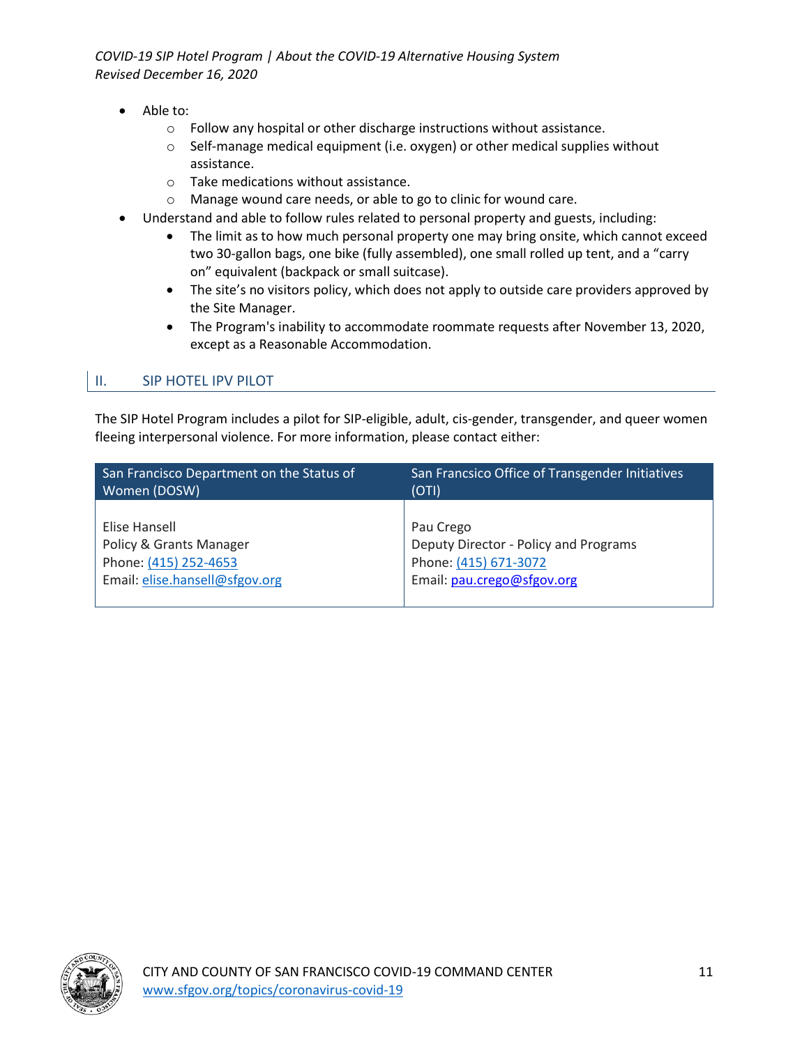- Able to:
    - Follow any hospital or other discharge instructions without assistance.
    - Self-manage medical equipment (i.e. oxygen) or other medical supplies without assistance.
    - Take medications without assistance.
    - Manage wound care needs, or able to go to clinic for wound care.
- Understand and able to follow rules related to personal property and guests, including:
    - The limit as to how much personal property one may bring onsite, which cannot exceed two 30-gallon bags, one bike (fully assembled), one small rolled up tent, and a "carry on" equivalent (backpack or small suitcase).
    - The site's no visitors policy, which does not apply to outside care providers approved by the Site Manager.
    - The Program's inability to accommodate roommate requests after November 13, 2020, except as a Reasonable Accommodation.

## II. SIP HOTEL IPV PILOT

The SIP Hotel Program includes a pilot for SIP-eligible, adult, cis-gender, transgender, and queer women fleeing interpersonal violence. For more information, please contact either:

| San Francisco Department on the Status of Women (DOSW) | San Francsico Office of Transgender Initiatives (OTI) |
| --- | --- |
| Elise Hansell<br>Policy & Grants Manager<br>Phone: (415) 252-4653<br>Email: elise.hansell@sfgov.org | Pau Crego<br>Deputy Director - Policy and Programs<br>Phone: (415) 671-3072<br>Email: pau.crego@sfgov.org |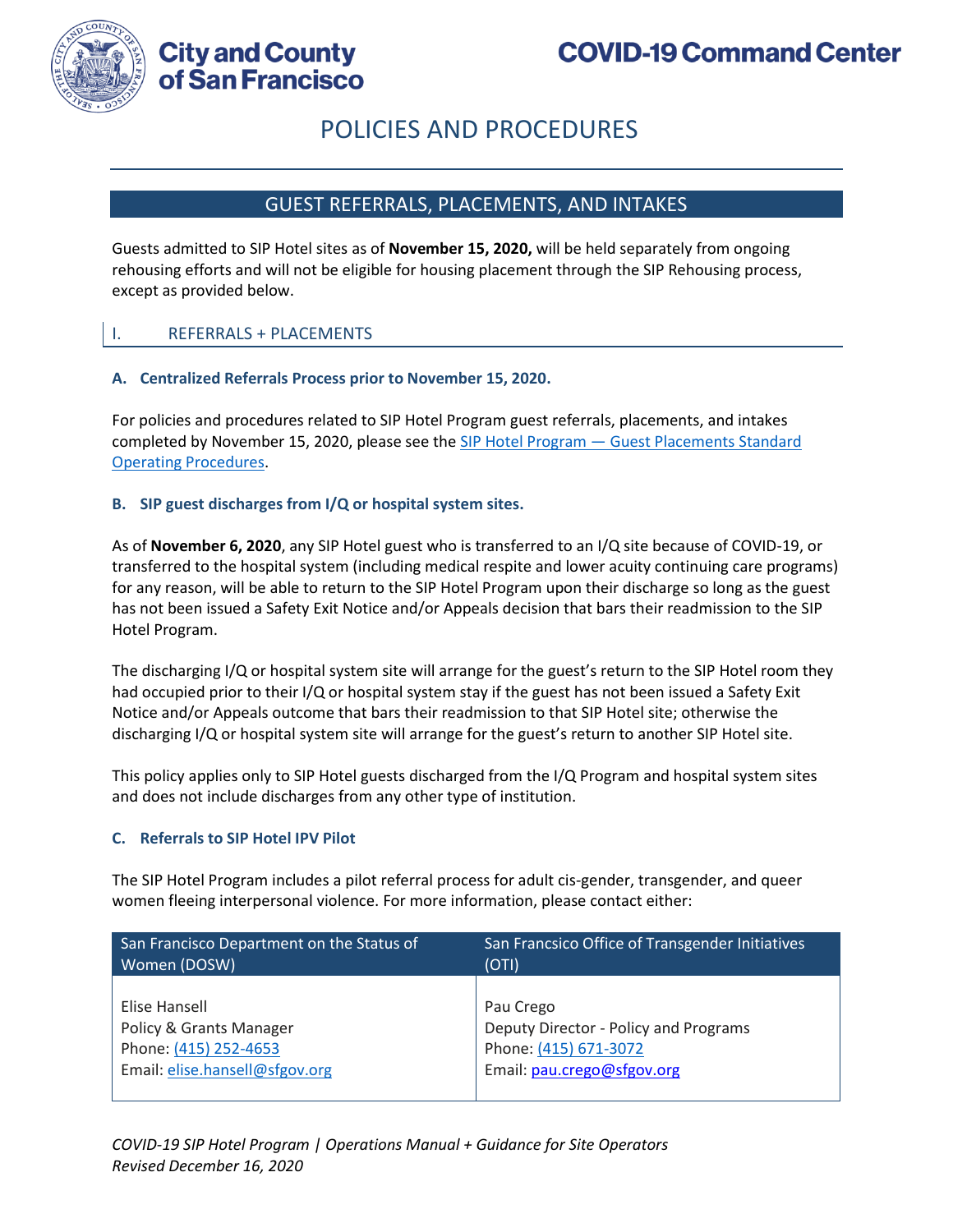# POLICIES AND PROCEDURES

## GUEST REFERRALS, PLACEMENTS, AND INTAKES

Guests admitted to SIP Hotel sites as of **November 15, 2020,** will be held separately from ongoing rehousing efforts and will not be eligible for housing placement through the SIP Rehousing process, except as provided below.

### I. REFERRALS + PLACEMENTS

#### A. Centralized Referrals Process prior to November 15, 2020.

For policies and procedures related to SIP Hotel Program guest referrals, placements, and intakes completed by November 15, 2020, please see the SIP Hotel Program — Guest Placements Standard Operating Procedures.

#### B. SIP guest discharges from I/Q or hospital system sites.

As of **November 6, 2020**, any SIP Hotel guest who is transferred to an I/Q site because of COVID-19, or transferred to the hospital system (including medical respite and lower acuity continuing care programs) for any reason, will be able to return to the SIP Hotel Program upon their discharge so long as the guest has not been issued a Safety Exit Notice and/or Appeals decision that bars their readmission to the SIP Hotel Program.

The discharging I/Q or hospital system site will arrange for the guest's return to the SIP Hotel room they had occupied prior to their I/Q or hospital system stay if the guest has not been issued a Safety Exit Notice and/or Appeals outcome that bars their readmission to that SIP Hotel site; otherwise the discharging I/Q or hospital system site will arrange for the guest's return to another SIP Hotel site.

This policy applies only to SIP Hotel guests discharged from the I/Q Program and hospital system sites and does not include discharges from any other type of institution.

#### C. Referrals to SIP Hotel IPV Pilot

The SIP Hotel Program includes a pilot referral process for adult cis-gender, transgender, and queer women fleeing interpersonal violence. For more information, please contact either:

| San Francisco Department on the Status of Women (DOSW) | San Francsico Office of Transgender Initiatives (OTI) |
|---|---|
| Elise Hansell<br>Policy & Grants Manager<br>Phone: (415) 252-4653<br>Email: elise.hansell@sfgov.org | Pau Crego<br>Deputy Director - Policy and Programs<br>Phone: (415) 671-3072<br>Email: pau.crego@sfgov.org |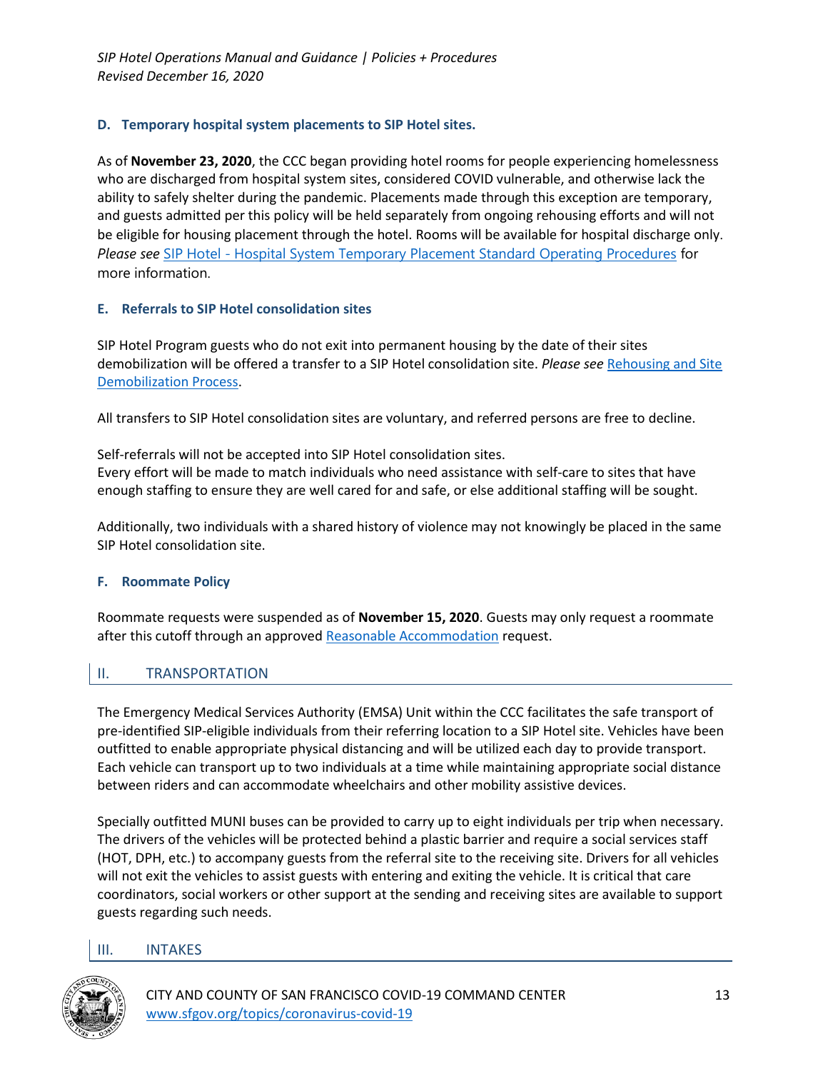### D. Temporary hospital system placements to SIP Hotel sites.

As of **November 23, 2020**, the CCC began providing hotel rooms for people experiencing homelessness who are discharged from hospital system sites, considered COVID vulnerable, and otherwise lack the ability to safely shelter during the pandemic. Placements made through this exception are temporary, and guests admitted per this policy will be held separately from ongoing rehousing efforts and will not be eligible for housing placement through the hotel. Rooms will be available for hospital discharge only. *Please see* [SIP Hotel - Hospital System Temporary Placement Standard Operating Procedures]() for more information.

### E. Referrals to SIP Hotel consolidation sites

SIP Hotel Program guests who do not exit into permanent housing by the date of their sites demobilization will be offered a transfer to a SIP Hotel consolidation site. *Please see* [Rehousing and Site Demobilization Process]().

All transfers to SIP Hotel consolidation sites are voluntary, and referred persons are free to decline.

Self-referrals will not be accepted into SIP Hotel consolidation sites.
Every effort will be made to match individuals who need assistance with self-care to sites that have enough staffing to ensure they are well cared for and safe, or else additional staffing will be sought.

Additionally, two individuals with a shared history of violence may not knowingly be placed in the same SIP Hotel consolidation site.

### F. Roommate Policy

Roommate requests were suspended as of **November 15, 2020**. Guests may only request a roommate after this cutoff through an approved [Reasonable Accommodation]() request.

## II. TRANSPORTATION

The Emergency Medical Services Authority (EMSA) Unit within the CCC facilitates the safe transport of pre-identified SIP-eligible individuals from their referring location to a SIP Hotel site. Vehicles have been outfitted to enable appropriate physical distancing and will be utilized each day to provide transport. Each vehicle can transport up to two individuals at a time while maintaining appropriate social distance between riders and can accommodate wheelchairs and other mobility assistive devices.

Specially outfitted MUNI buses can be provided to carry up to eight individuals per trip when necessary. The drivers of the vehicles will be protected behind a plastic barrier and require a social services staff (HOT, DPH, etc.) to accompany guests from the referral site to the receiving site. Drivers for all vehicles will not exit the vehicles to assist guests with entering and exiting the vehicle. It is critical that care coordinators, social workers or other support at the sending and receiving sites are available to support guests regarding such needs.

## III. INTAKES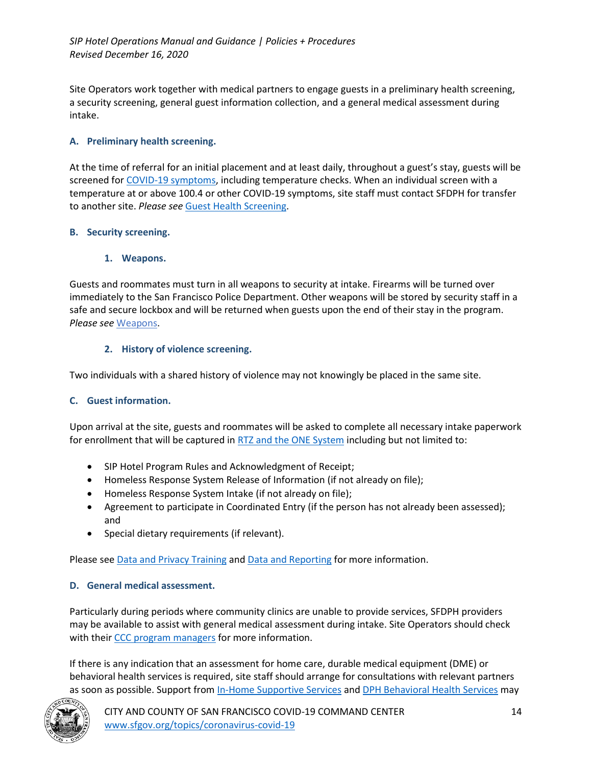Site Operators work together with medical partners to engage guests in a preliminary health screening, a security screening, general guest information collection, and a general medical assessment during intake.

### A. Preliminary health screening.

At the time of referral for an initial placement and at least daily, throughout a guest's stay, guests will be screened for COVID-19 symptoms, including temperature checks. When an individual screen with a temperature at or above 100.4 or other COVID-19 symptoms, site staff must contact SFDPH for transfer to another site. *Please see* Guest Health Screening.

### B. Security screening.

#### 1. Weapons.

Guests and roommates must turn in all weapons to security at intake. Firearms will be turned over immediately to the San Francisco Police Department. Other weapons will be stored by security staff in a safe and secure lockbox and will be returned when guests upon the end of their stay in the program. *Please see* Weapons.

#### 2. History of violence screening.

Two individuals with a shared history of violence may not knowingly be placed in the same site.

### C. Guest information.

Upon arrival at the site, guests and roommates will be asked to complete all necessary intake paperwork for enrollment that will be captured in RTZ and the ONE System including but not limited to:

- SIP Hotel Program Rules and Acknowledgment of Receipt;
- Homeless Response System Release of Information (if not already on file);
- Homeless Response System Intake (if not already on file);
- Agreement to participate in Coordinated Entry (if the person has not already been assessed); and
- Special dietary requirements (if relevant).

Please see Data and Privacy Training and Data and Reporting for more information.

### D. General medical assessment.

Particularly during periods where community clinics are unable to provide services, SFDPH providers may be available to assist with general medical assessment during intake. Site Operators should check with their CCC program managers for more information.

If there is any indication that an assessment for home care, durable medical equipment (DME) or behavioral health services is required, site staff should arrange for consultations with relevant partners as soon as possible. Support from In-Home Supportive Services and DPH Behavioral Health Services may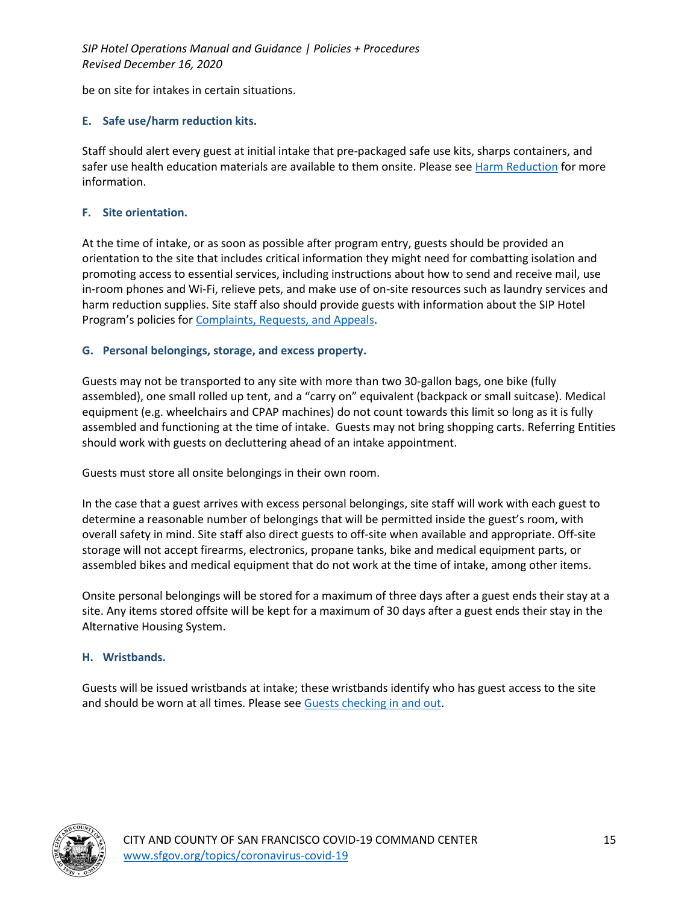be on site for intakes in certain situations.

### E. Safe use/harm reduction kits.

Staff should alert every guest at initial intake that pre-packaged safe use kits, sharps containers, and safer use health education materials are available to them onsite. Please see Harm Reduction for more information.

### F. Site orientation.

At the time of intake, or as soon as possible after program entry, guests should be provided an orientation to the site that includes critical information they might need for combatting isolation and promoting access to essential services, including instructions about how to send and receive mail, use in-room phones and Wi-Fi, relieve pets, and make use of on-site resources such as laundry services and harm reduction supplies. Site staff also should provide guests with information about the SIP Hotel Program's policies for Complaints, Requests, and Appeals.

### G. Personal belongings, storage, and excess property.

Guests may not be transported to any site with more than two 30-gallon bags, one bike (fully assembled), one small rolled up tent, and a "carry on" equivalent (backpack or small suitcase). Medical equipment (e.g. wheelchairs and CPAP machines) do not count towards this limit so long as it is fully assembled and functioning at the time of intake. Guests may not bring shopping carts. Referring Entities should work with guests on decluttering ahead of an intake appointment.

Guests must store all onsite belongings in their own room.

In the case that a guest arrives with excess personal belongings, site staff will work with each guest to determine a reasonable number of belongings that will be permitted inside the guest's room, with overall safety in mind. Site staff also direct guests to off-site when available and appropriate. Off-site storage will not accept firearms, electronics, propane tanks, bike and medical equipment parts, or assembled bikes and medical equipment that do not work at the time of intake, among other items.

Onsite personal belongings will be stored for a maximum of three days after a guest ends their stay at a site. Any items stored offsite will be kept for a maximum of 30 days after a guest ends their stay in the Alternative Housing System.

### H. Wristbands.

Guests will be issued wristbands at intake; these wristbands identify who has guest access to the site and should be worn at all times. Please see Guests checking in and out.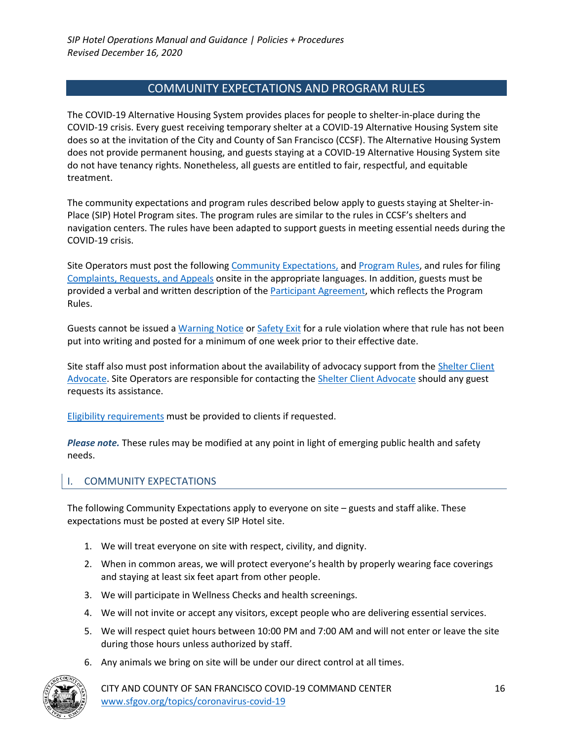## COMMUNITY EXPECTATIONS AND PROGRAM RULES

The COVID-19 Alternative Housing System provides places for people to shelter-in-place during the COVID-19 crisis. Every guest receiving temporary shelter at a COVID-19 Alternative Housing System site does so at the invitation of the City and County of San Francisco (CCSF). The Alternative Housing System does not provide permanent housing, and guests staying at a COVID-19 Alternative Housing System site do not have tenancy rights. Nonetheless, all guests are entitled to fair, respectful, and equitable treatment.

The community expectations and program rules described below apply to guests staying at Shelter-in-Place (SIP) Hotel Program sites. The program rules are similar to the rules in CCSF's shelters and navigation centers. The rules have been adapted to support guests in meeting essential needs during the COVID-19 crisis.

Site Operators must post the following Community Expectations, and Program Rules, and rules for filing Complaints, Requests, and Appeals onsite in the appropriate languages. In addition, guests must be provided a verbal and written description of the Participant Agreement, which reflects the Program Rules.

Guests cannot be issued a Warning Notice or Safety Exit for a rule violation where that rule has not been put into writing and posted for a minimum of one week prior to their effective date.

Site staff also must post information about the availability of advocacy support from the Shelter Client Advocate. Site Operators are responsible for contacting the Shelter Client Advocate should any guest requests its assistance.

Eligibility requirements must be provided to clients if requested.

***Please note.*** These rules may be modified at any point in light of emerging public health and safety needs.

### I. COMMUNITY EXPECTATIONS

The following Community Expectations apply to everyone on site – guests and staff alike. These expectations must be posted at every SIP Hotel site.

1. We will treat everyone on site with respect, civility, and dignity.
2. When in common areas, we will protect everyone's health by properly wearing face coverings and staying at least six feet apart from other people.
3. We will participate in Wellness Checks and health screenings.
4. We will not invite or accept any visitors, except people who are delivering essential services.
5. We will respect quiet hours between 10:00 PM and 7:00 AM and will not enter or leave the site during those hours unless authorized by staff.
6. Any animals we bring on site will be under our direct control at all times.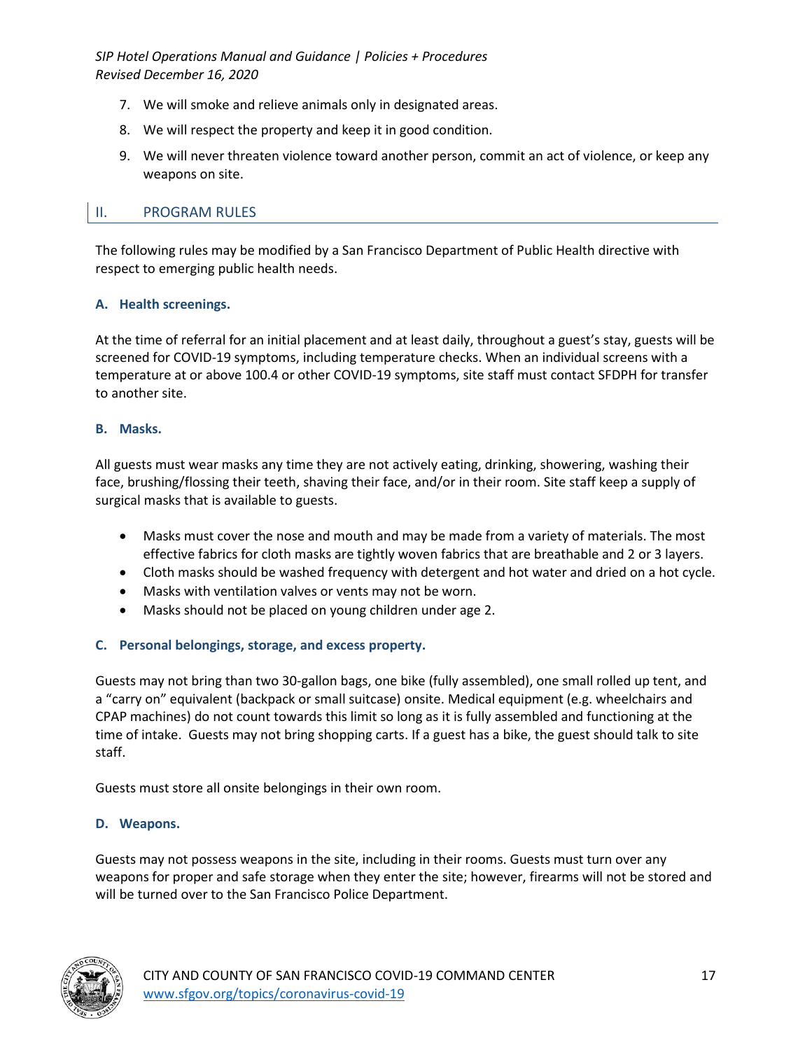7. We will smoke and relieve animals only in designated areas.
8. We will respect the property and keep it in good condition.
9. We will never threaten violence toward another person, commit an act of violence, or keep any weapons on site.

## II. PROGRAM RULES

The following rules may be modified by a San Francisco Department of Public Health directive with respect to emerging public health needs.

### A. Health screenings.

At the time of referral for an initial placement and at least daily, throughout a guest's stay, guests will be screened for COVID-19 symptoms, including temperature checks. When an individual screens with a temperature at or above 100.4 or other COVID-19 symptoms, site staff must contact SFDPH for transfer to another site.

### B. Masks.

All guests must wear masks any time they are not actively eating, drinking, showering, washing their face, brushing/flossing their teeth, shaving their face, and/or in their room. Site staff keep a supply of surgical masks that is available to guests.

- Masks must cover the nose and mouth and may be made from a variety of materials. The most effective fabrics for cloth masks are tightly woven fabrics that are breathable and 2 or 3 layers.
- Cloth masks should be washed frequency with detergent and hot water and dried on a hot cycle.
- Masks with ventilation valves or vents may not be worn.
- Masks should not be placed on young children under age 2.

### C. Personal belongings, storage, and excess property.

Guests may not bring than two 30-gallon bags, one bike (fully assembled), one small rolled up tent, and a "carry on" equivalent (backpack or small suitcase) onsite. Medical equipment (e.g. wheelchairs and CPAP machines) do not count towards this limit so long as it is fully assembled and functioning at the time of intake. Guests may not bring shopping carts. If a guest has a bike, the guest should talk to site staff.

Guests must store all onsite belongings in their own room.

### D. Weapons.

Guests may not possess weapons in the site, including in their rooms. Guests must turn over any weapons for proper and safe storage when they enter the site; however, firearms will not be stored and will be turned over to the San Francisco Police Department.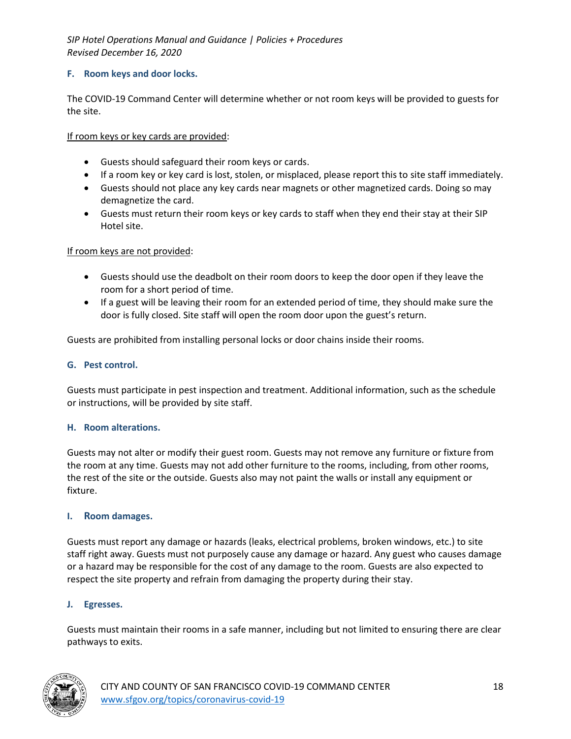### F. Room keys and door locks.

The COVID-19 Command Center will determine whether or not room keys will be provided to guests for the site.

If room keys or key cards are provided:

- Guests should safeguard their room keys or cards.
- If a room key or key card is lost, stolen, or misplaced, please report this to site staff immediately.
- Guests should not place any key cards near magnets or other magnetized cards. Doing so may demagnetize the card.
- Guests must return their room keys or key cards to staff when they end their stay at their SIP Hotel site.

If room keys are not provided:

- Guests should use the deadbolt on their room doors to keep the door open if they leave the room for a short period of time.
- If a guest will be leaving their room for an extended period of time, they should make sure the door is fully closed. Site staff will open the room door upon the guest's return.

Guests are prohibited from installing personal locks or door chains inside their rooms.

### G. Pest control.

Guests must participate in pest inspection and treatment. Additional information, such as the schedule or instructions, will be provided by site staff.

### H. Room alterations.

Guests may not alter or modify their guest room. Guests may not remove any furniture or fixture from the room at any time. Guests may not add other furniture to the rooms, including, from other rooms, the rest of the site or the outside. Guests also may not paint the walls or install any equipment or fixture.

### I. Room damages.

Guests must report any damage or hazards (leaks, electrical problems, broken windows, etc.) to site staff right away. Guests must not purposely cause any damage or hazard. Any guest who causes damage or a hazard may be responsible for the cost of any damage to the room. Guests are also expected to respect the site property and refrain from damaging the property during their stay.

### J. Egresses.

Guests must maintain their rooms in a safe manner, including but not limited to ensuring there are clear pathways to exits.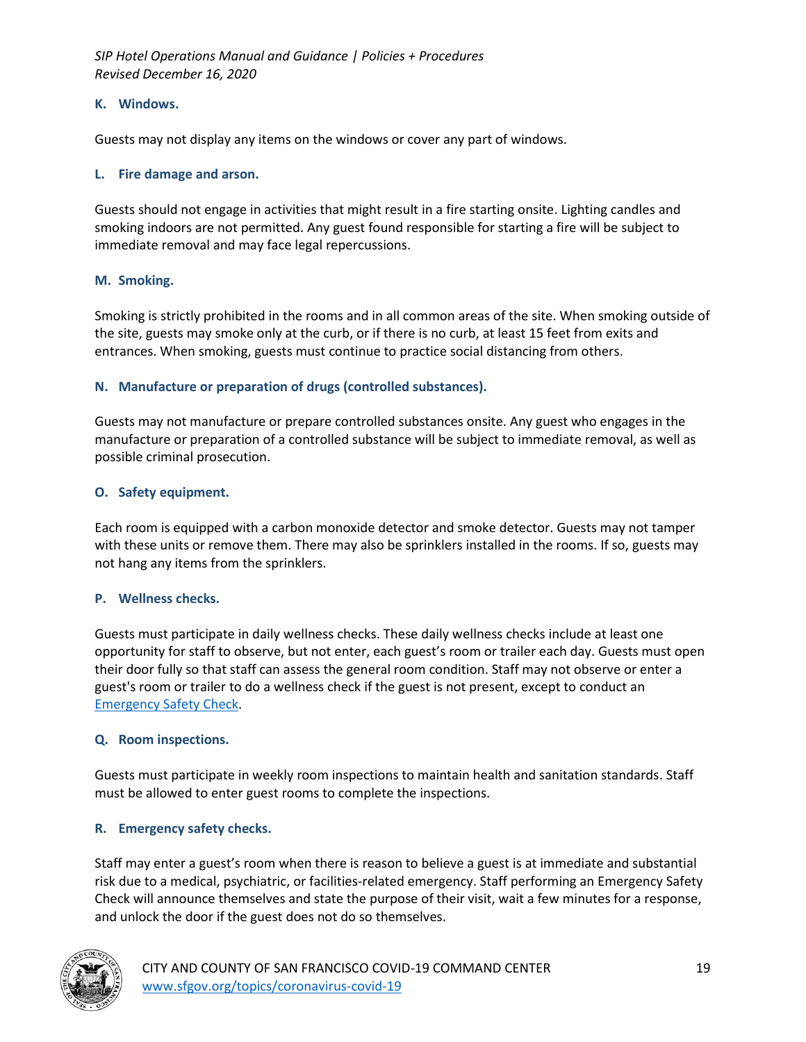### K. Windows.

Guests may not display any items on the windows or cover any part of windows.

### L. Fire damage and arson.

Guests should not engage in activities that might result in a fire starting onsite. Lighting candles and smoking indoors are not permitted. Any guest found responsible for starting a fire will be subject to immediate removal and may face legal repercussions.

### M. Smoking.

Smoking is strictly prohibited in the rooms and in all common areas of the site. When smoking outside of the site, guests may smoke only at the curb, or if there is no curb, at least 15 feet from exits and entrances. When smoking, guests must continue to practice social distancing from others.

### N. Manufacture or preparation of drugs (controlled substances).

Guests may not manufacture or prepare controlled substances onsite. Any guest who engages in the manufacture or preparation of a controlled substance will be subject to immediate removal, as well as possible criminal prosecution.

### O. Safety equipment.

Each room is equipped with a carbon monoxide detector and smoke detector. Guests may not tamper with these units or remove them. There may also be sprinklers installed in the rooms. If so, guests may not hang any items from the sprinklers.

### P. Wellness checks.

Guests must participate in daily wellness checks. These daily wellness checks include at least one opportunity for staff to observe, but not enter, each guest's room or trailer each day. Guests must open their door fully so that staff can assess the general room condition. Staff may not observe or enter a guest's room or trailer to do a wellness check if the guest is not present, except to conduct an Emergency Safety Check.

### Q. Room inspections.

Guests must participate in weekly room inspections to maintain health and sanitation standards. Staff must be allowed to enter guest rooms to complete the inspections.

### R. Emergency safety checks.

Staff may enter a guest's room when there is reason to believe a guest is at immediate and substantial risk due to a medical, psychiatric, or facilities-related emergency. Staff performing an Emergency Safety Check will announce themselves and state the purpose of their visit, wait a few minutes for a response, and unlock the door if the guest does not do so themselves.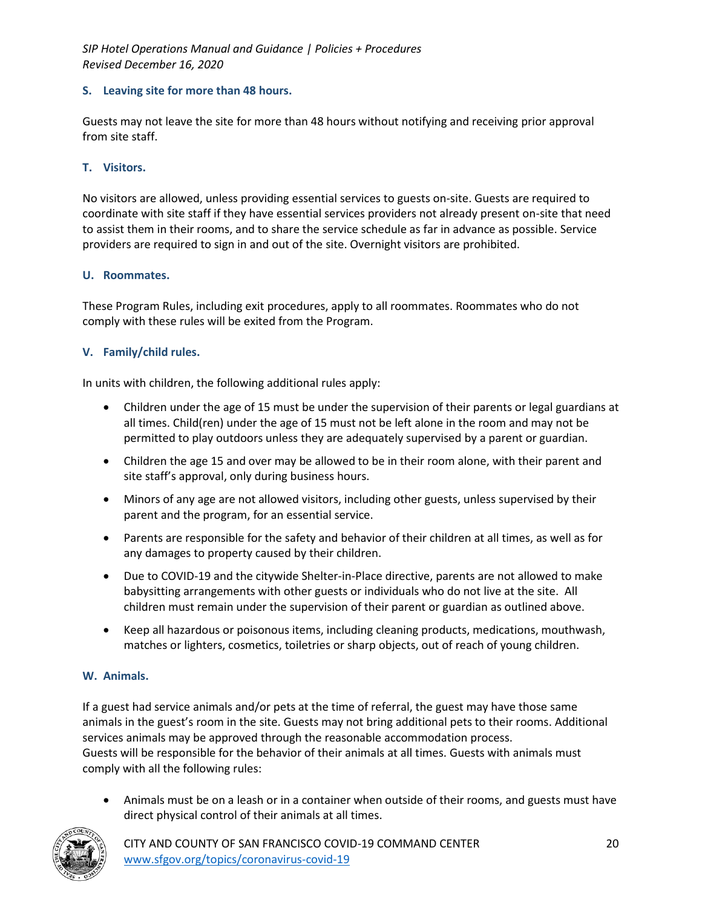### S. Leaving site for more than 48 hours.

Guests may not leave the site for more than 48 hours without notifying and receiving prior approval from site staff.

### T. Visitors.

No visitors are allowed, unless providing essential services to guests on-site. Guests are required to coordinate with site staff if they have essential services providers not already present on-site that need to assist them in their rooms, and to share the service schedule as far in advance as possible. Service providers are required to sign in and out of the site. Overnight visitors are prohibited.

### U. Roommates.

These Program Rules, including exit procedures, apply to all roommates. Roommates who do not comply with these rules will be exited from the Program.

### V. Family/child rules.

In units with children, the following additional rules apply:

- Children under the age of 15 must be under the supervision of their parents or legal guardians at all times. Child(ren) under the age of 15 must not be left alone in the room and may not be permitted to play outdoors unless they are adequately supervised by a parent or guardian.
- Children the age 15 and over may be allowed to be in their room alone, with their parent and site staff's approval, only during business hours.
- Minors of any age are not allowed visitors, including other guests, unless supervised by their parent and the program, for an essential service.
- Parents are responsible for the safety and behavior of their children at all times, as well as for any damages to property caused by their children.
- Due to COVID-19 and the citywide Shelter-in-Place directive, parents are not allowed to make babysitting arrangements with other guests or individuals who do not live at the site. All children must remain under the supervision of their parent or guardian as outlined above.
- Keep all hazardous or poisonous items, including cleaning products, medications, mouthwash, matches or lighters, cosmetics, toiletries or sharp objects, out of reach of young children.

### W. Animals.

If a guest had service animals and/or pets at the time of referral, the guest may have those same animals in the guest's room in the site. Guests may not bring additional pets to their rooms. Additional services animals may be approved through the reasonable accommodation process.
Guests will be responsible for the behavior of their animals at all times. Guests with animals must comply with all the following rules:

- Animals must be on a leash or in a container when outside of their rooms, and guests must have direct physical control of their animals at all times.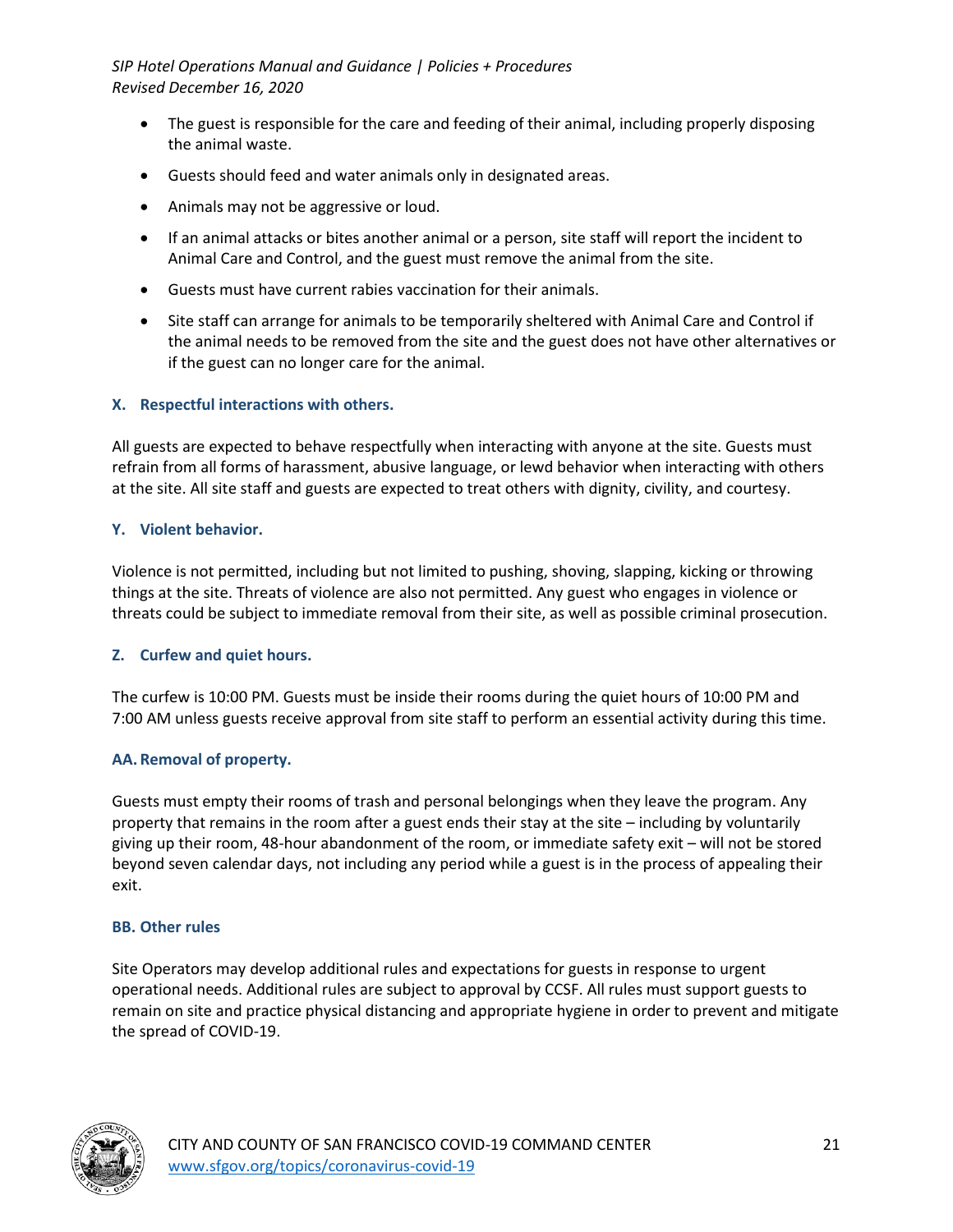- The guest is responsible for the care and feeding of their animal, including properly disposing the animal waste.
- Guests should feed and water animals only in designated areas.
- Animals may not be aggressive or loud.
- If an animal attacks or bites another animal or a person, site staff will report the incident to Animal Care and Control, and the guest must remove the animal from the site.
- Guests must have current rabies vaccination for their animals.
- Site staff can arrange for animals to be temporarily sheltered with Animal Care and Control if the animal needs to be removed from the site and the guest does not have other alternatives or if the guest can no longer care for the animal.

### X. Respectful interactions with others.

All guests are expected to behave respectfully when interacting with anyone at the site. Guests must refrain from all forms of harassment, abusive language, or lewd behavior when interacting with others at the site. All site staff and guests are expected to treat others with dignity, civility, and courtesy.

### Y. Violent behavior.

Violence is not permitted, including but not limited to pushing, shoving, slapping, kicking or throwing things at the site. Threats of violence are also not permitted. Any guest who engages in violence or threats could be subject to immediate removal from their site, as well as possible criminal prosecution.

### Z. Curfew and quiet hours.

The curfew is 10:00 PM. Guests must be inside their rooms during the quiet hours of 10:00 PM and 7:00 AM unless guests receive approval from site staff to perform an essential activity during this time.

### AA. Removal of property.

Guests must empty their rooms of trash and personal belongings when they leave the program. Any property that remains in the room after a guest ends their stay at the site – including by voluntarily giving up their room, 48-hour abandonment of the room, or immediate safety exit – will not be stored beyond seven calendar days, not including any period while a guest is in the process of appealing their exit.

### BB. Other rules

Site Operators may develop additional rules and expectations for guests in response to urgent operational needs. Additional rules are subject to approval by CCSF. All rules must support guests to remain on site and practice physical distancing and appropriate hygiene in order to prevent and mitigate the spread of COVID-19.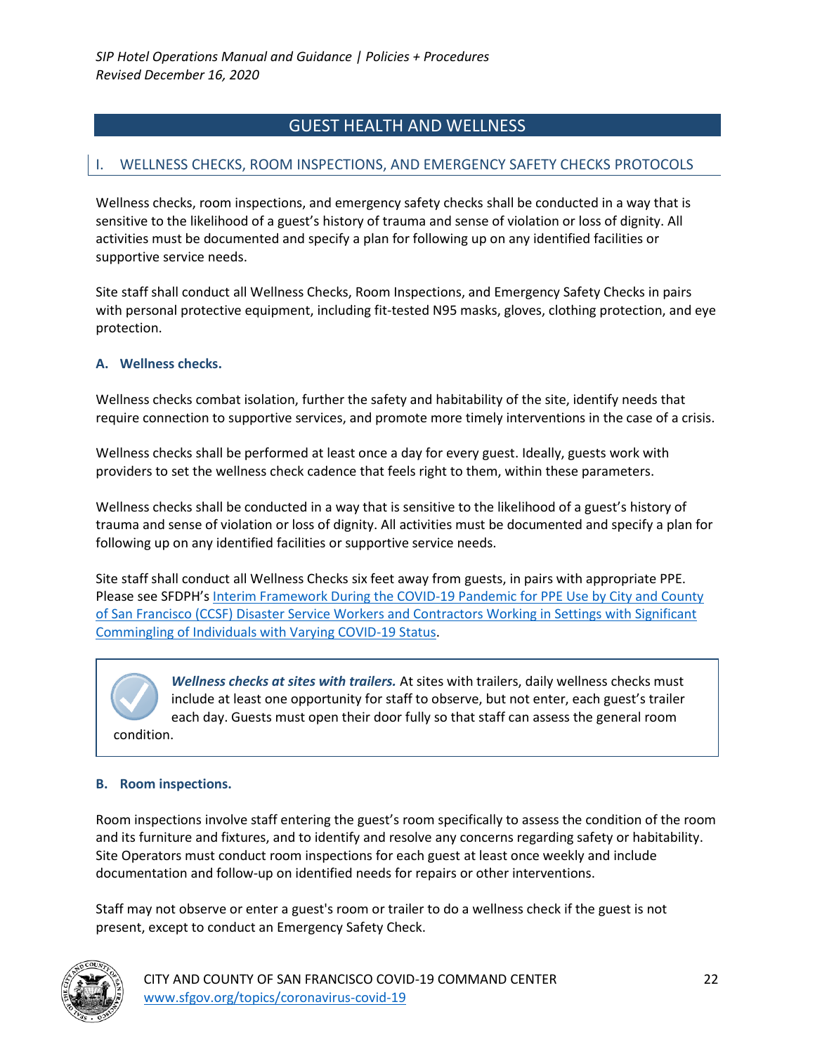# GUEST HEALTH AND WELLNESS

## I. WELLNESS CHECKS, ROOM INSPECTIONS, AND EMERGENCY SAFETY CHECKS PROTOCOLS

Wellness checks, room inspections, and emergency safety checks shall be conducted in a way that is sensitive to the likelihood of a guest's history of trauma and sense of violation or loss of dignity. All activities must be documented and specify a plan for following up on any identified facilities or supportive service needs.

Site staff shall conduct all Wellness Checks, Room Inspections, and Emergency Safety Checks in pairs with personal protective equipment, including fit-tested N95 masks, gloves, clothing protection, and eye protection.

### A. Wellness checks.

Wellness checks combat isolation, further the safety and habitability of the site, identify needs that require connection to supportive services, and promote more timely interventions in the case of a crisis.

Wellness checks shall be performed at least once a day for every guest. Ideally, guests work with providers to set the wellness check cadence that feels right to them, within these parameters.

Wellness checks shall be conducted in a way that is sensitive to the likelihood of a guest's history of trauma and sense of violation or loss of dignity. All activities must be documented and specify a plan for following up on any identified facilities or supportive service needs.

Site staff shall conduct all Wellness Checks six feet away from guests, in pairs with appropriate PPE. Please see SFDPH's Interim Framework During the COVID-19 Pandemic for PPE Use by City and County of San Francisco (CCSF) Disaster Service Workers and Contractors Working in Settings with Significant Commingling of Individuals with Varying COVID-19 Status.

> ***Wellness checks at sites with trailers.*** At sites with trailers, daily wellness checks must include at least one opportunity for staff to observe, but not enter, each guest's trailer each day. Guests must open their door fully so that staff can assess the general room condition.

### B. Room inspections.

Room inspections involve staff entering the guest's room specifically to assess the condition of the room and its furniture and fixtures, and to identify and resolve any concerns regarding safety or habitability. Site Operators must conduct room inspections for each guest at least once weekly and include documentation and follow-up on identified needs for repairs or other interventions.

Staff may not observe or enter a guest's room or trailer to do a wellness check if the guest is not present, except to conduct an Emergency Safety Check.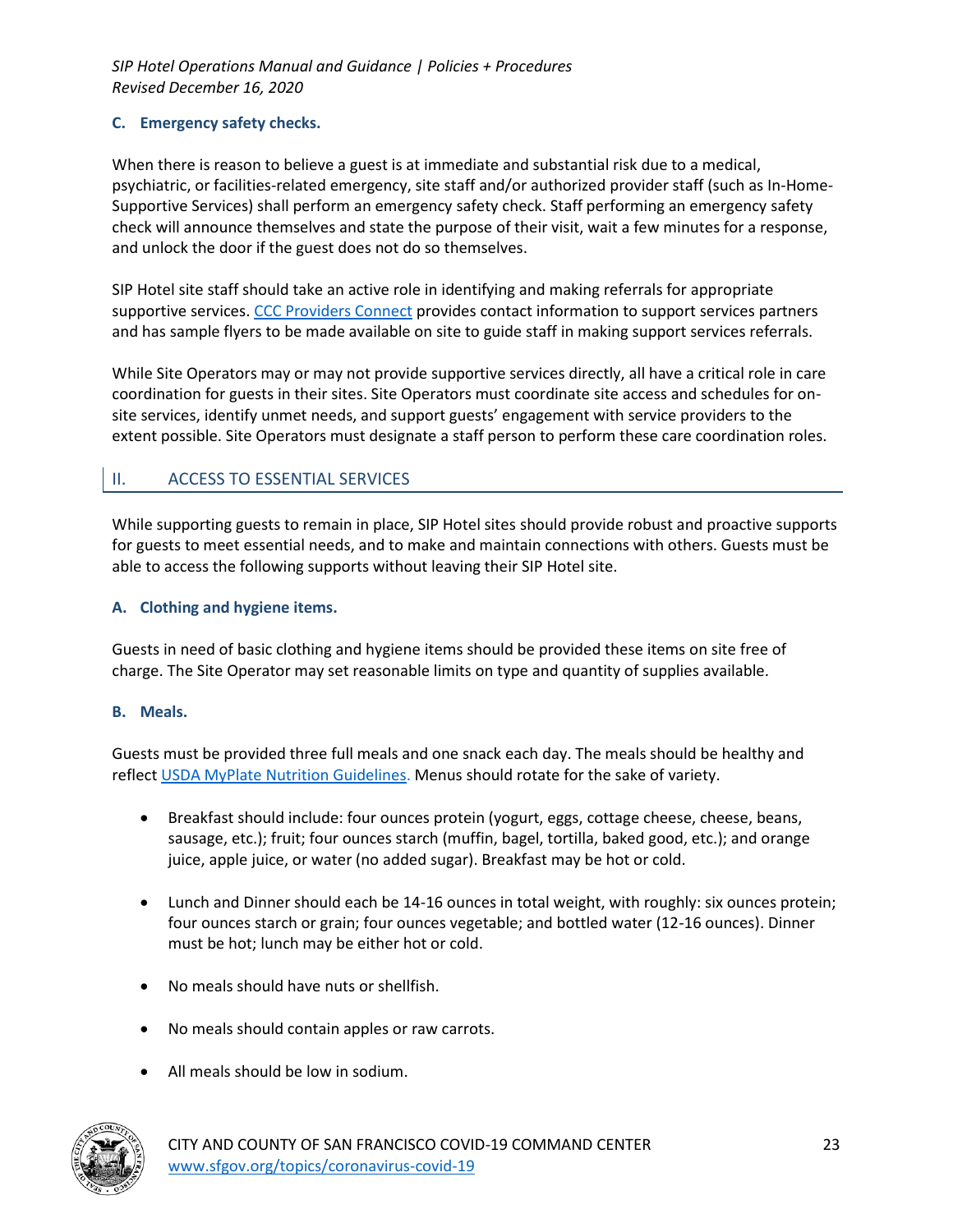### C. Emergency safety checks.

When there is reason to believe a guest is at immediate and substantial risk due to a medical, psychiatric, or facilities-related emergency, site staff and/or authorized provider staff (such as In-Home-Supportive Services) shall perform an emergency safety check. Staff performing an emergency safety check will announce themselves and state the purpose of their visit, wait a few minutes for a response, and unlock the door if the guest does not do so themselves.

SIP Hotel site staff should take an active role in identifying and making referrals for appropriate supportive services. CCC Providers Connect provides contact information to support services partners and has sample flyers to be made available on site to guide staff in making support services referrals.

While Site Operators may or may not provide supportive services directly, all have a critical role in care coordination for guests in their sites. Site Operators must coordinate site access and schedules for on-site services, identify unmet needs, and support guests' engagement with service providers to the extent possible. Site Operators must designate a staff person to perform these care coordination roles.

## II. ACCESS TO ESSENTIAL SERVICES

While supporting guests to remain in place, SIP Hotel sites should provide robust and proactive supports for guests to meet essential needs, and to make and maintain connections with others. Guests must be able to access the following supports without leaving their SIP Hotel site.

### A. Clothing and hygiene items.

Guests in need of basic clothing and hygiene items should be provided these items on site free of charge. The Site Operator may set reasonable limits on type and quantity of supplies available.

### B. Meals.

Guests must be provided three full meals and one snack each day. The meals should be healthy and reflect USDA MyPlate Nutrition Guidelines. Menus should rotate for the sake of variety.

- Breakfast should include: four ounces protein (yogurt, eggs, cottage cheese, cheese, beans, sausage, etc.); fruit; four ounces starch (muffin, bagel, tortilla, baked good, etc.); and orange juice, apple juice, or water (no added sugar). Breakfast may be hot or cold.
- Lunch and Dinner should each be 14-16 ounces in total weight, with roughly: six ounces protein; four ounces starch or grain; four ounces vegetable; and bottled water (12-16 ounces). Dinner must be hot; lunch may be either hot or cold.
- No meals should have nuts or shellfish.
- No meals should contain apples or raw carrots.
- All meals should be low in sodium.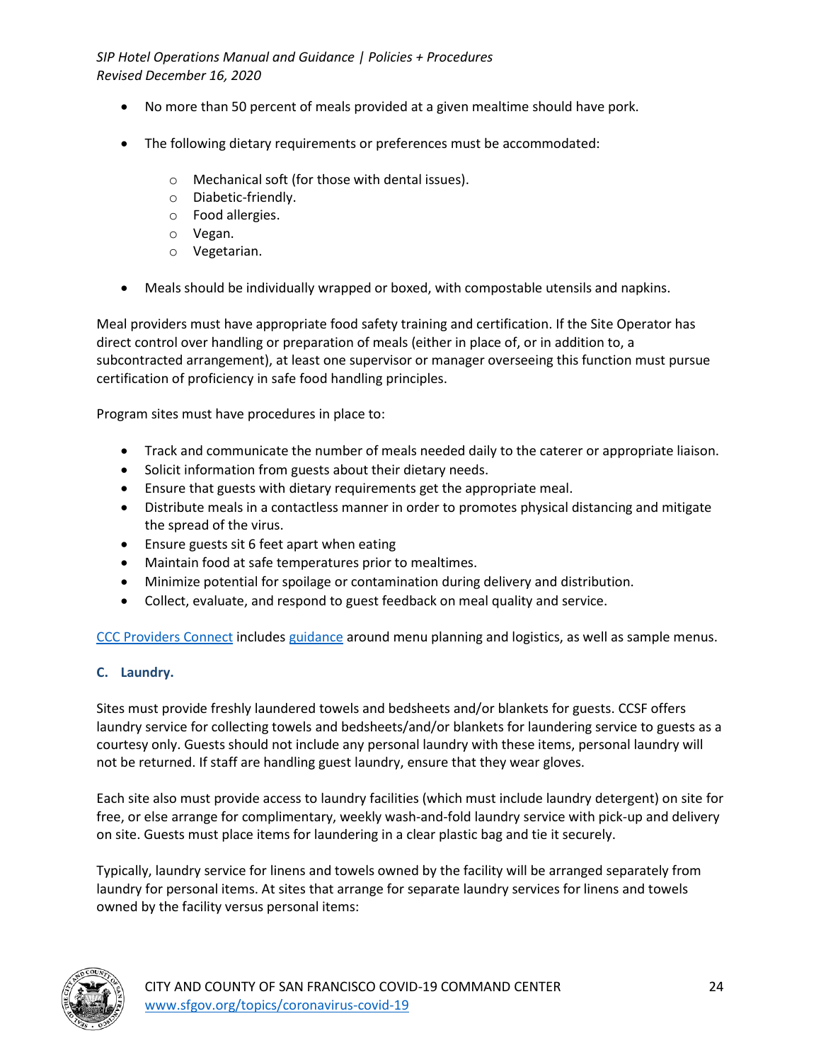- No more than 50 percent of meals provided at a given mealtime should have pork.
- The following dietary requirements or preferences must be accommodated:
  - Mechanical soft (for those with dental issues).
  - Diabetic-friendly.
  - Food allergies.
  - Vegan.
  - Vegetarian.
- Meals should be individually wrapped or boxed, with compostable utensils and napkins.

Meal providers must have appropriate food safety training and certification. If the Site Operator has direct control over handling or preparation of meals (either in place of, or in addition to, a subcontracted arrangement), at least one supervisor or manager overseeing this function must pursue certification of proficiency in safe food handling principles.

Program sites must have procedures in place to:

- Track and communicate the number of meals needed daily to the caterer or appropriate liaison.
- Solicit information from guests about their dietary needs.
- Ensure that guests with dietary requirements get the appropriate meal.
- Distribute meals in a contactless manner in order to promotes physical distancing and mitigate the spread of the virus.
- Ensure guests sit 6 feet apart when eating
- Maintain food at safe temperatures prior to mealtimes.
- Minimize potential for spoilage or contamination during delivery and distribution.
- Collect, evaluate, and respond to guest feedback on meal quality and service.

CCC Providers Connect includes guidance around menu planning and logistics, as well as sample menus.

### C. Laundry.

Sites must provide freshly laundered towels and bedsheets and/or blankets for guests. CCSF offers laundry service for collecting towels and bedsheets/and/or blankets for laundering service to guests as a courtesy only. Guests should not include any personal laundry with these items, personal laundry will not be returned. If staff are handling guest laundry, ensure that they wear gloves.

Each site also must provide access to laundry facilities (which must include laundry detergent) on site for free, or else arrange for complimentary, weekly wash-and-fold laundry service with pick-up and delivery on site. Guests must place items for laundering in a clear plastic bag and tie it securely.

Typically, laundry service for linens and towels owned by the facility will be arranged separately from laundry for personal items. At sites that arrange for separate laundry services for linens and towels owned by the facility versus personal items: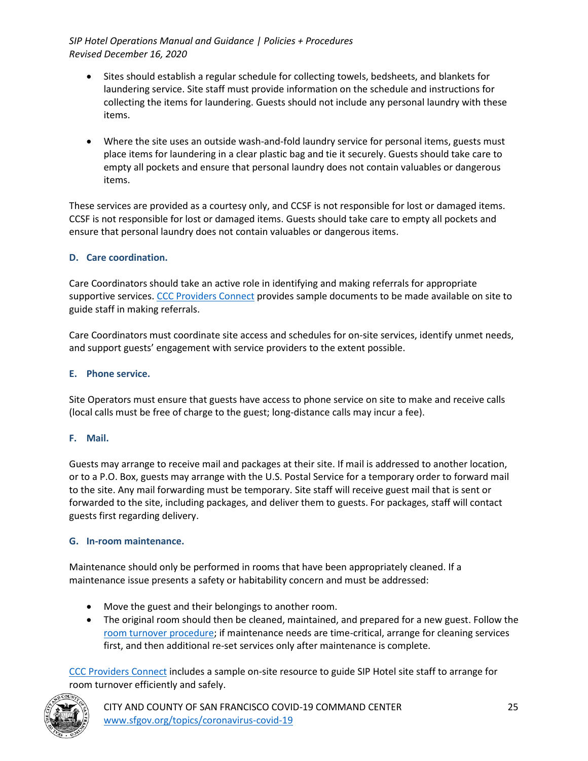- Sites should establish a regular schedule for collecting towels, bedsheets, and blankets for laundering service. Site staff must provide information on the schedule and instructions for collecting the items for laundering. Guests should not include any personal laundry with these items.

- Where the site uses an outside wash-and-fold laundry service for personal items, guests must place items for laundering in a clear plastic bag and tie it securely. Guests should take care to empty all pockets and ensure that personal laundry does not contain valuables or dangerous items.

These services are provided as a courtesy only, and CCSF is not responsible for lost or damaged items. CCSF is not responsible for lost or damaged items. Guests should take care to empty all pockets and ensure that personal laundry does not contain valuables or dangerous items.

### D. Care coordination.

Care Coordinators should take an active role in identifying and making referrals for appropriate supportive services. CCC Providers Connect provides sample documents to be made available on site to guide staff in making referrals.

Care Coordinators must coordinate site access and schedules for on-site services, identify unmet needs, and support guests' engagement with service providers to the extent possible.

### E. Phone service.

Site Operators must ensure that guests have access to phone service on site to make and receive calls (local calls must be free of charge to the guest; long-distance calls may incur a fee).

### F. Mail.

Guests may arrange to receive mail and packages at their site. If mail is addressed to another location, or to a P.O. Box, guests may arrange with the U.S. Postal Service for a temporary order to forward mail to the site. Any mail forwarding must be temporary. Site staff will receive guest mail that is sent or forwarded to the site, including packages, and deliver them to guests. For packages, staff will contact guests first regarding delivery.

### G. In-room maintenance.

Maintenance should only be performed in rooms that have been appropriately cleaned. If a maintenance issue presents a safety or habitability concern and must be addressed:

- Move the guest and their belongings to another room.
- The original room should then be cleaned, maintained, and prepared for a new guest. Follow the room turnover procedure; if maintenance needs are time-critical, arrange for cleaning services first, and then additional re-set services only after maintenance is complete.

CCC Providers Connect includes a sample on-site resource to guide SIP Hotel site staff to arrange for room turnover efficiently and safely.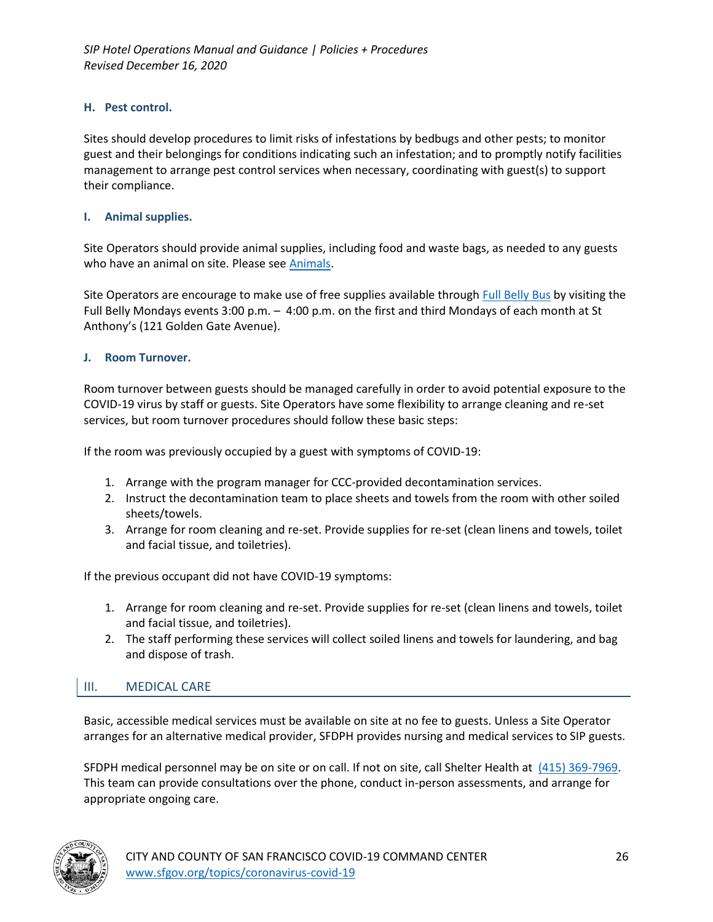### H. Pest control.

Sites should develop procedures to limit risks of infestations by bedbugs and other pests; to monitor guest and their belongings for conditions indicating such an infestation; and to promptly notify facilities management to arrange pest control services when necessary, coordinating with guest(s) to support their compliance.

### I. Animal supplies.

Site Operators should provide animal supplies, including food and waste bags, as needed to any guests who have an animal on site. Please see [Animals](#).

Site Operators are encourage to make use of free supplies available through [Full Belly Bus](#) by visiting the Full Belly Mondays events 3:00 p.m. – 4:00 p.m. on the first and third Mondays of each month at St Anthony's (121 Golden Gate Avenue).

### J. Room Turnover.

Room turnover between guests should be managed carefully in order to avoid potential exposure to the COVID-19 virus by staff or guests. Site Operators have some flexibility to arrange cleaning and re-set services, but room turnover procedures should follow these basic steps:

If the room was previously occupied by a guest with symptoms of COVID-19:

1. Arrange with the program manager for CCC-provided decontamination services.
2. Instruct the decontamination team to place sheets and towels from the room with other soiled sheets/towels.
3. Arrange for room cleaning and re-set. Provide supplies for re-set (clean linens and towels, toilet and facial tissue, and toiletries).

If the previous occupant did not have COVID-19 symptoms:

1. Arrange for room cleaning and re-set. Provide supplies for re-set (clean linens and towels, toilet and facial tissue, and toiletries).
2. The staff performing these services will collect soiled linens and towels for laundering, and bag and dispose of trash.

## III. MEDICAL CARE

Basic, accessible medical services must be available on site at no fee to guests. Unless a Site Operator arranges for an alternative medical provider, SFDPH provides nursing and medical services to SIP guests.

SFDPH medical personnel may be on site or on call. If not on site, call Shelter Health at (415) 369-7969. This team can provide consultations over the phone, conduct in-person assessments, and arrange for appropriate ongoing care.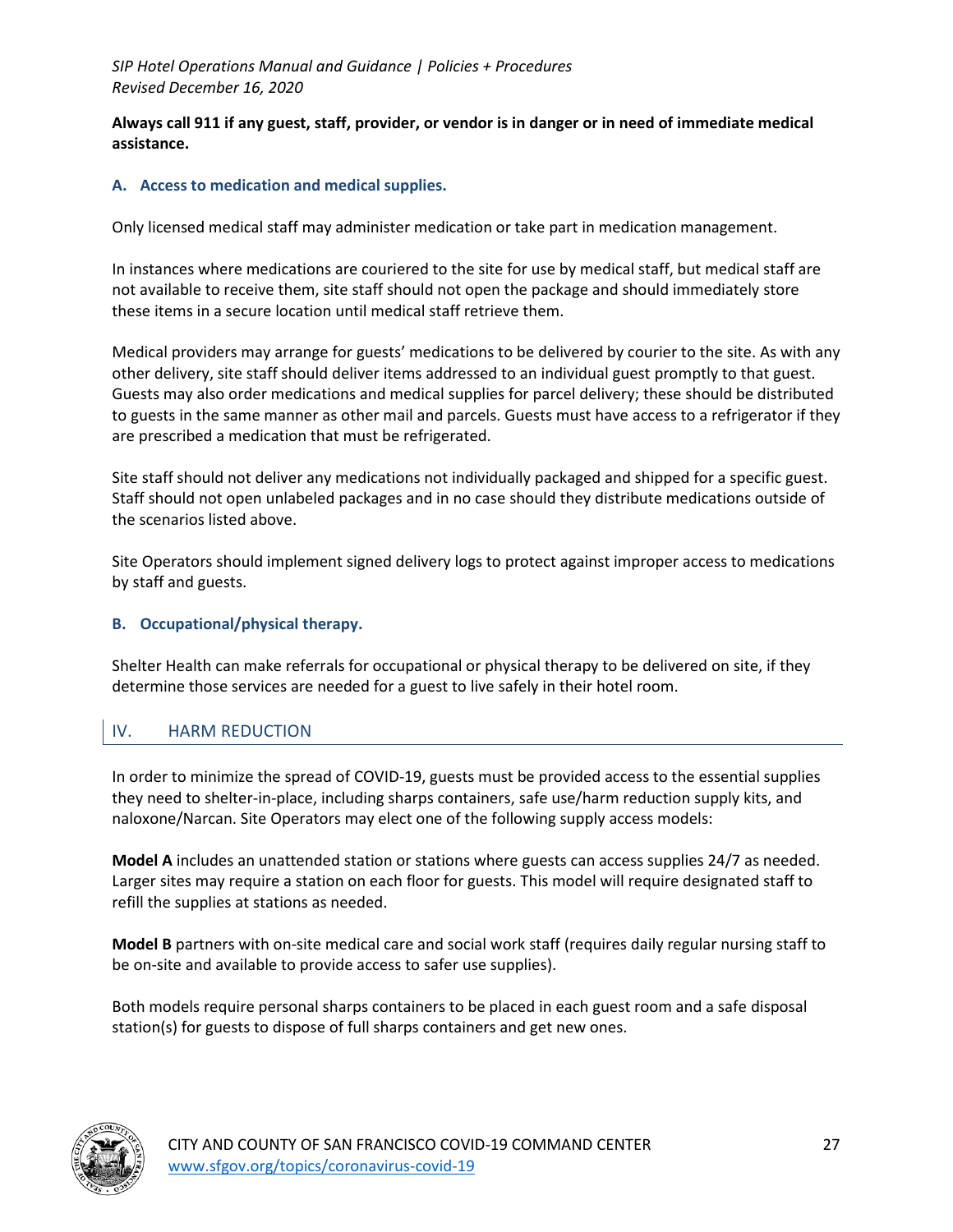**Always call 911 if any guest, staff, provider, or vendor is in danger or in need of immediate medical assistance.**

### A. Access to medication and medical supplies.

Only licensed medical staff may administer medication or take part in medication management.

In instances where medications are couriered to the site for use by medical staff, but medical staff are not available to receive them, site staff should not open the package and should immediately store these items in a secure location until medical staff retrieve them.

Medical providers may arrange for guests' medications to be delivered by courier to the site. As with any other delivery, site staff should deliver items addressed to an individual guest promptly to that guest. Guests may also order medications and medical supplies for parcel delivery; these should be distributed to guests in the same manner as other mail and parcels. Guests must have access to a refrigerator if they are prescribed a medication that must be refrigerated.

Site staff should not deliver any medications not individually packaged and shipped for a specific guest. Staff should not open unlabeled packages and in no case should they distribute medications outside of the scenarios listed above.

Site Operators should implement signed delivery logs to protect against improper access to medications by staff and guests.

### B. Occupational/physical therapy.

Shelter Health can make referrals for occupational or physical therapy to be delivered on site, if they determine those services are needed for a guest to live safely in their hotel room.

## IV. HARM REDUCTION

In order to minimize the spread of COVID-19, guests must be provided access to the essential supplies they need to shelter-in-place, including sharps containers, safe use/harm reduction supply kits, and naloxone/Narcan. Site Operators may elect one of the following supply access models:

**Model A** includes an unattended station or stations where guests can access supplies 24/7 as needed. Larger sites may require a station on each floor for guests. This model will require designated staff to refill the supplies at stations as needed.

**Model B** partners with on-site medical care and social work staff (requires daily regular nursing staff to be on-site and available to provide access to safer use supplies).

Both models require personal sharps containers to be placed in each guest room and a safe disposal station(s) for guests to dispose of full sharps containers and get new ones.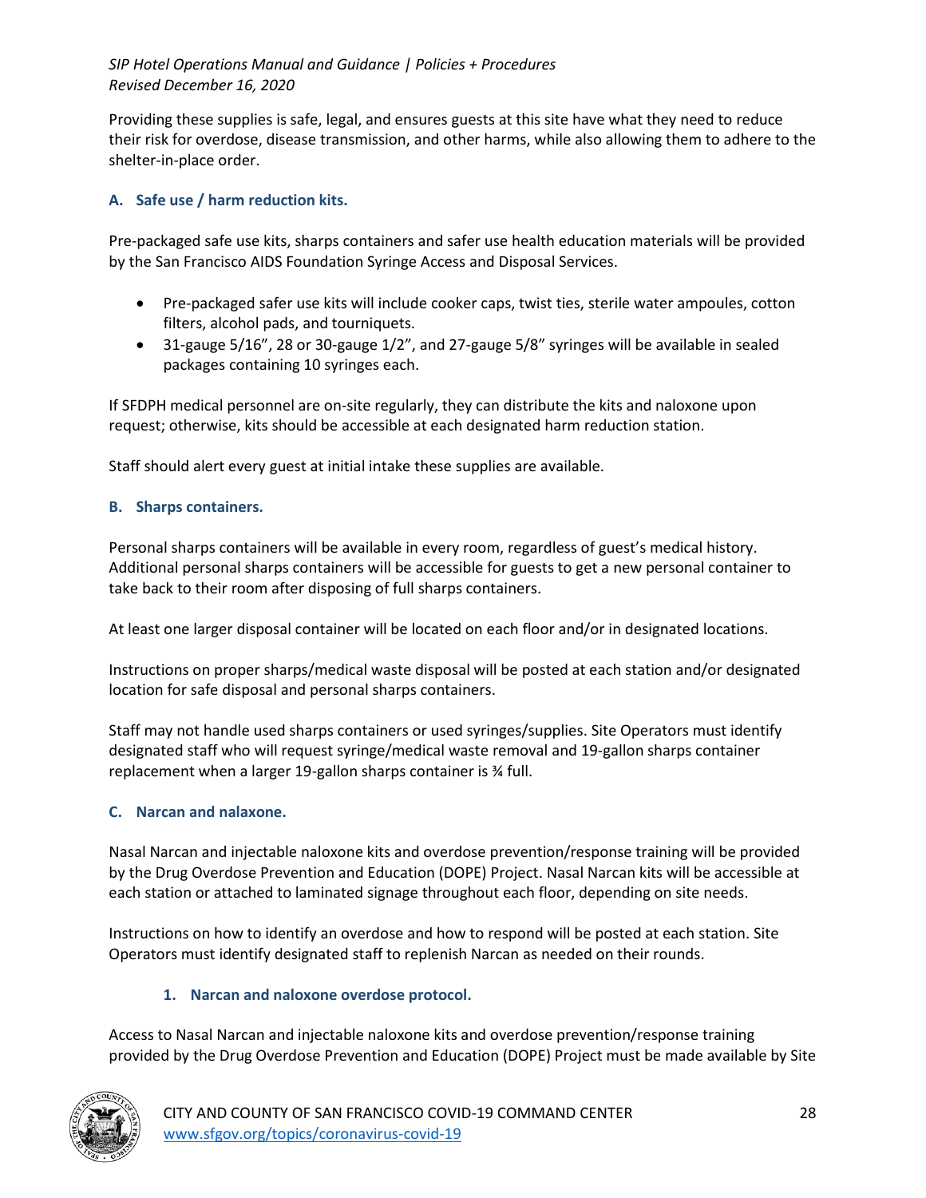Providing these supplies is safe, legal, and ensures guests at this site have what they need to reduce their risk for overdose, disease transmission, and other harms, while also allowing them to adhere to the shelter-in-place order.

### A. Safe use / harm reduction kits.

Pre-packaged safe use kits, sharps containers and safer use health education materials will be provided by the San Francisco AIDS Foundation Syringe Access and Disposal Services.

- Pre-packaged safer use kits will include cooker caps, twist ties, sterile water ampoules, cotton filters, alcohol pads, and tourniquets.
- 31-gauge 5/16”, 28 or 30-gauge 1/2”, and 27-gauge 5/8” syringes will be available in sealed packages containing 10 syringes each.

If SFDPH medical personnel are on-site regularly, they can distribute the kits and naloxone upon request; otherwise, kits should be accessible at each designated harm reduction station.

Staff should alert every guest at initial intake these supplies are available.

### B. Sharps containers.

Personal sharps containers will be available in every room, regardless of guest’s medical history. Additional personal sharps containers will be accessible for guests to get a new personal container to take back to their room after disposing of full sharps containers.

At least one larger disposal container will be located on each floor and/or in designated locations.

Instructions on proper sharps/medical waste disposal will be posted at each station and/or designated location for safe disposal and personal sharps containers.

Staff may not handle used sharps containers or used syringes/supplies. Site Operators must identify designated staff who will request syringe/medical waste removal and 19-gallon sharps container replacement when a larger 19-gallon sharps container is ¾ full.

### C. Narcan and nalaxone.

Nasal Narcan and injectable naloxone kits and overdose prevention/response training will be provided by the Drug Overdose Prevention and Education (DOPE) Project. Nasal Narcan kits will be accessible at each station or attached to laminated signage throughout each floor, depending on site needs.

Instructions on how to identify an overdose and how to respond will be posted at each station. Site Operators must identify designated staff to replenish Narcan as needed on their rounds.

#### 1. Narcan and naloxone overdose protocol.

Access to Nasal Narcan and injectable naloxone kits and overdose prevention/response training provided by the Drug Overdose Prevention and Education (DOPE) Project must be made available by Site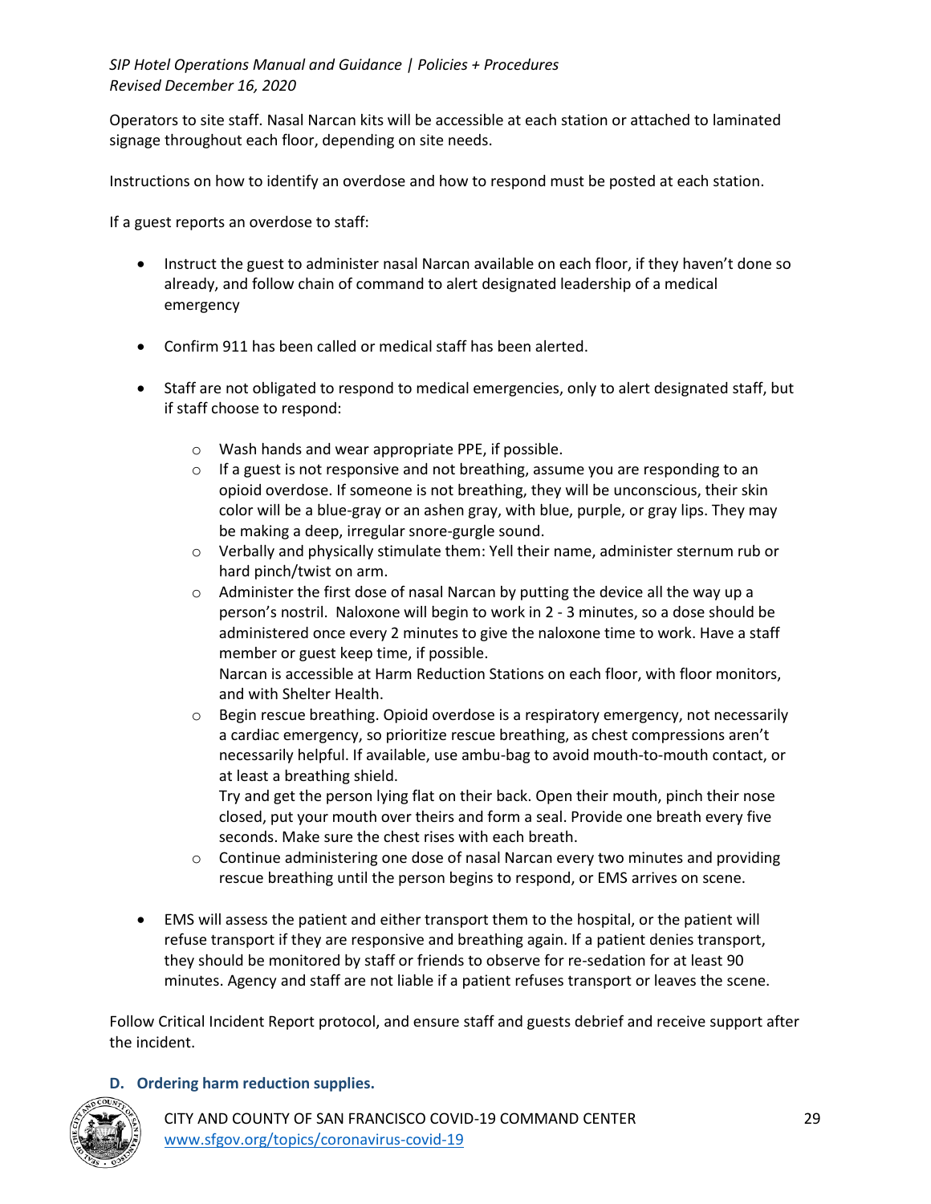Operators to site staff. Nasal Narcan kits will be accessible at each station or attached to laminated signage throughout each floor, depending on site needs.

Instructions on how to identify an overdose and how to respond must be posted at each station.

If a guest reports an overdose to staff:

- Instruct the guest to administer nasal Narcan available on each floor, if they haven't done so already, and follow chain of command to alert designated leadership of a medical emergency

- Confirm 911 has been called or medical staff has been alerted.

- Staff are not obligated to respond to medical emergencies, only to alert designated staff, but if staff choose to respond:

  - Wash hands and wear appropriate PPE, if possible.
  - If a guest is not responsive and not breathing, assume you are responding to an opioid overdose. If someone is not breathing, they will be unconscious, their skin color will be a blue-gray or an ashen gray, with blue, purple, or gray lips. They may be making a deep, irregular snore-gurgle sound.
  - Verbally and physically stimulate them: Yell their name, administer sternum rub or hard pinch/twist on arm.
  - Administer the first dose of nasal Narcan by putting the device all the way up a person's nostril. Naloxone will begin to work in 2 - 3 minutes, so a dose should be administered once every 2 minutes to give the naloxone time to work. Have a staff member or guest keep time, if possible.
    Narcan is accessible at Harm Reduction Stations on each floor, with floor monitors, and with Shelter Health.
  - Begin rescue breathing. Opioid overdose is a respiratory emergency, not necessarily a cardiac emergency, so prioritize rescue breathing, as chest compressions aren't necessarily helpful. If available, use ambu-bag to avoid mouth-to-mouth contact, or at least a breathing shield.
    Try and get the person lying flat on their back. Open their mouth, pinch their nose closed, put your mouth over theirs and form a seal. Provide one breath every five seconds. Make sure the chest rises with each breath.
  - Continue administering one dose of nasal Narcan every two minutes and providing rescue breathing until the person begins to respond, or EMS arrives on scene.

- EMS will assess the patient and either transport them to the hospital, or the patient will refuse transport if they are responsive and breathing again. If a patient denies transport, they should be monitored by staff or friends to observe for re-sedation for at least 90 minutes. Agency and staff are not liable if a patient refuses transport or leaves the scene.

Follow Critical Incident Report protocol, and ensure staff and guests debrief and receive support after the incident.

### D. Ordering harm reduction supplies.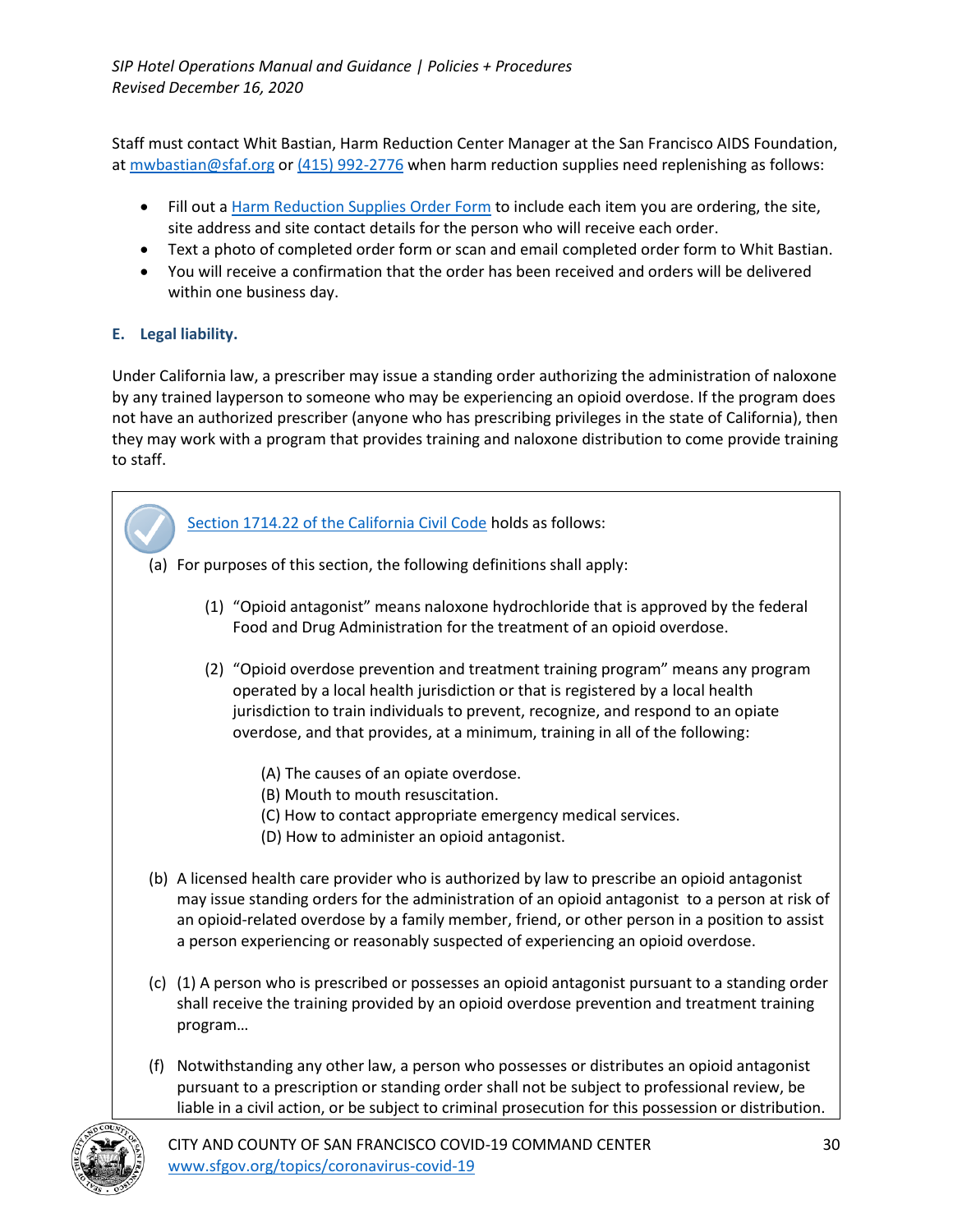Staff must contact Whit Bastian, Harm Reduction Center Manager at the San Francisco AIDS Foundation, at mwbastian@sfaf.org or (415) 992-2776 when harm reduction supplies need replenishing as follows:

- Fill out a Harm Reduction Supplies Order Form to include each item you are ordering, the site, site address and site contact details for the person who will receive each order.
- Text a photo of completed order form or scan and email completed order form to Whit Bastian.
- You will receive a confirmation that the order has been received and orders will be delivered within one business day.

### E. Legal liability.

Under California law, a prescriber may issue a standing order authorizing the administration of naloxone by any trained layperson to someone who may be experiencing an opioid overdose. If the program does not have an authorized prescriber (anyone who has prescribing privileges in the state of California), then they may work with a program that provides training and naloxone distribution to come provide training to staff.

Section 1714.22 of the California Civil Code holds as follows:

(a) For purposes of this section, the following definitions shall apply:

(1) "Opioid antagonist" means naloxone hydrochloride that is approved by the federal Food and Drug Administration for the treatment of an opioid overdose.

(2) "Opioid overdose prevention and treatment training program" means any program operated by a local health jurisdiction or that is registered by a local health jurisdiction to train individuals to prevent, recognize, and respond to an opiate overdose, and that provides, at a minimum, training in all of the following:

(A) The causes of an opiate overdose.
(B) Mouth to mouth resuscitation.
(C) How to contact appropriate emergency medical services.
(D) How to administer an opioid antagonist.

(b) A licensed health care provider who is authorized by law to prescribe an opioid antagonist may issue standing orders for the administration of an opioid antagonist to a person at risk of an opioid-related overdose by a family member, friend, or other person in a position to assist a person experiencing or reasonably suspected of experiencing an opioid overdose.

(c) (1) A person who is prescribed or possesses an opioid antagonist pursuant to a standing order shall receive the training provided by an opioid overdose prevention and treatment training program…

(f) Notwithstanding any other law, a person who possesses or distributes an opioid antagonist pursuant to a prescription or standing order shall not be subject to professional review, be liable in a civil action, or be subject to criminal prosecution for this possession or distribution.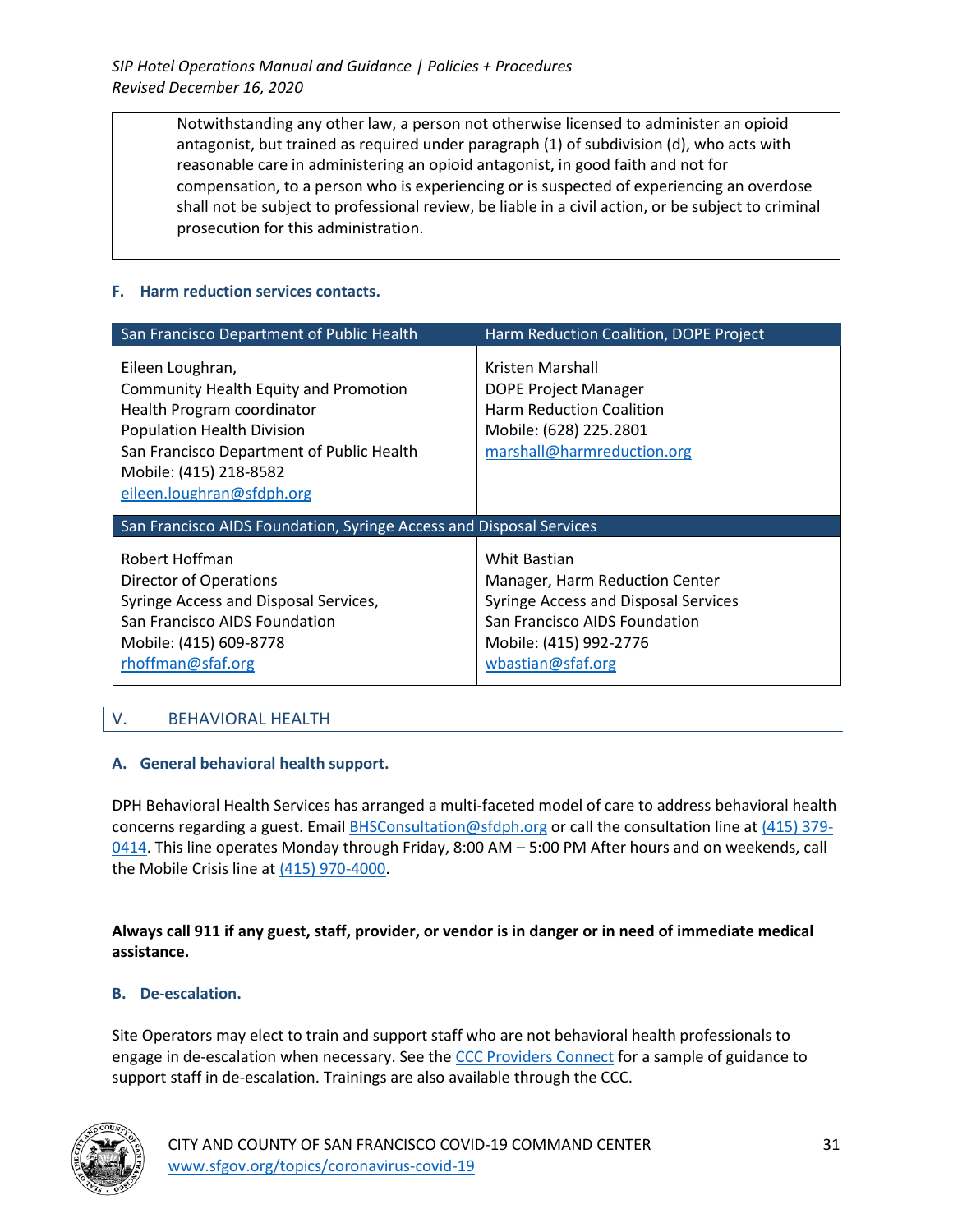> Notwithstanding any other law, a person not otherwise licensed to administer an opioid antagonist, but trained as required under paragraph (1) of subdivision (d), who acts with reasonable care in administering an opioid antagonist, in good faith and not for compensation, to a person who is experiencing or is suspected of experiencing an overdose shall not be subject to professional review, be liable in a civil action, or be subject to criminal prosecution for this administration.

### F. Harm reduction services contacts.

| San Francisco Department of Public Health | Harm Reduction Coalition, DOPE Project |
|---|---|
| Eileen Loughran,<br>Community Health Equity and Promotion<br>Health Program coordinator<br>Population Health Division<br>San Francisco Department of Public Health<br>Mobile: (415) 218-8582<br>eileen.loughran@sfdph.org | Kristen Marshall<br>DOPE Project Manager<br>Harm Reduction Coalition<br>Mobile: (628) 225.2801<br>marshall@harmreduction.org |
| **San Francisco AIDS Foundation, Syringe Access and Disposal Services** | |
| Robert Hoffman<br>Director of Operations<br>Syringe Access and Disposal Services,<br>San Francisco AIDS Foundation<br>Mobile: (415) 609-8778<br>rhoffman@sfaf.org | Whit Bastian<br>Manager, Harm Reduction Center<br>Syringe Access and Disposal Services<br>San Francisco AIDS Foundation<br>Mobile: (415) 992-2776<br>wbastian@sfaf.org |

## V. BEHAVIORAL HEALTH

### A. General behavioral health support.

DPH Behavioral Health Services has arranged a multi-faceted model of care to address behavioral health concerns regarding a guest. Email BHSConsultation@sfdph.org or call the consultation line at (415) 379-0414. This line operates Monday through Friday, 8:00 AM – 5:00 PM After hours and on weekends, call the Mobile Crisis line at (415) 970-4000.

**Always call 911 if any guest, staff, provider, or vendor is in danger or in need of immediate medical assistance.**

### B. De-escalation.

Site Operators may elect to train and support staff who are not behavioral health professionals to engage in de-escalation when necessary. See the CCC Providers Connect for a sample of guidance to support staff in de-escalation. Trainings are also available through the CCC.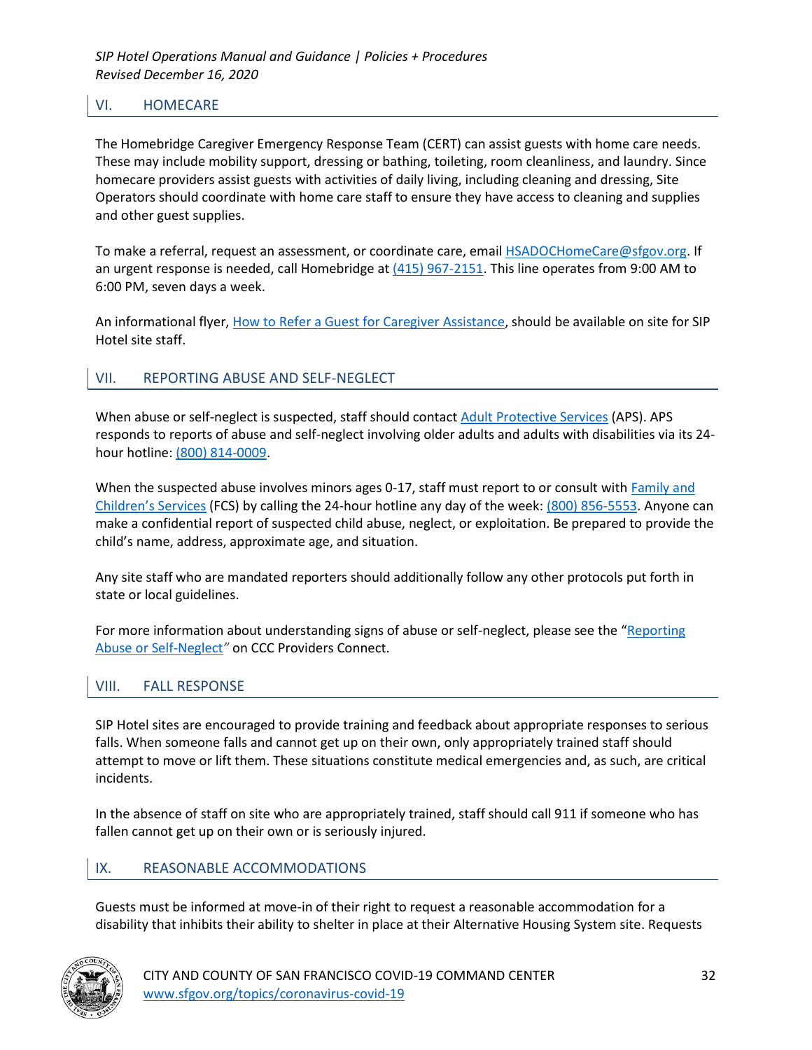## VI. HOMECARE

The Homebridge Caregiver Emergency Response Team (CERT) can assist guests with home care needs. These may include mobility support, dressing or bathing, toileting, room cleanliness, and laundry. Since homecare providers assist guests with activities of daily living, including cleaning and dressing, Site Operators should coordinate with home care staff to ensure they have access to cleaning and supplies and other guest supplies.

To make a referral, request an assessment, or coordinate care, email HSADOCHomeCare@sfgov.org. If an urgent response is needed, call Homebridge at (415) 967-2151. This line operates from 9:00 AM to 6:00 PM, seven days a week.

An informational flyer, How to Refer a Guest for Caregiver Assistance, should be available on site for SIP Hotel site staff.

## VII. REPORTING ABUSE AND SELF-NEGLECT

When abuse or self-neglect is suspected, staff should contact Adult Protective Services (APS). APS responds to reports of abuse and self-neglect involving older adults and adults with disabilities via its 24-hour hotline: (800) 814-0009.

When the suspected abuse involves minors ages 0-17, staff must report to or consult with Family and Children's Services (FCS) by calling the 24-hour hotline any day of the week: (800) 856-5553. Anyone can make a confidential report of suspected child abuse, neglect, or exploitation. Be prepared to provide the child's name, address, approximate age, and situation.

Any site staff who are mandated reporters should additionally follow any other protocols put forth in state or local guidelines.

For more information about understanding signs of abuse or self-neglect, please see the "Reporting Abuse or Self-Neglect" on CCC Providers Connect.

## VIII. FALL RESPONSE

SIP Hotel sites are encouraged to provide training and feedback about appropriate responses to serious falls. When someone falls and cannot get up on their own, only appropriately trained staff should attempt to move or lift them. These situations constitute medical emergencies and, as such, are critical incidents.

In the absence of staff on site who are appropriately trained, staff should call 911 if someone who has fallen cannot get up on their own or is seriously injured.

## IX. REASONABLE ACCOMMODATIONS

Guests must be informed at move-in of their right to request a reasonable accommodation for a disability that inhibits their ability to shelter in place at their Alternative Housing System site. Requests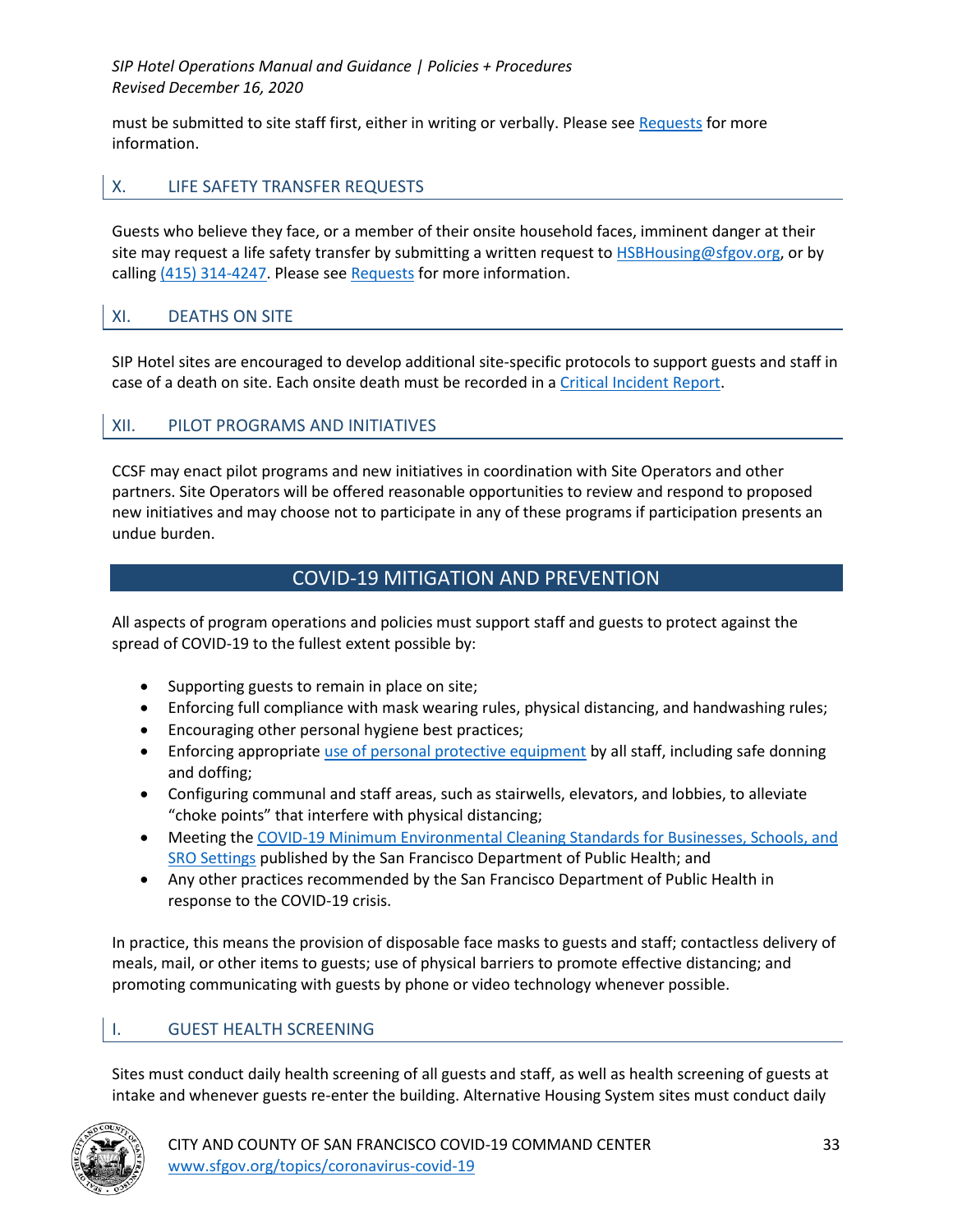must be submitted to site staff first, either in writing or verbally. Please see Requests for more information.

## X. LIFE SAFETY TRANSFER REQUESTS

Guests who believe they face, or a member of their onsite household faces, imminent danger at their site may request a life safety transfer by submitting a written request to HSBHousing@sfgov.org, or by calling (415) 314-4247. Please see Requests for more information.

## XI. DEATHS ON SITE

SIP Hotel sites are encouraged to develop additional site-specific protocols to support guests and staff in case of a death on site. Each onsite death must be recorded in a Critical Incident Report.

## XII. PILOT PROGRAMS AND INITIATIVES

CCSF may enact pilot programs and new initiatives in coordination with Site Operators and other partners. Site Operators will be offered reasonable opportunities to review and respond to proposed new initiatives and may choose not to participate in any of these programs if participation presents an undue burden.

# COVID-19 MITIGATION AND PREVENTION

All aspects of program operations and policies must support staff and guests to protect against the spread of COVID-19 to the fullest extent possible by:

- Supporting guests to remain in place on site;
- Enforcing full compliance with mask wearing rules, physical distancing, and handwashing rules;
- Encouraging other personal hygiene best practices;
- Enforcing appropriate use of personal protective equipment by all staff, including safe donning and doffing;
- Configuring communal and staff areas, such as stairwells, elevators, and lobbies, to alleviate "choke points" that interfere with physical distancing;
- Meeting the COVID-19 Minimum Environmental Cleaning Standards for Businesses, Schools, and SRO Settings published by the San Francisco Department of Public Health; and
- Any other practices recommended by the San Francisco Department of Public Health in response to the COVID-19 crisis.

In practice, this means the provision of disposable face masks to guests and staff; contactless delivery of meals, mail, or other items to guests; use of physical barriers to promote effective distancing; and promoting communicating with guests by phone or video technology whenever possible.

## I. GUEST HEALTH SCREENING

Sites must conduct daily health screening of all guests and staff, as well as health screening of guests at intake and whenever guests re-enter the building. Alternative Housing System sites must conduct daily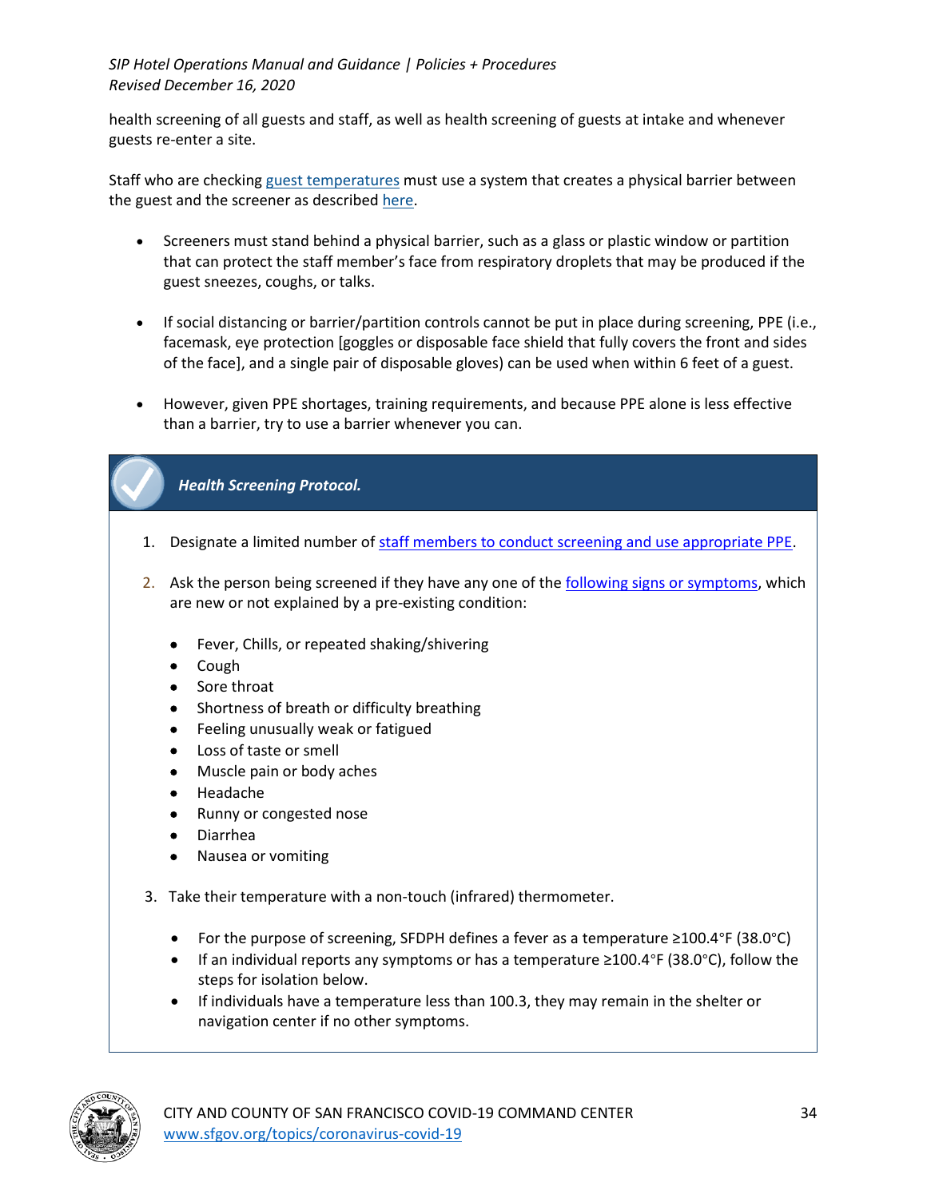health screening of all guests and staff, as well as health screening of guests at intake and whenever guests re-enter a site.

Staff who are checking guest temperatures must use a system that creates a physical barrier between the guest and the screener as described here.

- Screeners must stand behind a physical barrier, such as a glass or plastic window or partition that can protect the staff member's face from respiratory droplets that may be produced if the guest sneezes, coughs, or talks.
- If social distancing or barrier/partition controls cannot be put in place during screening, PPE (i.e., facemask, eye protection [goggles or disposable face shield that fully covers the front and sides of the face], and a single pair of disposable gloves) can be used when within 6 feet of a guest.
- However, given PPE shortages, training requirements, and because PPE alone is less effective than a barrier, try to use a barrier whenever you can.

### *Health Screening Protocol.*

1. Designate a limited number of staff members to conduct screening and use appropriate PPE.
2. Ask the person being screened if they have any one of the following signs or symptoms, which are new or not explained by a pre-existing condition:
   - Fever, Chills, or repeated shaking/shivering
   - Cough
   - Sore throat
   - Shortness of breath or difficulty breathing
   - Feeling unusually weak or fatigued
   - Loss of taste or smell
   - Muscle pain or body aches
   - Headache
   - Runny or congested nose
   - Diarrhea
   - Nausea or vomiting
3. Take their temperature with a non-touch (infrared) thermometer.
   - For the purpose of screening, SFDPH defines a fever as a temperature ≥100.4°F (38.0°C)
   - If an individual reports any symptoms or has a temperature ≥100.4°F (38.0°C), follow the steps for isolation below.
   - If individuals have a temperature less than 100.3, they may remain in the shelter or navigation center if no other symptoms.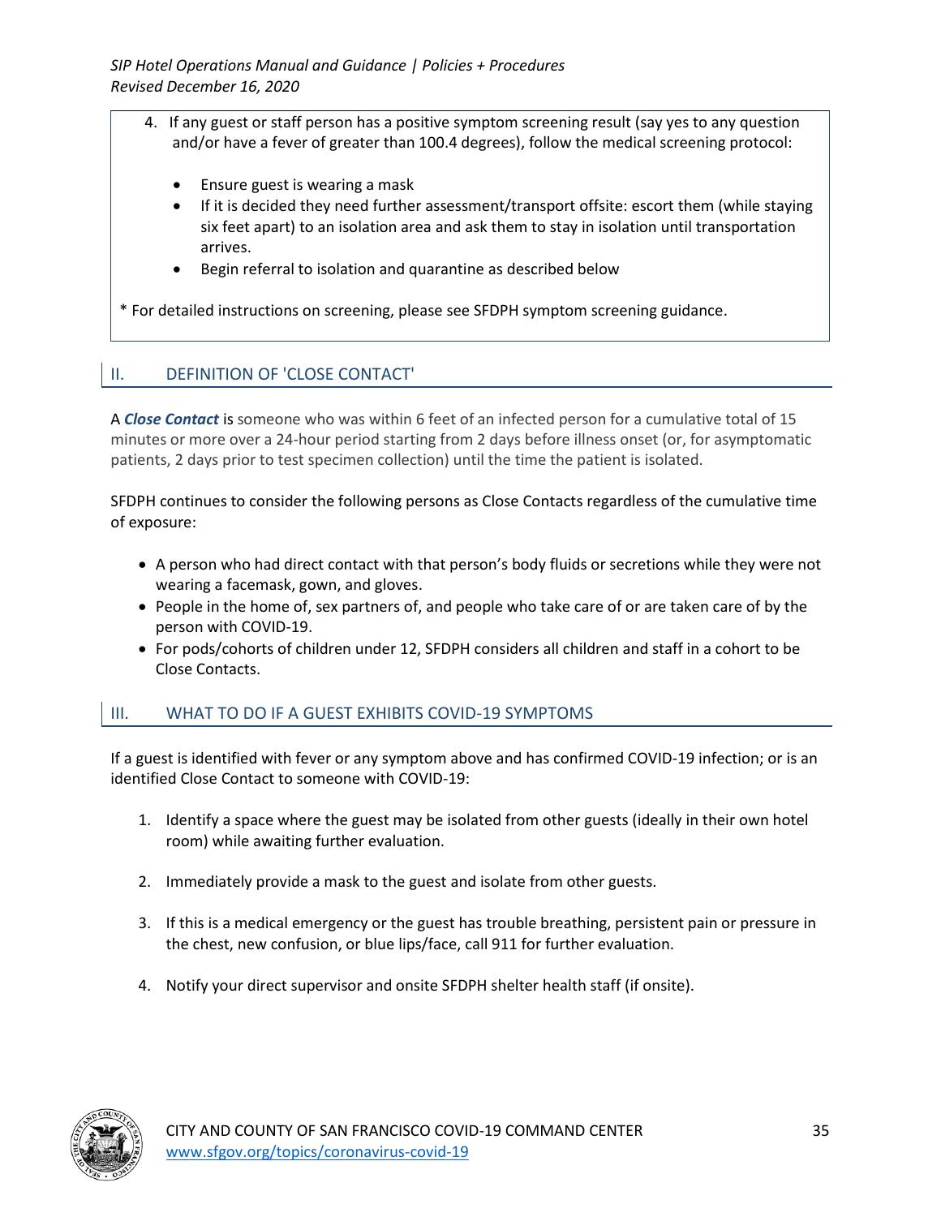4. If any guest or staff person has a positive symptom screening result (say yes to any question and/or have a fever of greater than 100.4 degrees), follow the medical screening protocol:

    - Ensure guest is wearing a mask
    - If it is decided they need further assessment/transport offsite: escort them (while staying six feet apart) to an isolation area and ask them to stay in isolation until transportation arrives.
    - Begin referral to isolation and quarantine as described below

\* For detailed instructions on screening, please see SFDPH symptom screening guidance.

## II. DEFINITION OF 'CLOSE CONTACT'

A ***Close Contact*** is someone who was within 6 feet of an infected person for a cumulative total of 15 minutes or more over a 24-hour period starting from 2 days before illness onset (or, for asymptomatic patients, 2 days prior to test specimen collection) until the time the patient is isolated.

SFDPH continues to consider the following persons as Close Contacts regardless of the cumulative time of exposure:

- A person who had direct contact with that person's body fluids or secretions while they were not wearing a facemask, gown, and gloves.
- People in the home of, sex partners of, and people who take care of or are taken care of by the person with COVID-19.
- For pods/cohorts of children under 12, SFDPH considers all children and staff in a cohort to be Close Contacts.

## III. WHAT TO DO IF A GUEST EXHIBITS COVID-19 SYMPTOMS

If a guest is identified with fever or any symptom above and has confirmed COVID-19 infection; or is an identified Close Contact to someone with COVID-19:

1. Identify a space where the guest may be isolated from other guests (ideally in their own hotel room) while awaiting further evaluation.

2. Immediately provide a mask to the guest and isolate from other guests.

3. If this is a medical emergency or the guest has trouble breathing, persistent pain or pressure in the chest, new confusion, or blue lips/face, call 911 for further evaluation.

4. Notify your direct supervisor and onsite SFDPH shelter health staff (if onsite).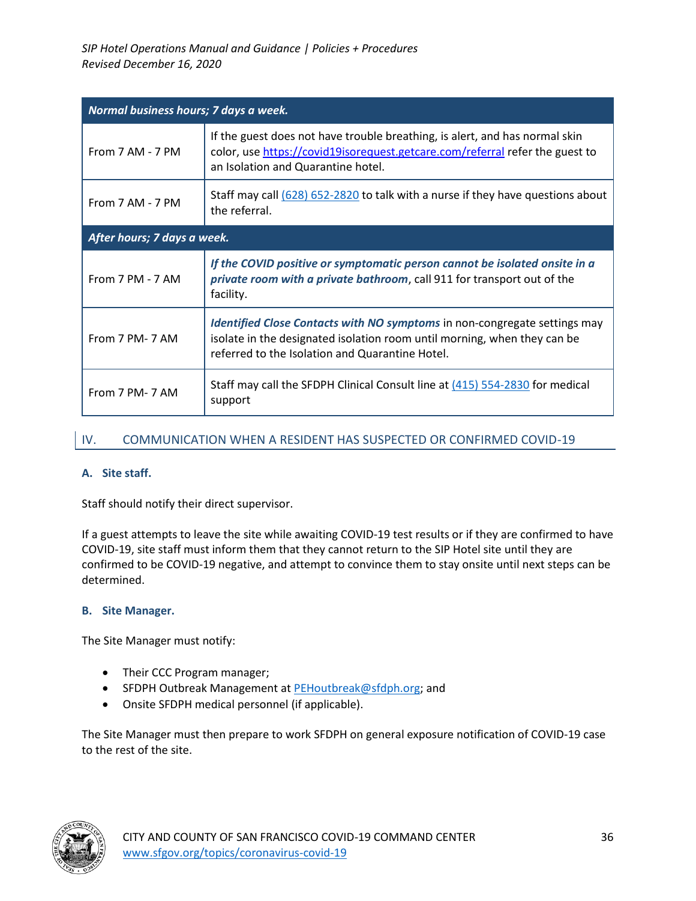| *Normal business hours; 7 days a week.* | |
|---|---|
| From 7 AM - 7 PM | If the guest does not have trouble breathing, is alert, and has normal skin color, use https://covid19isorequest.getcare.com/referral refer the guest to an Isolation and Quarantine hotel. |
| From 7 AM - 7 PM | Staff may call (628) 652-2820 to talk with a nurse if they have questions about the referral. |
| ***After hours; 7 days a week.*** | |
| From 7 PM - 7 AM | ***If the COVID positive or symptomatic person cannot be isolated onsite in a private room with a private bathroom***, call 911 for transport out of the facility. |
| From 7 PM- 7 AM | ***Identified Close Contacts with NO symptoms*** in non-congregate settings may isolate in the designated isolation room until morning, when they can be referred to the Isolation and Quarantine Hotel. |
| From 7 PM- 7 AM | Staff may call the SFDPH Clinical Consult line at (415) 554-2830 for medical support |

## IV. COMMUNICATION WHEN A RESIDENT HAS SUSPECTED OR CONFIRMED COVID-19

### A. Site staff.

Staff should notify their direct supervisor.

If a guest attempts to leave the site while awaiting COVID-19 test results or if they are confirmed to have COVID-19, site staff must inform them that they cannot return to the SIP Hotel site until they are confirmed to be COVID-19 negative, and attempt to convince them to stay onsite until next steps can be determined.

### B. Site Manager.

The Site Manager must notify:

- Their CCC Program manager;
- SFDPH Outbreak Management at PEHoutbreak@sfdph.org; and
- Onsite SFDPH medical personnel (if applicable).

The Site Manager must then prepare to work SFDPH on general exposure notification of COVID-19 case to the rest of the site.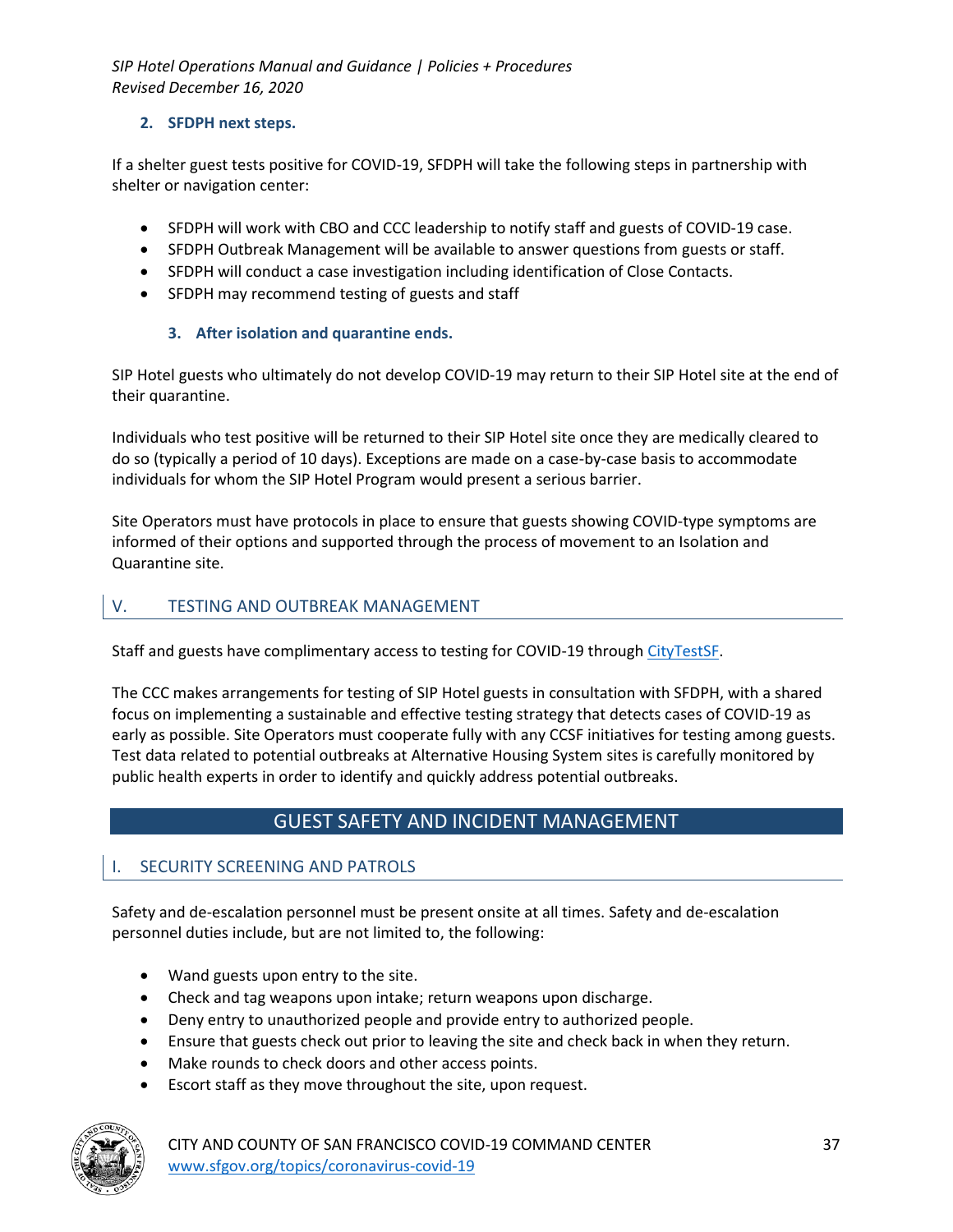### 2. SFDPH next steps.

If a shelter guest tests positive for COVID-19, SFDPH will take the following steps in partnership with shelter or navigation center:

- SFDPH will work with CBO and CCC leadership to notify staff and guests of COVID-19 case.
- SFDPH Outbreak Management will be available to answer questions from guests or staff.
- SFDPH will conduct a case investigation including identification of Close Contacts.
- SFDPH may recommend testing of guests and staff

### 3. After isolation and quarantine ends.

SIP Hotel guests who ultimately do not develop COVID-19 may return to their SIP Hotel site at the end of their quarantine.

Individuals who test positive will be returned to their SIP Hotel site once they are medically cleared to do so (typically a period of 10 days). Exceptions are made on a case-by-case basis to accommodate individuals for whom the SIP Hotel Program would present a serious barrier.

Site Operators must have protocols in place to ensure that guests showing COVID-type symptoms are informed of their options and supported through the process of movement to an Isolation and Quarantine site.

## V. TESTING AND OUTBREAK MANAGEMENT

Staff and guests have complimentary access to testing for COVID-19 through CityTestSF.

The CCC makes arrangements for testing of SIP Hotel guests in consultation with SFDPH, with a shared focus on implementing a sustainable and effective testing strategy that detects cases of COVID-19 as early as possible. Site Operators must cooperate fully with any CCSF initiatives for testing among guests. Test data related to potential outbreaks at Alternative Housing System sites is carefully monitored by public health experts in order to identify and quickly address potential outbreaks.

# GUEST SAFETY AND INCIDENT MANAGEMENT

## I. SECURITY SCREENING AND PATROLS

Safety and de-escalation personnel must be present onsite at all times. Safety and de-escalation personnel duties include, but are not limited to, the following:

- Wand guests upon entry to the site.
- Check and tag weapons upon intake; return weapons upon discharge.
- Deny entry to unauthorized people and provide entry to authorized people.
- Ensure that guests check out prior to leaving the site and check back in when they return.
- Make rounds to check doors and other access points.
- Escort staff as they move throughout the site, upon request.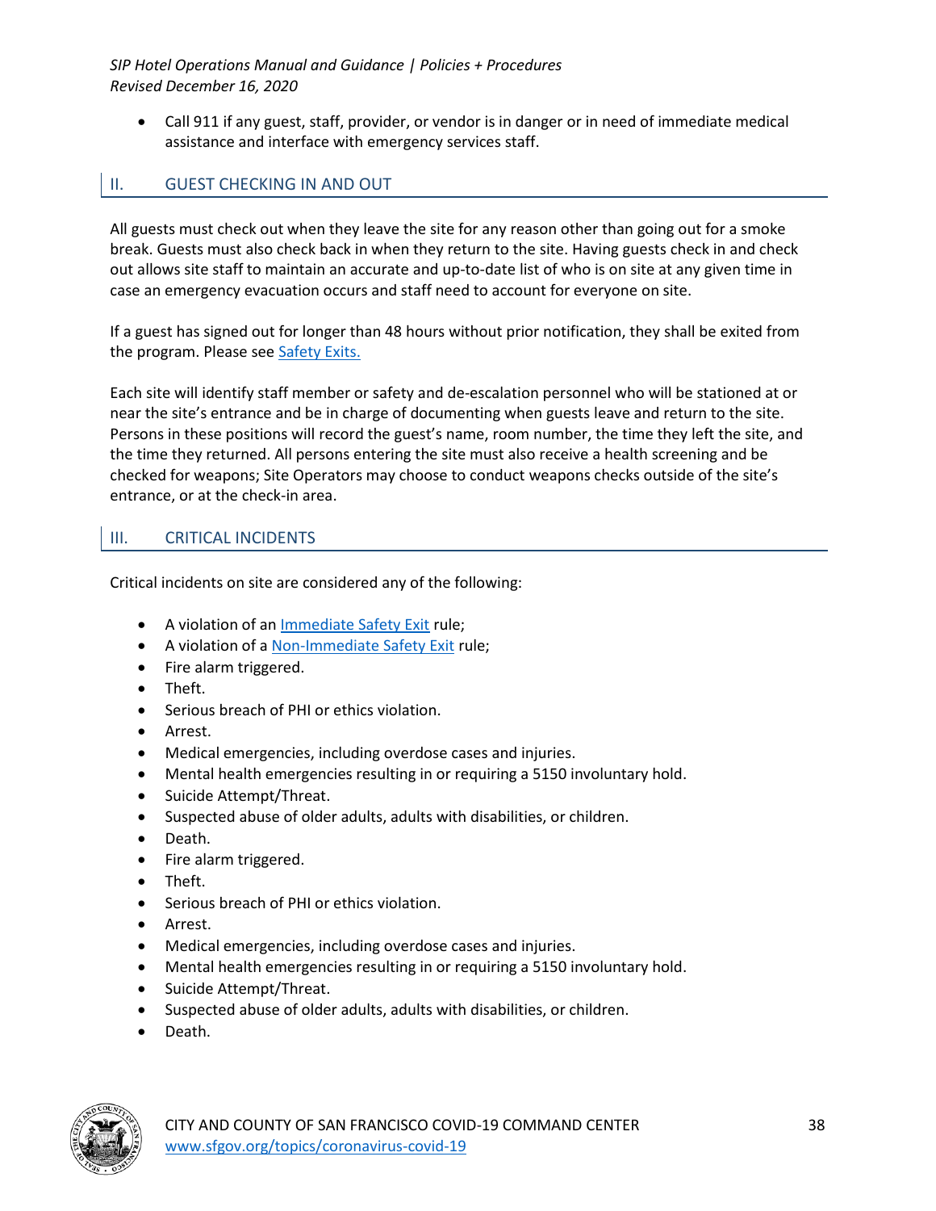- Call 911 if any guest, staff, provider, or vendor is in danger or in need of immediate medical assistance and interface with emergency services staff.

## II. GUEST CHECKING IN AND OUT

All guests must check out when they leave the site for any reason other than going out for a smoke break. Guests must also check back in when they return to the site. Having guests check in and check out allows site staff to maintain an accurate and up-to-date list of who is on site at any given time in case an emergency evacuation occurs and staff need to account for everyone on site.

If a guest has signed out for longer than 48 hours without prior notification, they shall be exited from the program. Please see Safety Exits.

Each site will identify staff member or safety and de-escalation personnel who will be stationed at or near the site's entrance and be in charge of documenting when guests leave and return to the site. Persons in these positions will record the guest's name, room number, the time they left the site, and the time they returned. All persons entering the site must also receive a health screening and be checked for weapons; Site Operators may choose to conduct weapons checks outside of the site's entrance, or at the check-in area.

## III. CRITICAL INCIDENTS

Critical incidents on site are considered any of the following:

- A violation of an Immediate Safety Exit rule;
- A violation of a Non-Immediate Safety Exit rule;
- Fire alarm triggered.
- Theft.
- Serious breach of PHI or ethics violation.
- Arrest.
- Medical emergencies, including overdose cases and injuries.
- Mental health emergencies resulting in or requiring a 5150 involuntary hold.
- Suicide Attempt/Threat.
- Suspected abuse of older adults, adults with disabilities, or children.
- Death.
- Fire alarm triggered.
- Theft.
- Serious breach of PHI or ethics violation.
- Arrest.
- Medical emergencies, including overdose cases and injuries.
- Mental health emergencies resulting in or requiring a 5150 involuntary hold.
- Suicide Attempt/Threat.
- Suspected abuse of older adults, adults with disabilities, or children.
- Death.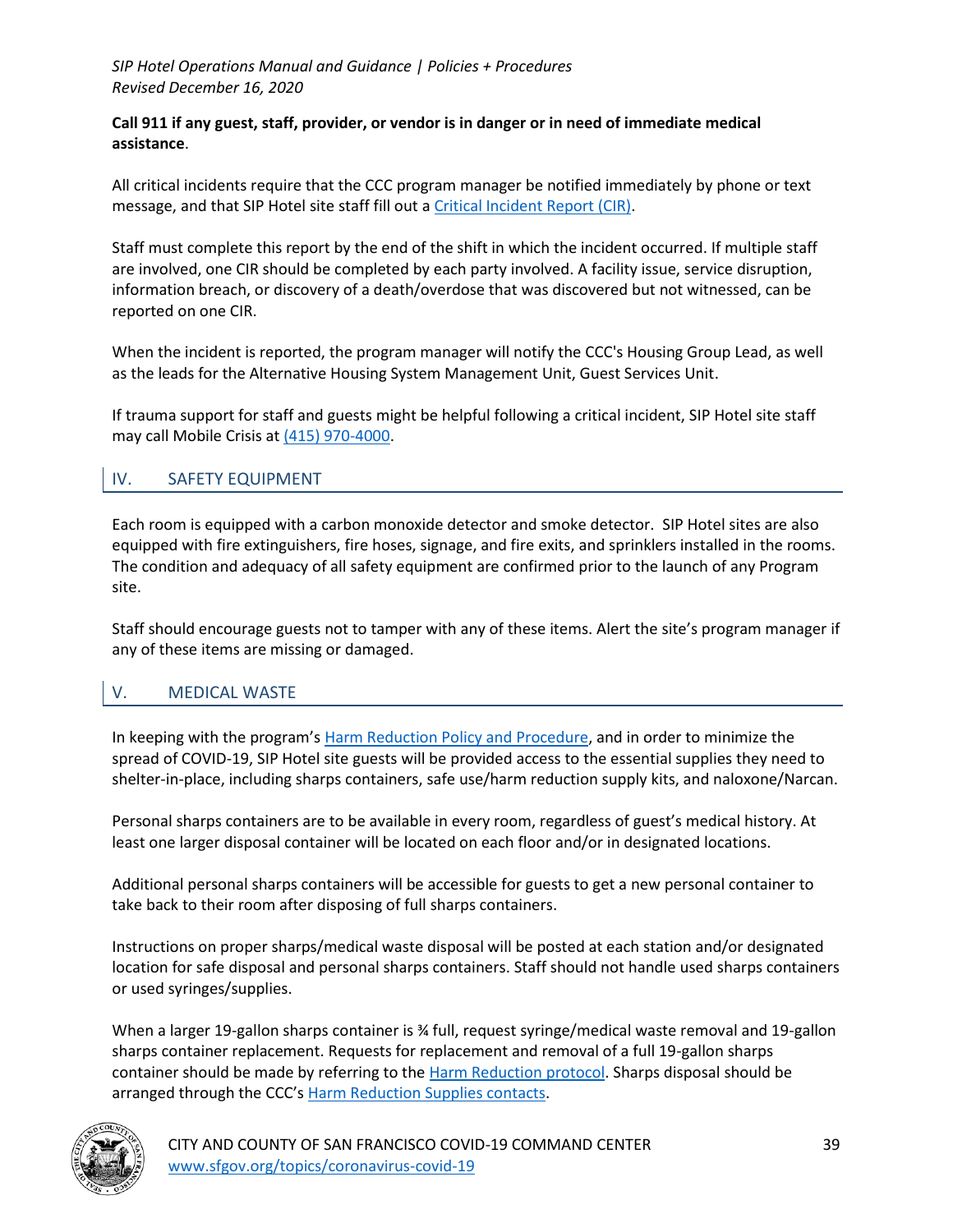**Call 911 if any guest, staff, provider, or vendor is in danger or in need of immediate medical assistance**.

All critical incidents require that the CCC program manager be notified immediately by phone or text message, and that SIP Hotel site staff fill out a [Critical Incident Report (CIR)](#).

Staff must complete this report by the end of the shift in which the incident occurred. If multiple staff are involved, one CIR should be completed by each party involved. A facility issue, service disruption, information breach, or discovery of a death/overdose that was discovered but not witnessed, can be reported on one CIR.

When the incident is reported, the program manager will notify the CCC's Housing Group Lead, as well as the leads for the Alternative Housing System Management Unit, Guest Services Unit.

If trauma support for staff and guests might be helpful following a critical incident, SIP Hotel site staff may call Mobile Crisis at [(415) 970-4000](#).

## IV. SAFETY EQUIPMENT

Each room is equipped with a carbon monoxide detector and smoke detector. SIP Hotel sites are also equipped with fire extinguishers, fire hoses, signage, and fire exits, and sprinklers installed in the rooms. The condition and adequacy of all safety equipment are confirmed prior to the launch of any Program site.

Staff should encourage guests not to tamper with any of these items. Alert the site's program manager if any of these items are missing or damaged.

## V. MEDICAL WASTE

In keeping with the program's [Harm Reduction Policy and Procedure](#), and in order to minimize the spread of COVID-19, SIP Hotel site guests will be provided access to the essential supplies they need to shelter-in-place, including sharps containers, safe use/harm reduction supply kits, and naloxone/Narcan.

Personal sharps containers are to be available in every room, regardless of guest's medical history. At least one larger disposal container will be located on each floor and/or in designated locations.

Additional personal sharps containers will be accessible for guests to get a new personal container to take back to their room after disposing of full sharps containers.

Instructions on proper sharps/medical waste disposal will be posted at each station and/or designated location for safe disposal and personal sharps containers. Staff should not handle used sharps containers or used syringes/supplies.

When a larger 19-gallon sharps container is ¾ full, request syringe/medical waste removal and 19-gallon sharps container replacement. Requests for replacement and removal of a full 19-gallon sharps container should be made by referring to the [Harm Reduction protocol](#). Sharps disposal should be arranged through the CCC's [Harm Reduction Supplies contacts](#).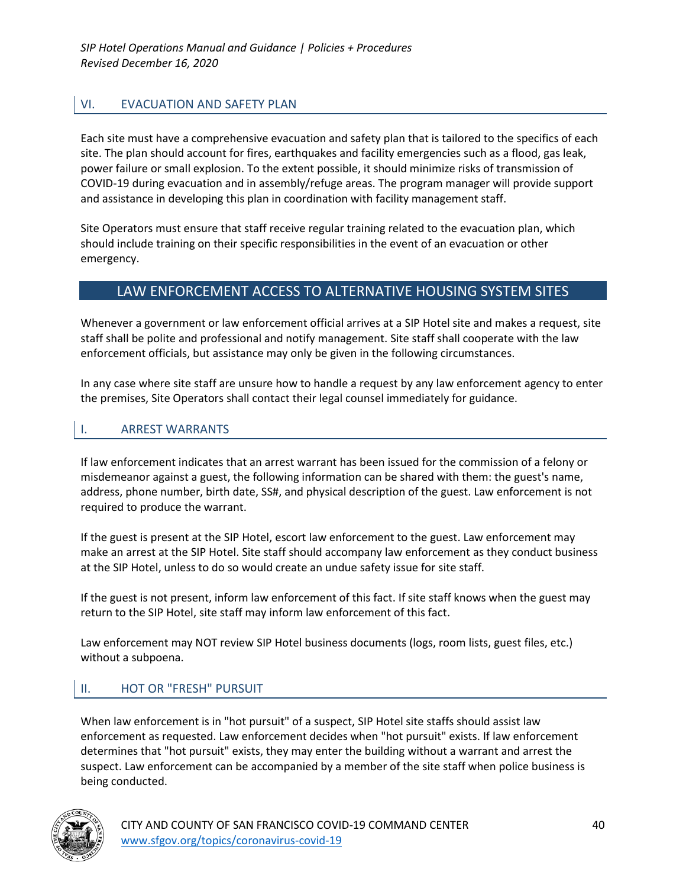## VI. EVACUATION AND SAFETY PLAN

Each site must have a comprehensive evacuation and safety plan that is tailored to the specifics of each site. The plan should account for fires, earthquakes and facility emergencies such as a flood, gas leak, power failure or small explosion. To the extent possible, it should minimize risks of transmission of COVID-19 during evacuation and in assembly/refuge areas. The program manager will provide support and assistance in developing this plan in coordination with facility management staff.

Site Operators must ensure that staff receive regular training related to the evacuation plan, which should include training on their specific responsibilities in the event of an evacuation or other emergency.

# LAW ENFORCEMENT ACCESS TO ALTERNATIVE HOUSING SYSTEM SITES

Whenever a government or law enforcement official arrives at a SIP Hotel site and makes a request, site staff shall be polite and professional and notify management. Site staff shall cooperate with the law enforcement officials, but assistance may only be given in the following circumstances.

In any case where site staff are unsure how to handle a request by any law enforcement agency to enter the premises, Site Operators shall contact their legal counsel immediately for guidance.

## I. ARREST WARRANTS

If law enforcement indicates that an arrest warrant has been issued for the commission of a felony or misdemeanor against a guest, the following information can be shared with them: the guest's name, address, phone number, birth date, SS#, and physical description of the guest. Law enforcement is not required to produce the warrant.

If the guest is present at the SIP Hotel, escort law enforcement to the guest. Law enforcement may make an arrest at the SIP Hotel. Site staff should accompany law enforcement as they conduct business at the SIP Hotel, unless to do so would create an undue safety issue for site staff.

If the guest is not present, inform law enforcement of this fact. If site staff knows when the guest may return to the SIP Hotel, site staff may inform law enforcement of this fact.

Law enforcement may NOT review SIP Hotel business documents (logs, room lists, guest files, etc.) without a subpoena.

## II. HOT OR "FRESH" PURSUIT

When law enforcement is in "hot pursuit" of a suspect, SIP Hotel site staffs should assist law enforcement as requested. Law enforcement decides when "hot pursuit" exists. If law enforcement determines that "hot pursuit" exists, they may enter the building without a warrant and arrest the suspect. Law enforcement can be accompanied by a member of the site staff when police business is being conducted.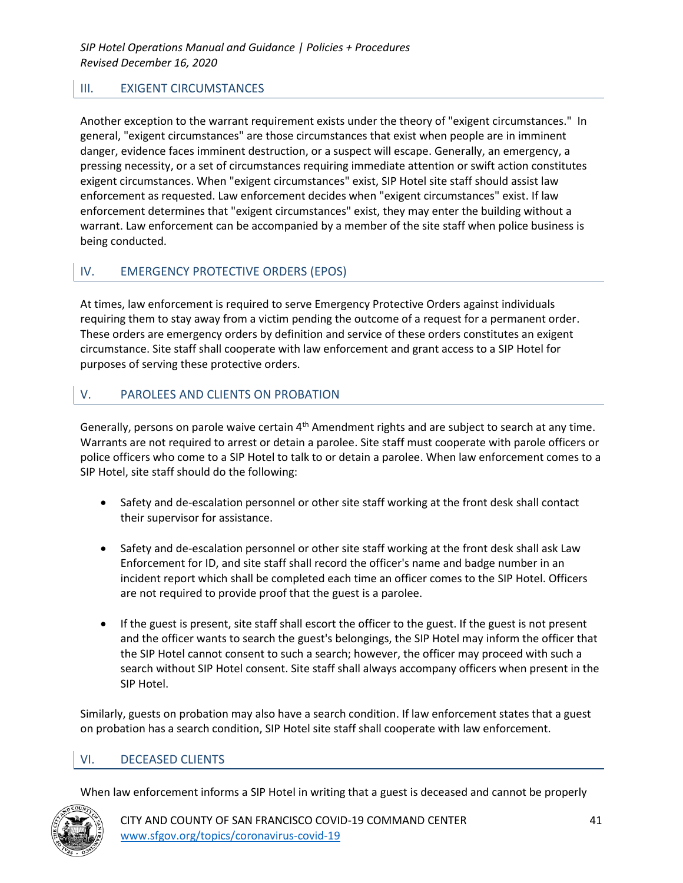## III. EXIGENT CIRCUMSTANCES

Another exception to the warrant requirement exists under the theory of "exigent circumstances." In general, "exigent circumstances" are those circumstances that exist when people are in imminent danger, evidence faces imminent destruction, or a suspect will escape. Generally, an emergency, a pressing necessity, or a set of circumstances requiring immediate attention or swift action constitutes exigent circumstances. When "exigent circumstances" exist, SIP Hotel site staff should assist law enforcement as requested. Law enforcement decides when "exigent circumstances" exist. If law enforcement determines that "exigent circumstances" exist, they may enter the building without a warrant. Law enforcement can be accompanied by a member of the site staff when police business is being conducted.

## IV. EMERGENCY PROTECTIVE ORDERS (EPOS)

At times, law enforcement is required to serve Emergency Protective Orders against individuals requiring them to stay away from a victim pending the outcome of a request for a permanent order. These orders are emergency orders by definition and service of these orders constitutes an exigent circumstance. Site staff shall cooperate with law enforcement and grant access to a SIP Hotel for purposes of serving these protective orders.

## V. PAROLEES AND CLIENTS ON PROBATION

Generally, persons on parole waive certain 4th Amendment rights and are subject to search at any time. Warrants are not required to arrest or detain a parolee. Site staff must cooperate with parole officers or police officers who come to a SIP Hotel to talk to or detain a parolee. When law enforcement comes to a SIP Hotel, site staff should do the following:

- Safety and de-escalation personnel or other site staff working at the front desk shall contact their supervisor for assistance.
- Safety and de-escalation personnel or other site staff working at the front desk shall ask Law Enforcement for ID, and site staff shall record the officer's name and badge number in an incident report which shall be completed each time an officer comes to the SIP Hotel. Officers are not required to provide proof that the guest is a parolee.
- If the guest is present, site staff shall escort the officer to the guest. If the guest is not present and the officer wants to search the guest's belongings, the SIP Hotel may inform the officer that the SIP Hotel cannot consent to such a search; however, the officer may proceed with such a search without SIP Hotel consent. Site staff shall always accompany officers when present in the SIP Hotel.

Similarly, guests on probation may also have a search condition. If law enforcement states that a guest on probation has a search condition, SIP Hotel site staff shall cooperate with law enforcement.

## VI. DECEASED CLIENTS

When law enforcement informs a SIP Hotel in writing that a guest is deceased and cannot be properly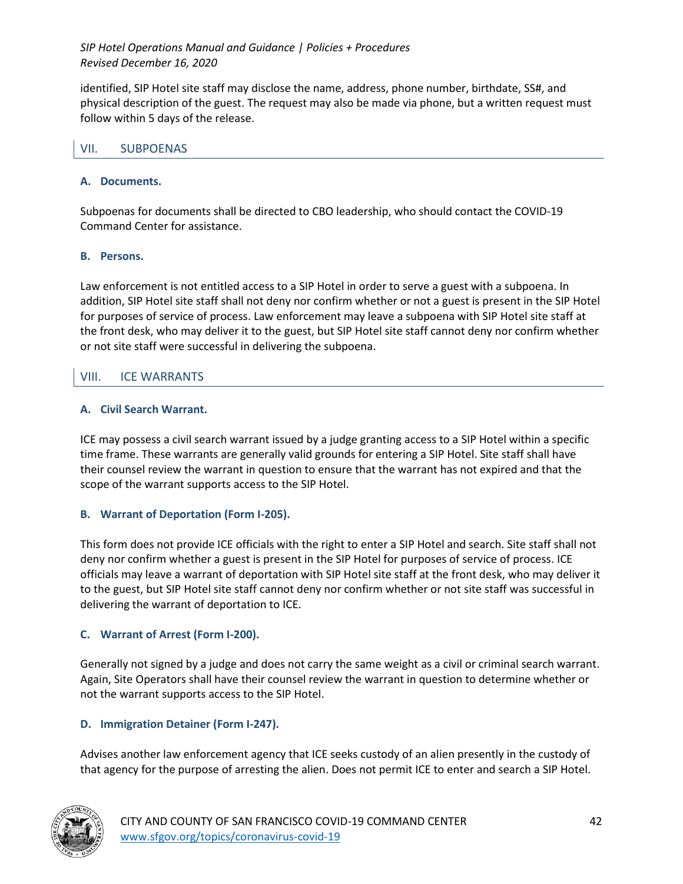identified, SIP Hotel site staff may disclose the name, address, phone number, birthdate, SS#, and physical description of the guest. The request may also be made via phone, but a written request must follow within 5 days of the release.

## VII. SUBPOENAS

### A. Documents.

Subpoenas for documents shall be directed to CBO leadership, who should contact the COVID-19 Command Center for assistance.

### B. Persons.

Law enforcement is not entitled access to a SIP Hotel in order to serve a guest with a subpoena. In addition, SIP Hotel site staff shall not deny nor confirm whether or not a guest is present in the SIP Hotel for purposes of service of process. Law enforcement may leave a subpoena with SIP Hotel site staff at the front desk, who may deliver it to the guest, but SIP Hotel site staff cannot deny nor confirm whether or not site staff were successful in delivering the subpoena.

## VIII. ICE WARRANTS

### A. Civil Search Warrant.

ICE may possess a civil search warrant issued by a judge granting access to a SIP Hotel within a specific time frame. These warrants are generally valid grounds for entering a SIP Hotel. Site staff shall have their counsel review the warrant in question to ensure that the warrant has not expired and that the scope of the warrant supports access to the SIP Hotel.

### B. Warrant of Deportation (Form I-205).

This form does not provide ICE officials with the right to enter a SIP Hotel and search. Site staff shall not deny nor confirm whether a guest is present in the SIP Hotel for purposes of service of process. ICE officials may leave a warrant of deportation with SIP Hotel site staff at the front desk, who may deliver it to the guest, but SIP Hotel site staff cannot deny nor confirm whether or not site staff was successful in delivering the warrant of deportation to ICE.

### C. Warrant of Arrest (Form I-200).

Generally not signed by a judge and does not carry the same weight as a civil or criminal search warrant. Again, Site Operators shall have their counsel review the warrant in question to determine whether or not the warrant supports access to the SIP Hotel.

### D. Immigration Detainer (Form I-247).

Advises another law enforcement agency that ICE seeks custody of an alien presently in the custody of that agency for the purpose of arresting the alien. Does not permit ICE to enter and search a SIP Hotel.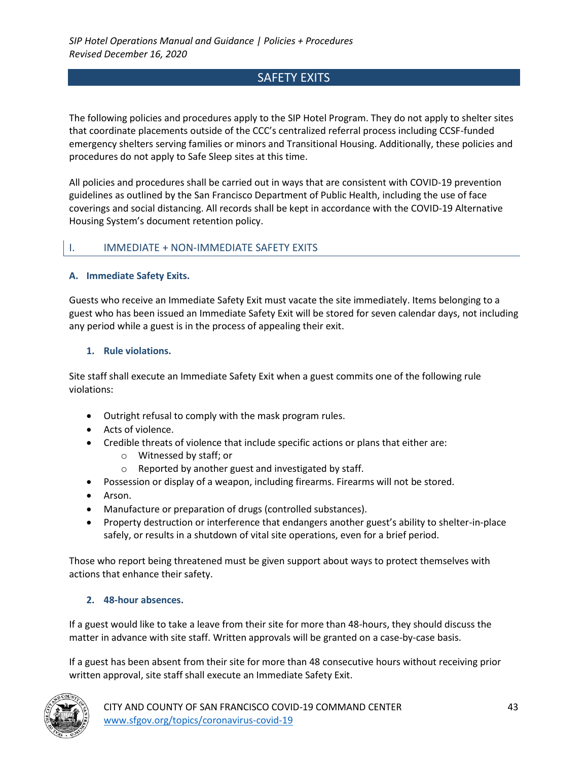# SAFETY EXITS

The following policies and procedures apply to the SIP Hotel Program. They do not apply to shelter sites that coordinate placements outside of the CCC's centralized referral process including CCSF-funded emergency shelters serving families or minors and Transitional Housing. Additionally, these policies and procedures do not apply to Safe Sleep sites at this time.

All policies and procedures shall be carried out in ways that are consistent with COVID-19 prevention guidelines as outlined by the San Francisco Department of Public Health, including the use of face coverings and social distancing. All records shall be kept in accordance with the COVID-19 Alternative Housing System's document retention policy.

## I. IMMEDIATE + NON-IMMEDIATE SAFETY EXITS

### A. Immediate Safety Exits.

Guests who receive an Immediate Safety Exit must vacate the site immediately. Items belonging to a guest who has been issued an Immediate Safety Exit will be stored for seven calendar days, not including any period while a guest is in the process of appealing their exit.

#### 1. Rule violations.

Site staff shall execute an Immediate Safety Exit when a guest commits one of the following rule violations:

- Outright refusal to comply with the mask program rules.
- Acts of violence.
- Credible threats of violence that include specific actions or plans that either are:
  - Witnessed by staff; or
  - Reported by another guest and investigated by staff.
- Possession or display of a weapon, including firearms. Firearms will not be stored.
- Arson.
- Manufacture or preparation of drugs (controlled substances).
- Property destruction or interference that endangers another guest's ability to shelter-in-place safely, or results in a shutdown of vital site operations, even for a brief period.

Those who report being threatened must be given support about ways to protect themselves with actions that enhance their safety.

#### 2. 48-hour absences.

If a guest would like to take a leave from their site for more than 48-hours, they should discuss the matter in advance with site staff. Written approvals will be granted on a case-by-case basis.

If a guest has been absent from their site for more than 48 consecutive hours without receiving prior written approval, site staff shall execute an Immediate Safety Exit.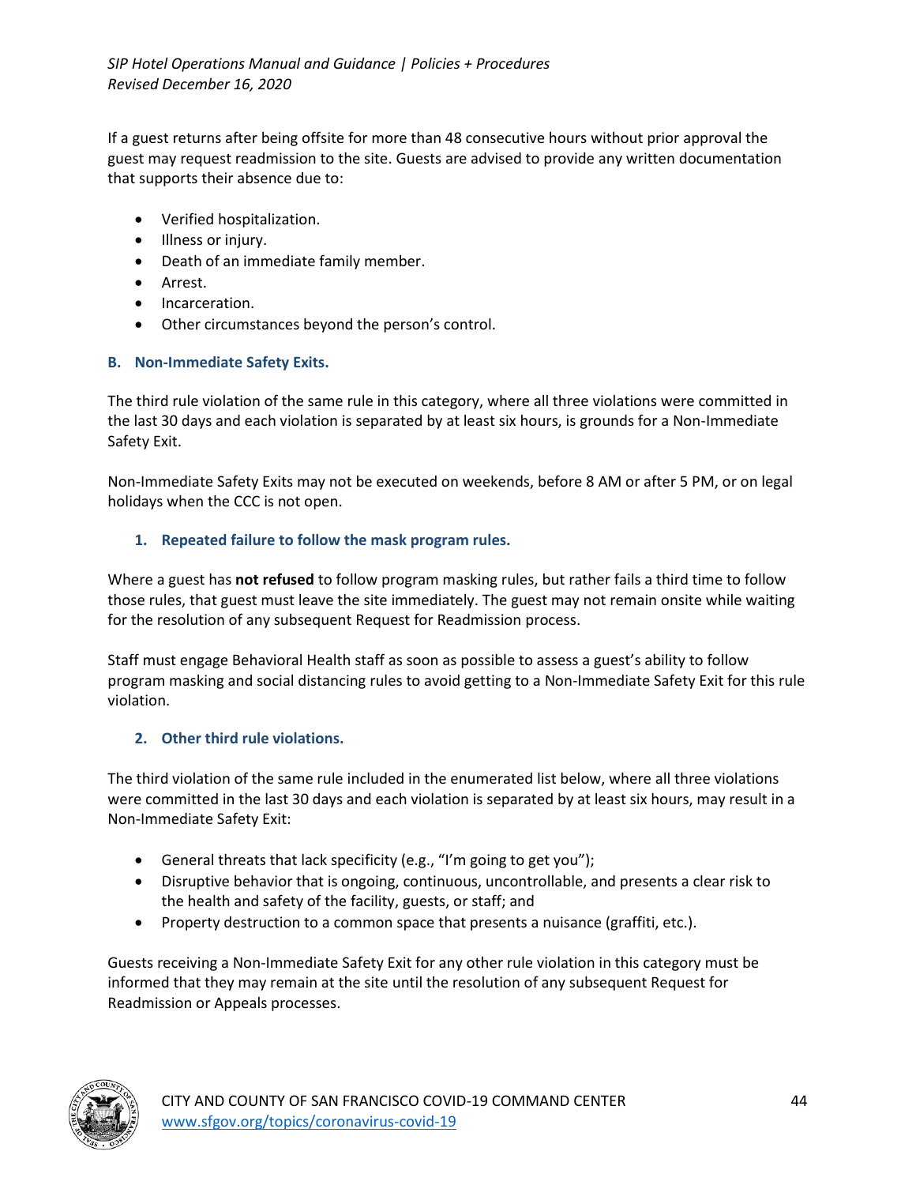If a guest returns after being offsite for more than 48 consecutive hours without prior approval the guest may request readmission to the site. Guests are advised to provide any written documentation that supports their absence due to:

- Verified hospitalization.
- Illness or injury.
- Death of an immediate family member.
- Arrest.
- Incarceration.
- Other circumstances beyond the person's control.

### B. Non-Immediate Safety Exits.

The third rule violation of the same rule in this category, where all three violations were committed in the last 30 days and each violation is separated by at least six hours, is grounds for a Non-Immediate Safety Exit.

Non-Immediate Safety Exits may not be executed on weekends, before 8 AM or after 5 PM, or on legal holidays when the CCC is not open.

#### 1. Repeated failure to follow the mask program rules.

Where a guest has **not refused** to follow program masking rules, but rather fails a third time to follow those rules, that guest must leave the site immediately. The guest may not remain onsite while waiting for the resolution of any subsequent Request for Readmission process.

Staff must engage Behavioral Health staff as soon as possible to assess a guest's ability to follow program masking and social distancing rules to avoid getting to a Non-Immediate Safety Exit for this rule violation.

#### 2. Other third rule violations.

The third violation of the same rule included in the enumerated list below, where all three violations were committed in the last 30 days and each violation is separated by at least six hours, may result in a Non-Immediate Safety Exit:

- General threats that lack specificity (e.g., "I'm going to get you");
- Disruptive behavior that is ongoing, continuous, uncontrollable, and presents a clear risk to the health and safety of the facility, guests, or staff; and
- Property destruction to a common space that presents a nuisance (graffiti, etc.).

Guests receiving a Non-Immediate Safety Exit for any other rule violation in this category must be informed that they may remain at the site until the resolution of any subsequent Request for Readmission or Appeals processes.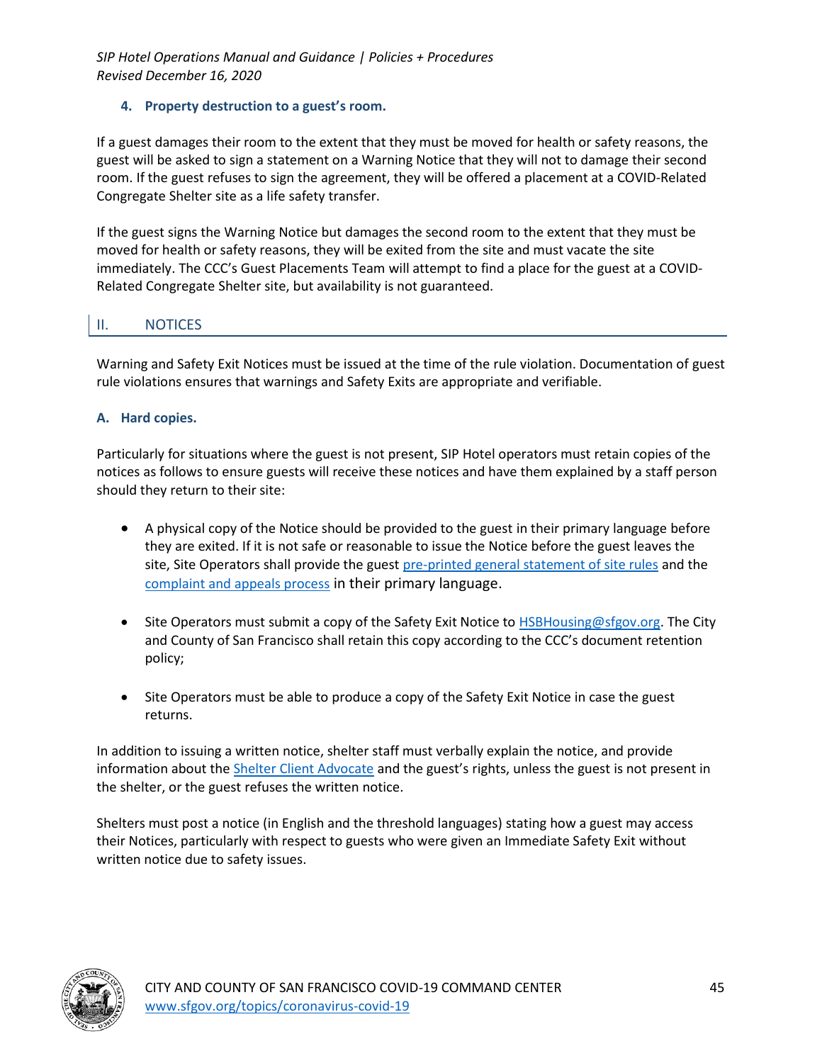#### 4. Property destruction to a guest's room.

If a guest damages their room to the extent that they must be moved for health or safety reasons, the guest will be asked to sign a statement on a Warning Notice that they will not to damage their second room. If the guest refuses to sign the agreement, they will be offered a placement at a COVID-Related Congregate Shelter site as a life safety transfer.

If the guest signs the Warning Notice but damages the second room to the extent that they must be moved for health or safety reasons, they will be exited from the site and must vacate the site immediately. The CCC's Guest Placements Team will attempt to find a place for the guest at a COVID-Related Congregate Shelter site, but availability is not guaranteed.

## II. NOTICES

Warning and Safety Exit Notices must be issued at the time of the rule violation. Documentation of guest rule violations ensures that warnings and Safety Exits are appropriate and verifiable.

### A. Hard copies.

Particularly for situations where the guest is not present, SIP Hotel operators must retain copies of the notices as follows to ensure guests will receive these notices and have them explained by a staff person should they return to their site:

- A physical copy of the Notice should be provided to the guest in their primary language before they are exited. If it is not safe or reasonable to issue the Notice before the guest leaves the site, Site Operators shall provide the guest pre-printed general statement of site rules and the complaint and appeals process in their primary language.
- Site Operators must submit a copy of the Safety Exit Notice to HSBHousing@sfgov.org. The City and County of San Francisco shall retain this copy according to the CCC's document retention policy;
- Site Operators must be able to produce a copy of the Safety Exit Notice in case the guest returns.

In addition to issuing a written notice, shelter staff must verbally explain the notice, and provide information about the Shelter Client Advocate and the guest's rights, unless the guest is not present in the shelter, or the guest refuses the written notice.

Shelters must post a notice (in English and the threshold languages) stating how a guest may access their Notices, particularly with respect to guests who were given an Immediate Safety Exit without written notice due to safety issues.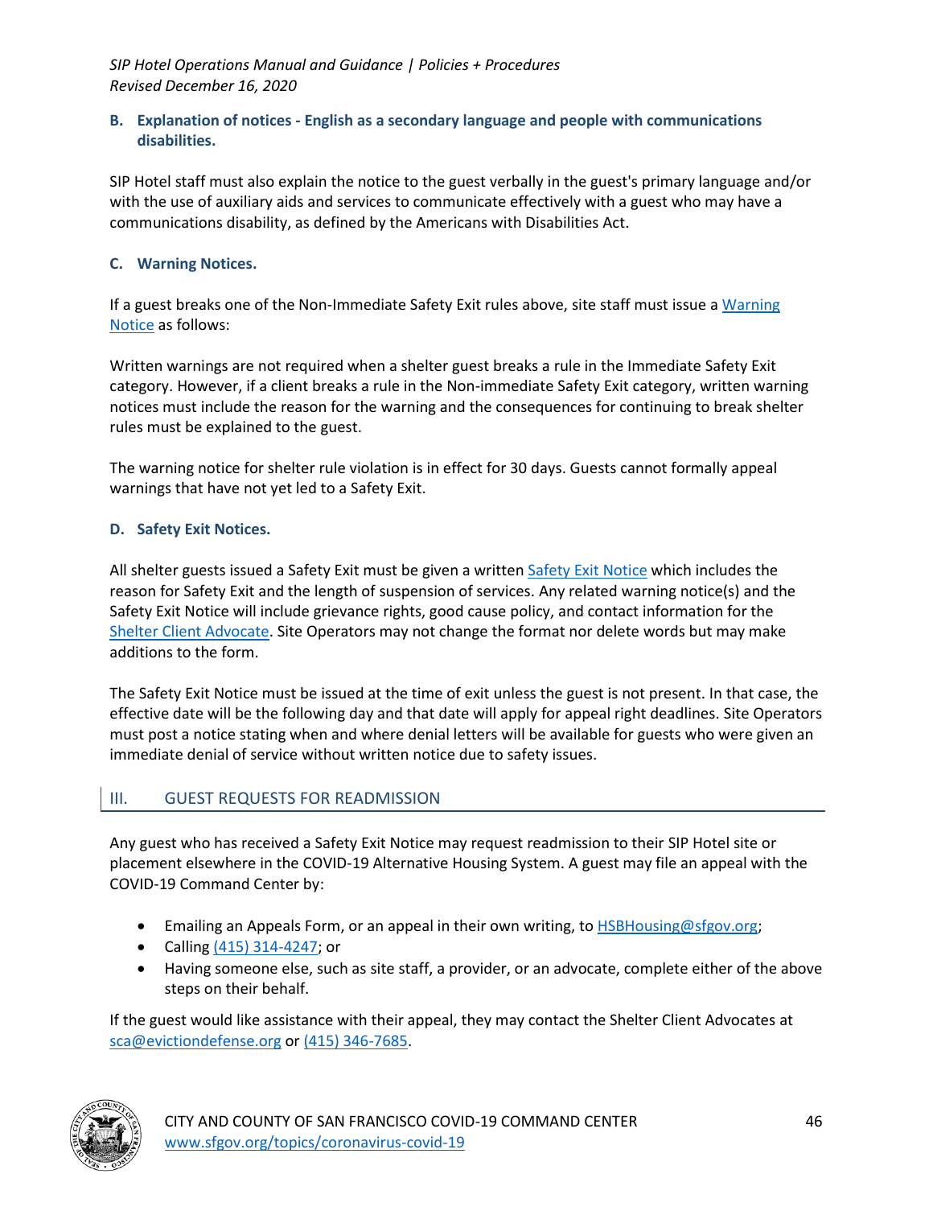### B. Explanation of notices - English as a secondary language and people with communications disabilities.

SIP Hotel staff must also explain the notice to the guest verbally in the guest's primary language and/or with the use of auxiliary aids and services to communicate effectively with a guest who may have a communications disability, as defined by the Americans with Disabilities Act.

### C. Warning Notices.

If a guest breaks one of the Non-Immediate Safety Exit rules above, site staff must issue a [Warning Notice]() as follows:

Written warnings are not required when a shelter guest breaks a rule in the Immediate Safety Exit category. However, if a client breaks a rule in the Non-immediate Safety Exit category, written warning notices must include the reason for the warning and the consequences for continuing to break shelter rules must be explained to the guest.

The warning notice for shelter rule violation is in effect for 30 days. Guests cannot formally appeal warnings that have not yet led to a Safety Exit.

### D. Safety Exit Notices.

All shelter guests issued a Safety Exit must be given a written [Safety Exit Notice]() which includes the reason for Safety Exit and the length of suspension of services. Any related warning notice(s) and the Safety Exit Notice will include grievance rights, good cause policy, and contact information for the [Shelter Client Advocate](). Site Operators may not change the format nor delete words but may make additions to the form.

The Safety Exit Notice must be issued at the time of exit unless the guest is not present. In that case, the effective date will be the following day and that date will apply for appeal right deadlines. Site Operators must post a notice stating when and where denial letters will be available for guests who were given an immediate denial of service without written notice due to safety issues.

## III. GUEST REQUESTS FOR READMISSION

Any guest who has received a Safety Exit Notice may request readmission to their SIP Hotel site or placement elsewhere in the COVID-19 Alternative Housing System. A guest may file an appeal with the COVID-19 Command Center by:

- Emailing an Appeals Form, or an appeal in their own writing, to HSBHousing@sfgov.org;
- Calling (415) 314-4247; or
- Having someone else, such as site staff, a provider, or an advocate, complete either of the above steps on their behalf.

If the guest would like assistance with their appeal, they may contact the Shelter Client Advocates at sca@evictiondefense.org or (415) 346-7685.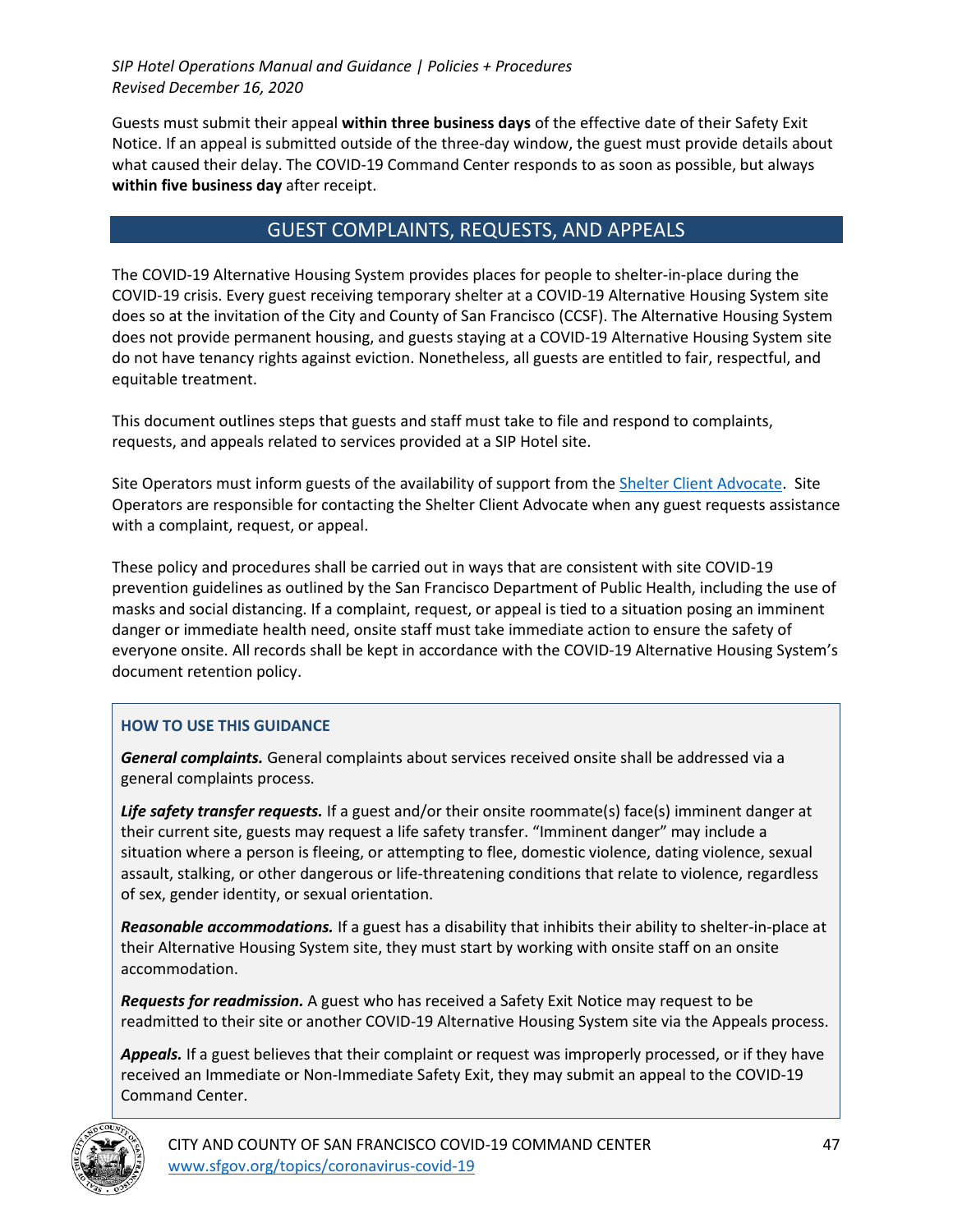Guests must submit their appeal **within three business days** of the effective date of their Safety Exit Notice. If an appeal is submitted outside of the three-day window, the guest must provide details about what caused their delay. The COVID-19 Command Center responds to as soon as possible, but always **within five business day** after receipt.

## GUEST COMPLAINTS, REQUESTS, AND APPEALS

The COVID-19 Alternative Housing System provides places for people to shelter-in-place during the COVID-19 crisis. Every guest receiving temporary shelter at a COVID-19 Alternative Housing System site does so at the invitation of the City and County of San Francisco (CCSF). The Alternative Housing System does not provide permanent housing, and guests staying at a COVID-19 Alternative Housing System site do not have tenancy rights against eviction. Nonetheless, all guests are entitled to fair, respectful, and equitable treatment.

This document outlines steps that guests and staff must take to file and respond to complaints, requests, and appeals related to services provided at a SIP Hotel site.

Site Operators must inform guests of the availability of support from the Shelter Client Advocate. Site Operators are responsible for contacting the Shelter Client Advocate when any guest requests assistance with a complaint, request, or appeal.

These policy and procedures shall be carried out in ways that are consistent with site COVID-19 prevention guidelines as outlined by the San Francisco Department of Public Health, including the use of masks and social distancing. If a complaint, request, or appeal is tied to a situation posing an imminent danger or immediate health need, onsite staff must take immediate action to ensure the safety of everyone onsite. All records shall be kept in accordance with the COVID-19 Alternative Housing System's document retention policy.

### HOW TO USE THIS GUIDANCE

***General complaints.*** General complaints about services received onsite shall be addressed via a general complaints process.

***Life safety transfer requests.*** If a guest and/or their onsite roommate(s) face(s) imminent danger at their current site, guests may request a life safety transfer. "Imminent danger" may include a situation where a person is fleeing, or attempting to flee, domestic violence, dating violence, sexual assault, stalking, or other dangerous or life-threatening conditions that relate to violence, regardless of sex, gender identity, or sexual orientation.

***Reasonable accommodations.*** If a guest has a disability that inhibits their ability to shelter-in-place at their Alternative Housing System site, they must start by working with onsite staff on an onsite accommodation.

***Requests for readmission.*** A guest who has received a Safety Exit Notice may request to be readmitted to their site or another COVID-19 Alternative Housing System site via the Appeals process.

***Appeals.*** If a guest believes that their complaint or request was improperly processed, or if they have received an Immediate or Non-Immediate Safety Exit, they may submit an appeal to the COVID-19 Command Center.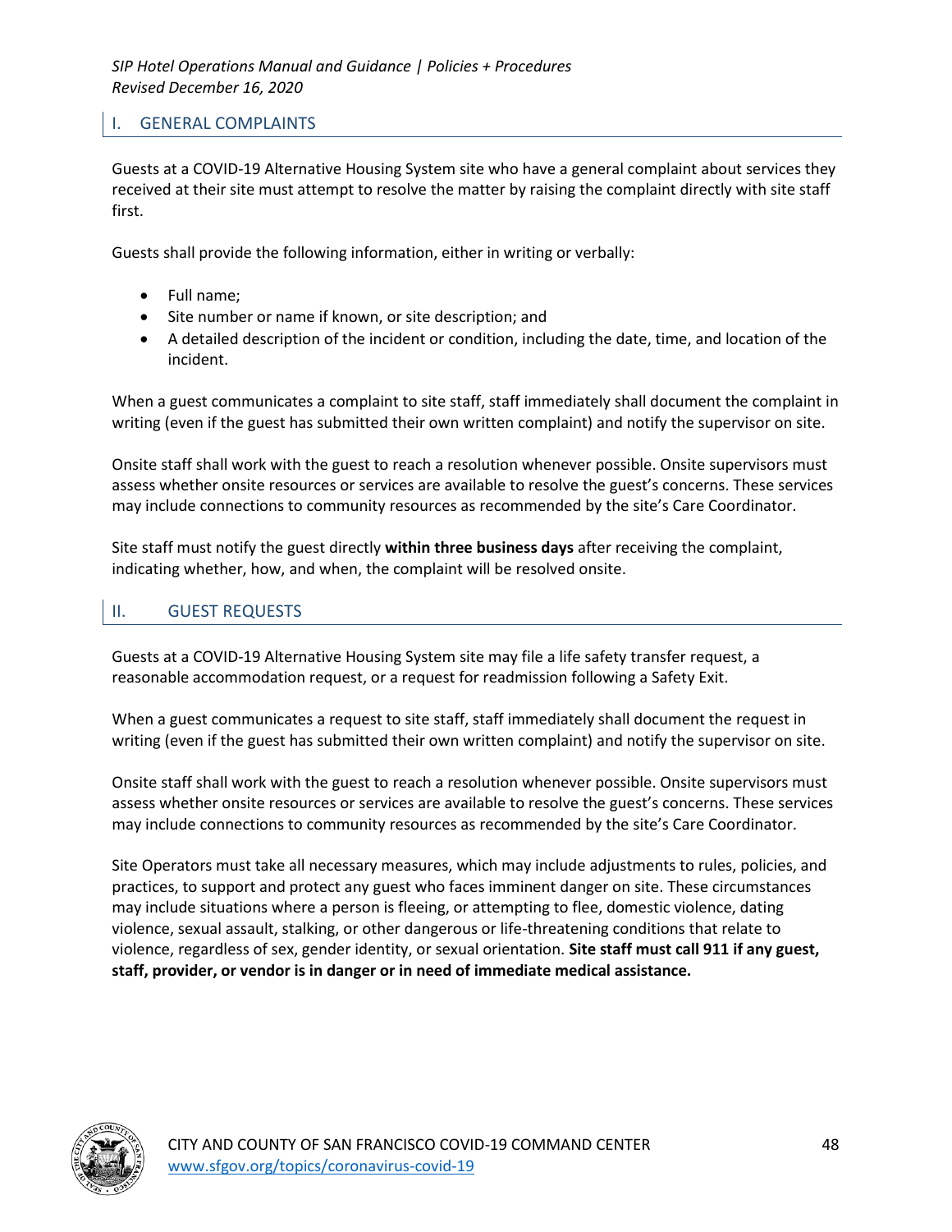## I. GENERAL COMPLAINTS

Guests at a COVID-19 Alternative Housing System site who have a general complaint about services they received at their site must attempt to resolve the matter by raising the complaint directly with site staff first.

Guests shall provide the following information, either in writing or verbally:

- Full name;
- Site number or name if known, or site description; and
- A detailed description of the incident or condition, including the date, time, and location of the incident.

When a guest communicates a complaint to site staff, staff immediately shall document the complaint in writing (even if the guest has submitted their own written complaint) and notify the supervisor on site.

Onsite staff shall work with the guest to reach a resolution whenever possible. Onsite supervisors must assess whether onsite resources or services are available to resolve the guest's concerns. These services may include connections to community resources as recommended by the site's Care Coordinator.

Site staff must notify the guest directly **within three business days** after receiving the complaint, indicating whether, how, and when, the complaint will be resolved onsite.

## II. GUEST REQUESTS

Guests at a COVID-19 Alternative Housing System site may file a life safety transfer request, a reasonable accommodation request, or a request for readmission following a Safety Exit.

When a guest communicates a request to site staff, staff immediately shall document the request in writing (even if the guest has submitted their own written complaint) and notify the supervisor on site.

Onsite staff shall work with the guest to reach a resolution whenever possible. Onsite supervisors must assess whether onsite resources or services are available to resolve the guest's concerns. These services may include connections to community resources as recommended by the site's Care Coordinator.

Site Operators must take all necessary measures, which may include adjustments to rules, policies, and practices, to support and protect any guest who faces imminent danger on site. These circumstances may include situations where a person is fleeing, or attempting to flee, domestic violence, dating violence, sexual assault, stalking, or other dangerous or life-threatening conditions that relate to violence, regardless of sex, gender identity, or sexual orientation. **Site staff must call 911 if any guest, staff, provider, or vendor is in danger or in need of immediate medical assistance.**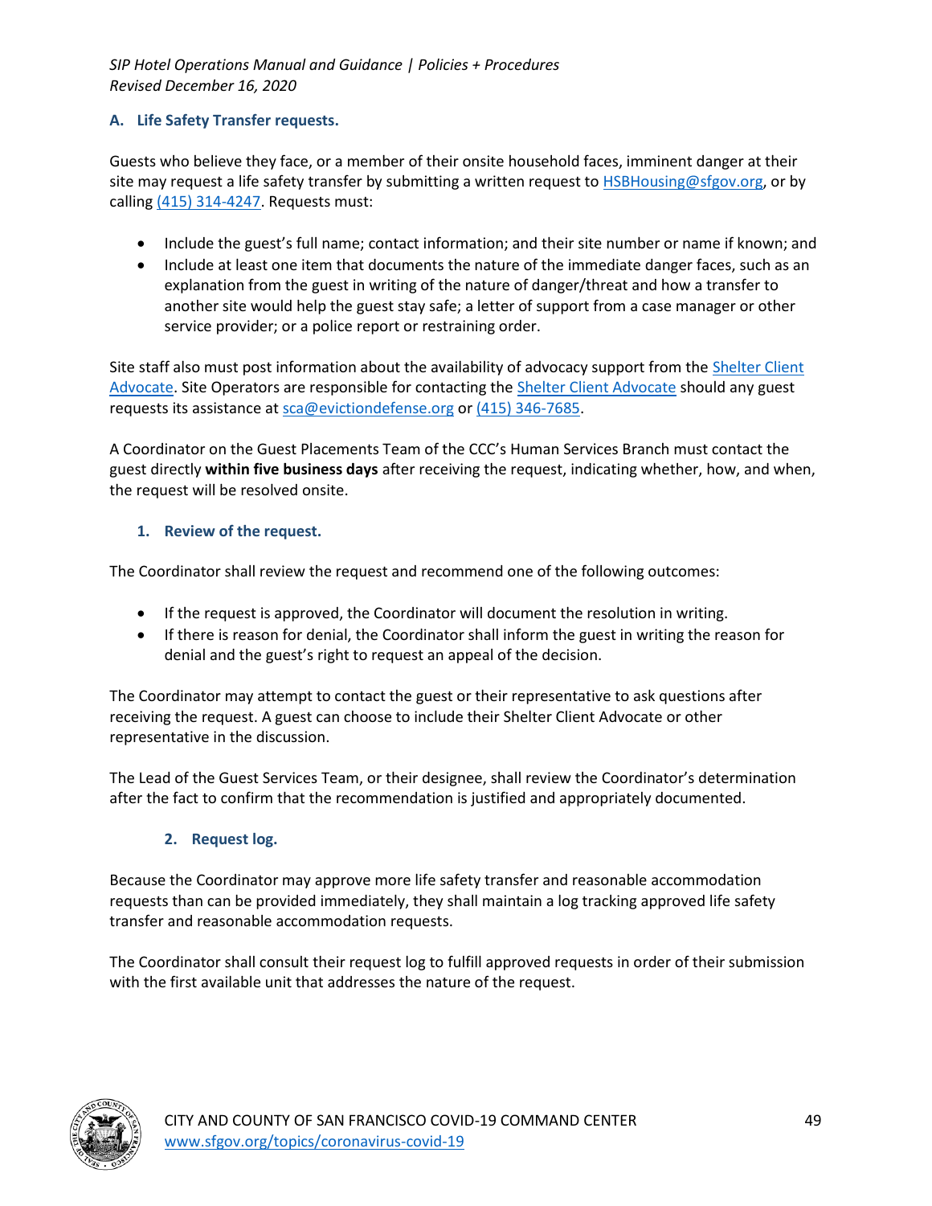### A. Life Safety Transfer requests.

Guests who believe they face, or a member of their onsite household faces, imminent danger at their site may request a life safety transfer by submitting a written request to HSBHousing@sfgov.org, or by calling (415) 314-4247. Requests must:

- Include the guest's full name; contact information; and their site number or name if known; and
- Include at least one item that documents the nature of the immediate danger faces, such as an explanation from the guest in writing of the nature of danger/threat and how a transfer to another site would help the guest stay safe; a letter of support from a case manager or other service provider; or a police report or restraining order.

Site staff also must post information about the availability of advocacy support from the Shelter Client Advocate. Site Operators are responsible for contacting the Shelter Client Advocate should any guest requests its assistance at sca@evictiondefense.org or (415) 346-7685.

A Coordinator on the Guest Placements Team of the CCC's Human Services Branch must contact the guest directly **within five business days** after receiving the request, indicating whether, how, and when, the request will be resolved onsite.

#### 1. Review of the request.

The Coordinator shall review the request and recommend one of the following outcomes:

- If the request is approved, the Coordinator will document the resolution in writing.
- If there is reason for denial, the Coordinator shall inform the guest in writing the reason for denial and the guest's right to request an appeal of the decision.

The Coordinator may attempt to contact the guest or their representative to ask questions after receiving the request. A guest can choose to include their Shelter Client Advocate or other representative in the discussion.

The Lead of the Guest Services Team, or their designee, shall review the Coordinator's determination after the fact to confirm that the recommendation is justified and appropriately documented.

#### 2. Request log.

Because the Coordinator may approve more life safety transfer and reasonable accommodation requests than can be provided immediately, they shall maintain a log tracking approved life safety transfer and reasonable accommodation requests.

The Coordinator shall consult their request log to fulfill approved requests in order of their submission with the first available unit that addresses the nature of the request.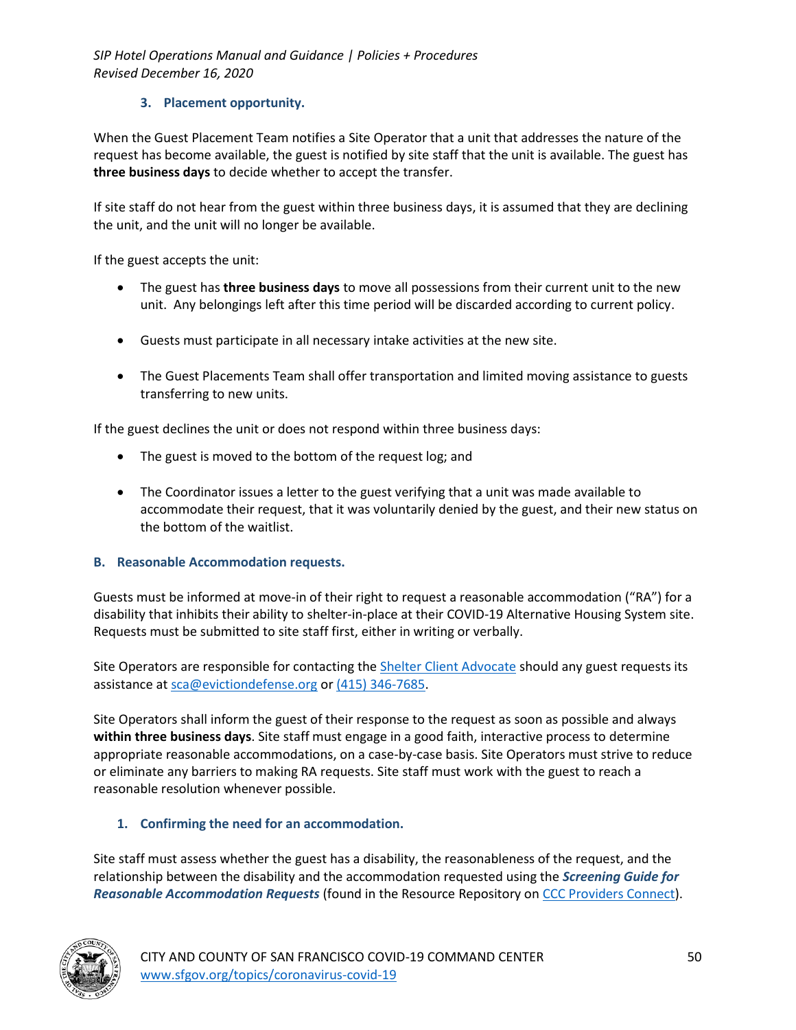### 3. Placement opportunity.

When the Guest Placement Team notifies a Site Operator that a unit that addresses the nature of the request has become available, the guest is notified by site staff that the unit is available. The guest has **three business days** to decide whether to accept the transfer.

If site staff do not hear from the guest within three business days, it is assumed that they are declining the unit, and the unit will no longer be available.

If the guest accepts the unit:

- The guest has **three business days** to move all possessions from their current unit to the new unit. Any belongings left after this time period will be discarded according to current policy.
- Guests must participate in all necessary intake activities at the new site.
- The Guest Placements Team shall offer transportation and limited moving assistance to guests transferring to new units.

If the guest declines the unit or does not respond within three business days:

- The guest is moved to the bottom of the request log; and
- The Coordinator issues a letter to the guest verifying that a unit was made available to accommodate their request, that it was voluntarily denied by the guest, and their new status on the bottom of the waitlist.

## B. Reasonable Accommodation requests.

Guests must be informed at move-in of their right to request a reasonable accommodation ("RA") for a disability that inhibits their ability to shelter-in-place at their COVID-19 Alternative Housing System site. Requests must be submitted to site staff first, either in writing or verbally.

Site Operators are responsible for contacting the Shelter Client Advocate should any guest requests its assistance at sca@evictiondefense.org or (415) 346-7685.

Site Operators shall inform the guest of their response to the request as soon as possible and always **within three business days**. Site staff must engage in a good faith, interactive process to determine appropriate reasonable accommodations, on a case-by-case basis. Site Operators must strive to reduce or eliminate any barriers to making RA requests. Site staff must work with the guest to reach a reasonable resolution whenever possible.

### 1. Confirming the need for an accommodation.

Site staff must assess whether the guest has a disability, the reasonableness of the request, and the relationship between the disability and the accommodation requested using the ***Screening Guide for Reasonable Accommodation Requests*** (found in the Resource Repository on CCC Providers Connect).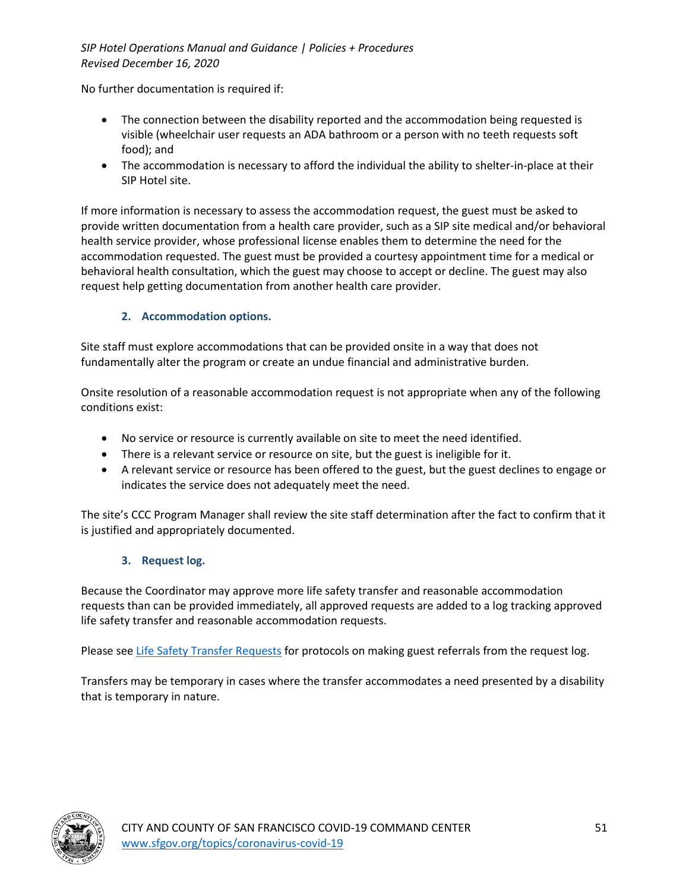No further documentation is required if:

- The connection between the disability reported and the accommodation being requested is visible (wheelchair user requests an ADA bathroom or a person with no teeth requests soft food); and
- The accommodation is necessary to afford the individual the ability to shelter-in-place at their SIP Hotel site.

If more information is necessary to assess the accommodation request, the guest must be asked to provide written documentation from a health care provider, such as a SIP site medical and/or behavioral health service provider, whose professional license enables them to determine the need for the accommodation requested. The guest must be provided a courtesy appointment time for a medical or behavioral health consultation, which the guest may choose to accept or decline. The guest may also request help getting documentation from another health care provider.

### 2. Accommodation options.

Site staff must explore accommodations that can be provided onsite in a way that does not fundamentally alter the program or create an undue financial and administrative burden.

Onsite resolution of a reasonable accommodation request is not appropriate when any of the following conditions exist:

- No service or resource is currently available on site to meet the need identified.
- There is a relevant service or resource on site, but the guest is ineligible for it.
- A relevant service or resource has been offered to the guest, but the guest declines to engage or indicates the service does not adequately meet the need.

The site's CCC Program Manager shall review the site staff determination after the fact to confirm that it is justified and appropriately documented.

### 3. Request log.

Because the Coordinator may approve more life safety transfer and reasonable accommodation requests than can be provided immediately, all approved requests are added to a log tracking approved life safety transfer and reasonable accommodation requests.

Please see [Life Safety Transfer Requests] for protocols on making guest referrals from the request log.

Transfers may be temporary in cases where the transfer accommodates a need presented by a disability that is temporary in nature.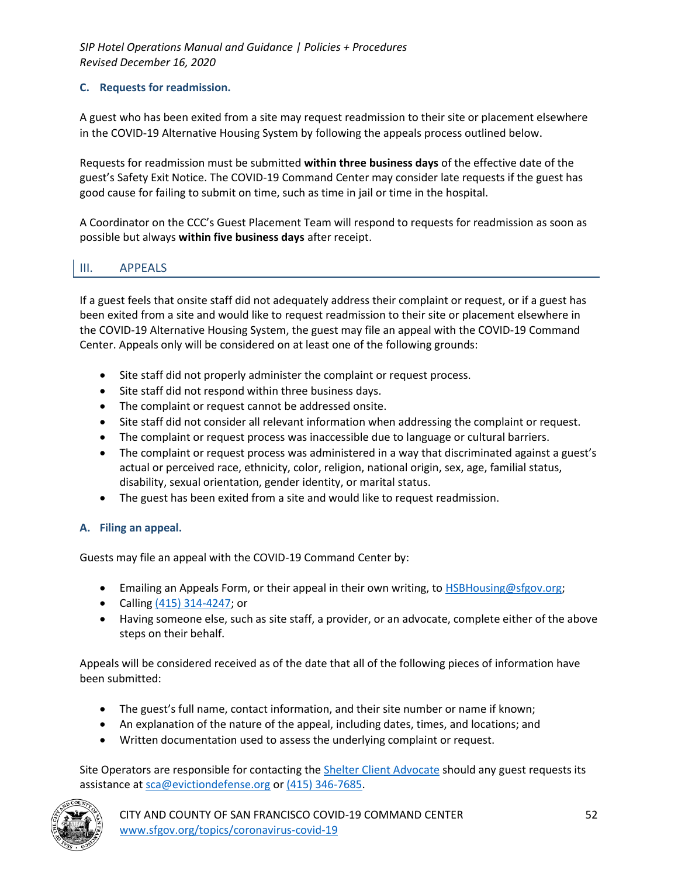### C. Requests for readmission.

A guest who has been exited from a site may request readmission to their site or placement elsewhere in the COVID-19 Alternative Housing System by following the appeals process outlined below.

Requests for readmission must be submitted **within three business days** of the effective date of the guest's Safety Exit Notice. The COVID-19 Command Center may consider late requests if the guest has good cause for failing to submit on time, such as time in jail or time in the hospital.

A Coordinator on the CCC's Guest Placement Team will respond to requests for readmission as soon as possible but always **within five business days** after receipt.

## III. APPEALS

If a guest feels that onsite staff did not adequately address their complaint or request, or if a guest has been exited from a site and would like to request readmission to their site or placement elsewhere in the COVID-19 Alternative Housing System, the guest may file an appeal with the COVID-19 Command Center. Appeals only will be considered on at least one of the following grounds:

- Site staff did not properly administer the complaint or request process.
- Site staff did not respond within three business days.
- The complaint or request cannot be addressed onsite.
- Site staff did not consider all relevant information when addressing the complaint or request.
- The complaint or request process was inaccessible due to language or cultural barriers.
- The complaint or request process was administered in a way that discriminated against a guest's actual or perceived race, ethnicity, color, religion, national origin, sex, age, familial status, disability, sexual orientation, gender identity, or marital status.
- The guest has been exited from a site and would like to request readmission.

### A. Filing an appeal.

Guests may file an appeal with the COVID-19 Command Center by:

- Emailing an Appeals Form, or their appeal in their own writing, to [HSBHousing@sfgov.org](mailto:HSBHousing@sfgov.org);
- Calling (415) 314-4247; or
- Having someone else, such as site staff, a provider, or an advocate, complete either of the above steps on their behalf.

Appeals will be considered received as of the date that all of the following pieces of information have been submitted:

- The guest's full name, contact information, and their site number or name if known;
- An explanation of the nature of the appeal, including dates, times, and locations; and
- Written documentation used to assess the underlying complaint or request.

Site Operators are responsible for contacting the Shelter Client Advocate should any guest requests its assistance at [sca@evictiondefense.org](mailto:sca@evictiondefense.org) or (415) 346-7685.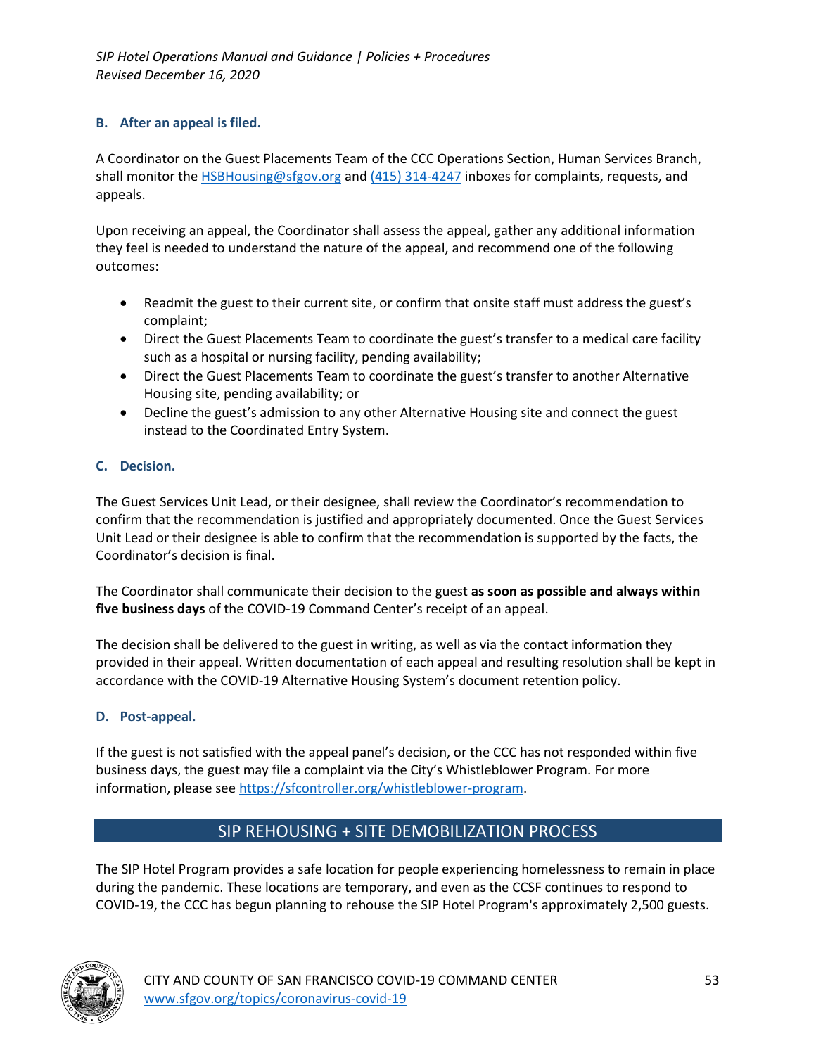### B. After an appeal is filed.

A Coordinator on the Guest Placements Team of the CCC Operations Section, Human Services Branch, shall monitor the [HSBHousing@sfgov.org](mailto:HSBHousing@sfgov.org) and [(415) 314-4247](tel:4153144247) inboxes for complaints, requests, and appeals.

Upon receiving an appeal, the Coordinator shall assess the appeal, gather any additional information they feel is needed to understand the nature of the appeal, and recommend one of the following outcomes:

- Readmit the guest to their current site, or confirm that onsite staff must address the guest's complaint;
- Direct the Guest Placements Team to coordinate the guest's transfer to a medical care facility such as a hospital or nursing facility, pending availability;
- Direct the Guest Placements Team to coordinate the guest's transfer to another Alternative Housing site, pending availability; or
- Decline the guest's admission to any other Alternative Housing site and connect the guest instead to the Coordinated Entry System.

### C. Decision.

The Guest Services Unit Lead, or their designee, shall review the Coordinator's recommendation to confirm that the recommendation is justified and appropriately documented. Once the Guest Services Unit Lead or their designee is able to confirm that the recommendation is supported by the facts, the Coordinator's decision is final.

The Coordinator shall communicate their decision to the guest **as soon as possible and always within five business days** of the COVID-19 Command Center's receipt of an appeal.

The decision shall be delivered to the guest in writing, as well as via the contact information they provided in their appeal. Written documentation of each appeal and resulting resolution shall be kept in accordance with the COVID-19 Alternative Housing System's document retention policy.

### D. Post-appeal.

If the guest is not satisfied with the appeal panel's decision, or the CCC has not responded within five business days, the guest may file a complaint via the City's Whistleblower Program. For more information, please see [https://sfcontroller.org/whistleblower-program](https://sfcontroller.org/whistleblower-program).

## SIP REHOUSING + SITE DEMOBILIZATION PROCESS

The SIP Hotel Program provides a safe location for people experiencing homelessness to remain in place during the pandemic. These locations are temporary, and even as the CCSF continues to respond to COVID-19, the CCC has begun planning to rehouse the SIP Hotel Program's approximately 2,500 guests.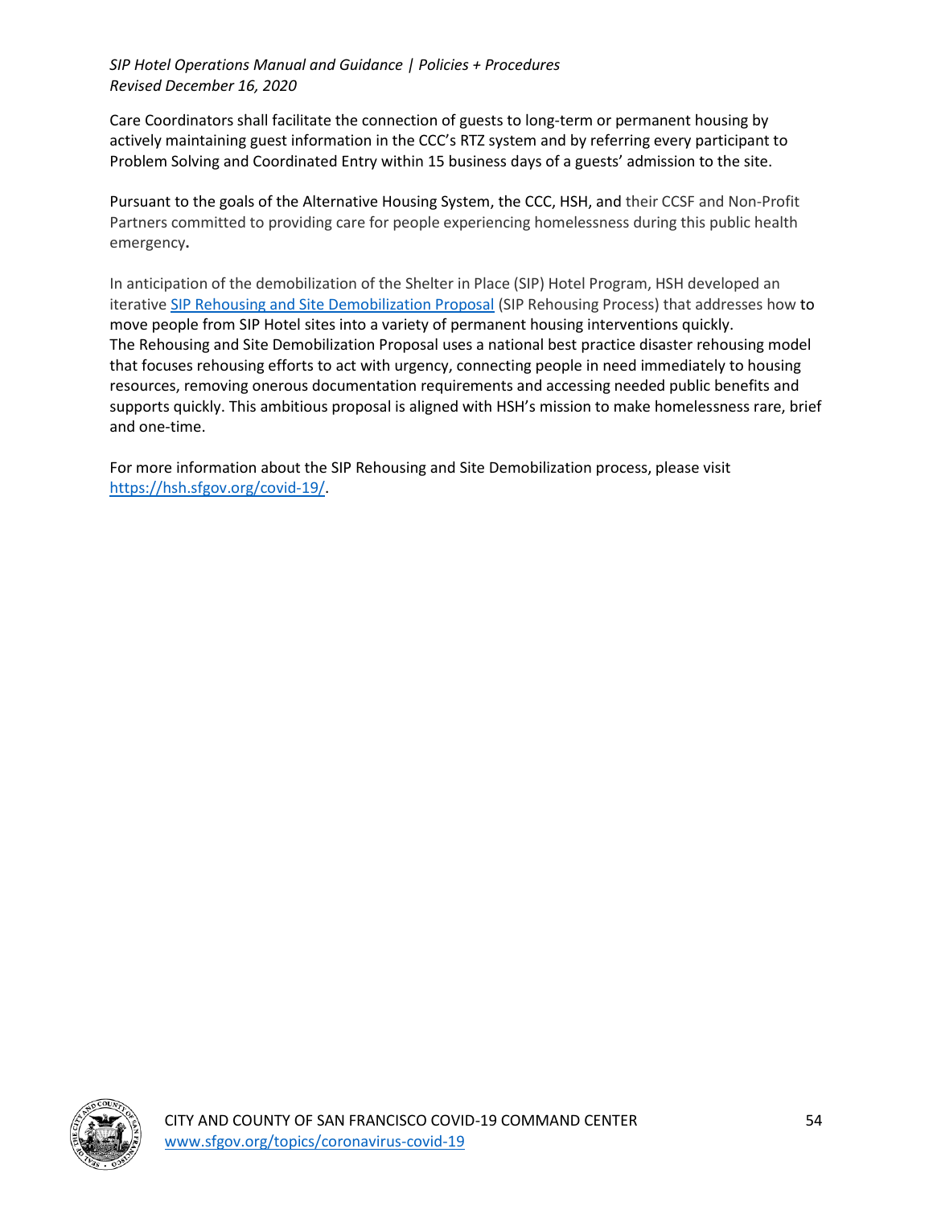Care Coordinators shall facilitate the connection of guests to long-term or permanent housing by actively maintaining guest information in the CCC's RTZ system and by referring every participant to Problem Solving and Coordinated Entry within 15 business days of a guests' admission to the site.

Pursuant to the goals of the Alternative Housing System, the CCC, HSH, and their CCSF and Non-Profit Partners committed to providing care for people experiencing homelessness during this public health emergency**.**

In anticipation of the demobilization of the Shelter in Place (SIP) Hotel Program, HSH developed an iterative [SIP Rehousing and Site Demobilization Proposal](#) (SIP Rehousing Process) that addresses how to move people from SIP Hotel sites into a variety of permanent housing interventions quickly. The Rehousing and Site Demobilization Proposal uses a national best practice disaster rehousing model that focuses rehousing efforts to act with urgency, connecting people in need immediately to housing resources, removing onerous documentation requirements and accessing needed public benefits and supports quickly. This ambitious proposal is aligned with HSH's mission to make homelessness rare, brief and one-time.

For more information about the SIP Rehousing and Site Demobilization process, please visit [https://hsh.sfgov.org/covid-19/](https://hsh.sfgov.org/covid-19/).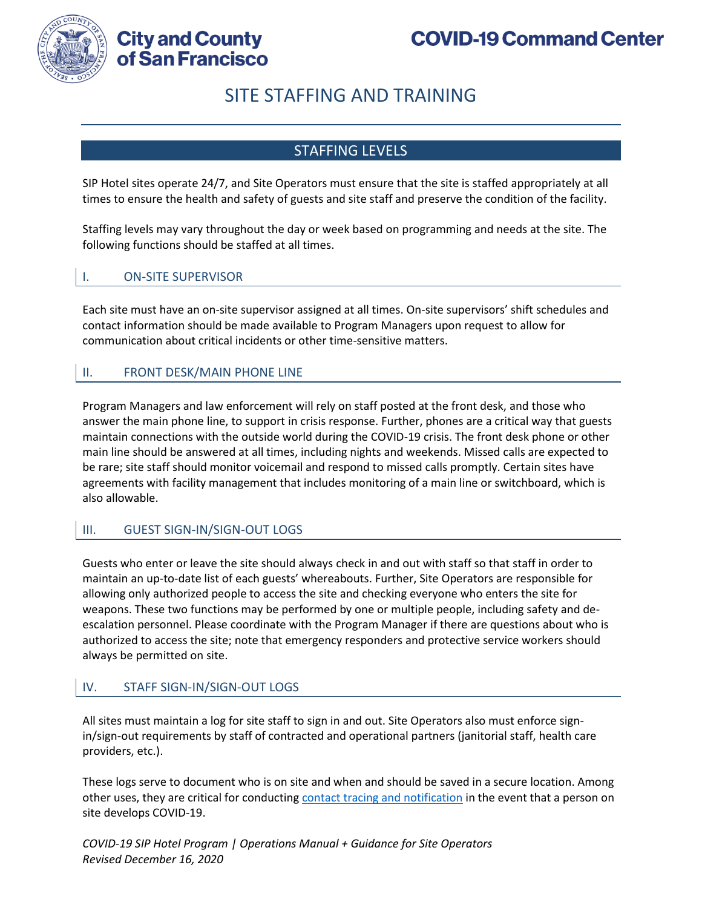# SITE STAFFING AND TRAINING

## STAFFING LEVELS

SIP Hotel sites operate 24/7, and Site Operators must ensure that the site is staffed appropriately at all times to ensure the health and safety of guests and site staff and preserve the condition of the facility.

Staffing levels may vary throughout the day or week based on programming and needs at the site. The following functions should be staffed at all times.

### I. ON-SITE SUPERVISOR

Each site must have an on-site supervisor assigned at all times. On-site supervisors' shift schedules and contact information should be made available to Program Managers upon request to allow for communication about critical incidents or other time-sensitive matters.

### II. FRONT DESK/MAIN PHONE LINE

Program Managers and law enforcement will rely on staff posted at the front desk, and those who answer the main phone line, to support in crisis response. Further, phones are a critical way that guests maintain connections with the outside world during the COVID-19 crisis. The front desk phone or other main line should be answered at all times, including nights and weekends. Missed calls are expected to be rare; site staff should monitor voicemail and respond to missed calls promptly. Certain sites have agreements with facility management that includes monitoring of a main line or switchboard, which is also allowable.

### III. GUEST SIGN-IN/SIGN-OUT LOGS

Guests who enter or leave the site should always check in and out with staff so that staff in order to maintain an up-to-date list of each guests' whereabouts. Further, Site Operators are responsible for allowing only authorized people to access the site and checking everyone who enters the site for weapons. These two functions may be performed by one or multiple people, including safety and de-escalation personnel. Please coordinate with the Program Manager if there are questions about who is authorized to access the site; note that emergency responders and protective service workers should always be permitted on site.

### IV. STAFF SIGN-IN/SIGN-OUT LOGS

All sites must maintain a log for site staff to sign in and out. Site Operators also must enforce sign-in/sign-out requirements by staff of contracted and operational partners (janitorial staff, health care providers, etc.).

These logs serve to document who is on site and when and should be saved in a secure location. Among other uses, they are critical for conducting contact tracing and notification in the event that a person on site develops COVID-19.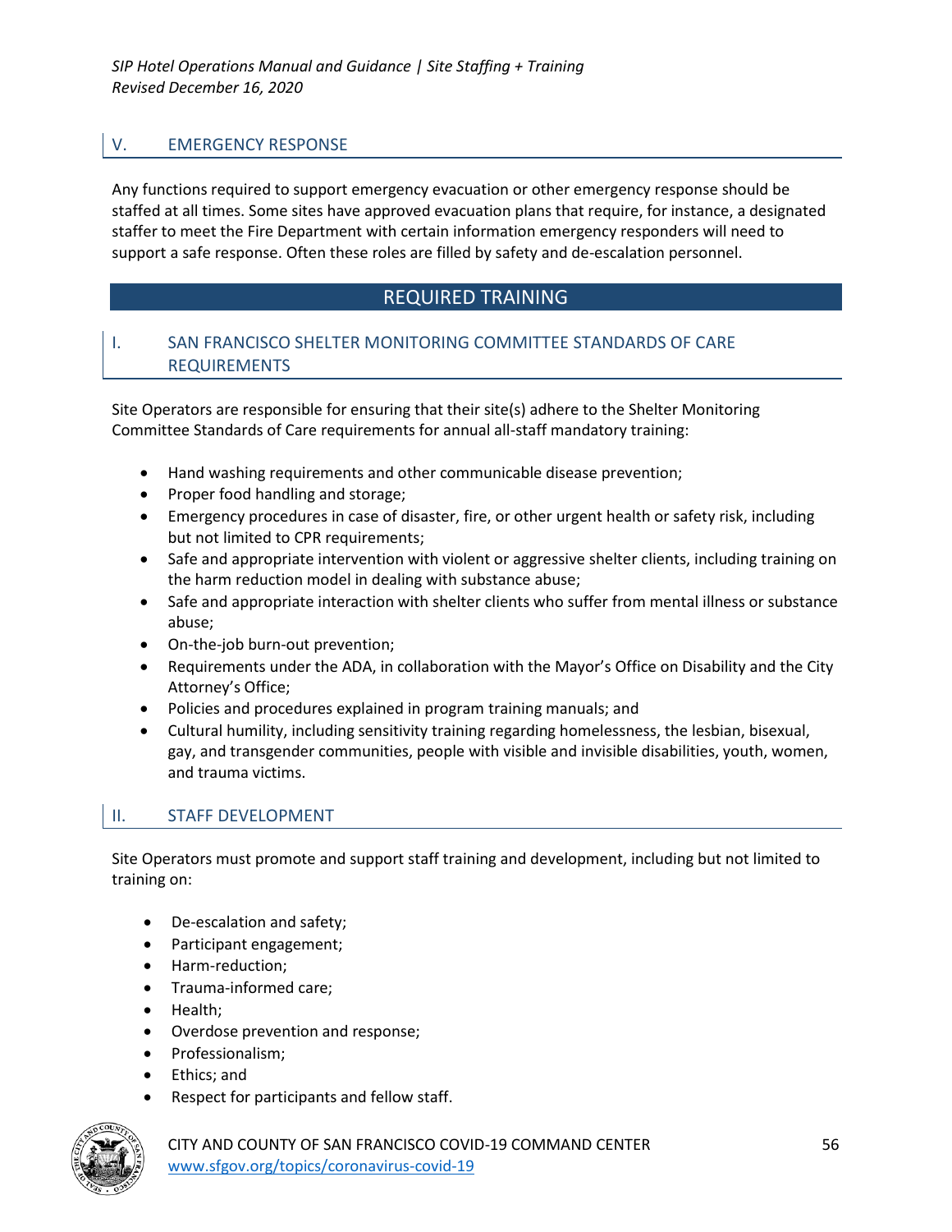## V. EMERGENCY RESPONSE

Any functions required to support emergency evacuation or other emergency response should be staffed at all times. Some sites have approved evacuation plans that require, for instance, a designated staffer to meet the Fire Department with certain information emergency responders will need to support a safe response. Often these roles are filled by safety and de-escalation personnel.

# REQUIRED TRAINING

## I. SAN FRANCISCO SHELTER MONITORING COMMITTEE STANDARDS OF CARE REQUIREMENTS

Site Operators are responsible for ensuring that their site(s) adhere to the Shelter Monitoring Committee Standards of Care requirements for annual all-staff mandatory training:

- Hand washing requirements and other communicable disease prevention;
- Proper food handling and storage;
- Emergency procedures in case of disaster, fire, or other urgent health or safety risk, including but not limited to CPR requirements;
- Safe and appropriate intervention with violent or aggressive shelter clients, including training on the harm reduction model in dealing with substance abuse;
- Safe and appropriate interaction with shelter clients who suffer from mental illness or substance abuse;
- On-the-job burn-out prevention;
- Requirements under the ADA, in collaboration with the Mayor's Office on Disability and the City Attorney's Office;
- Policies and procedures explained in program training manuals; and
- Cultural humility, including sensitivity training regarding homelessness, the lesbian, bisexual, gay, and transgender communities, people with visible and invisible disabilities, youth, women, and trauma victims.

## II. STAFF DEVELOPMENT

Site Operators must promote and support staff training and development, including but not limited to training on:

- De-escalation and safety;
- Participant engagement;
- Harm-reduction;
- Trauma-informed care;
- Health;
- Overdose prevention and response;
- Professionalism;
- Ethics; and
- Respect for participants and fellow staff.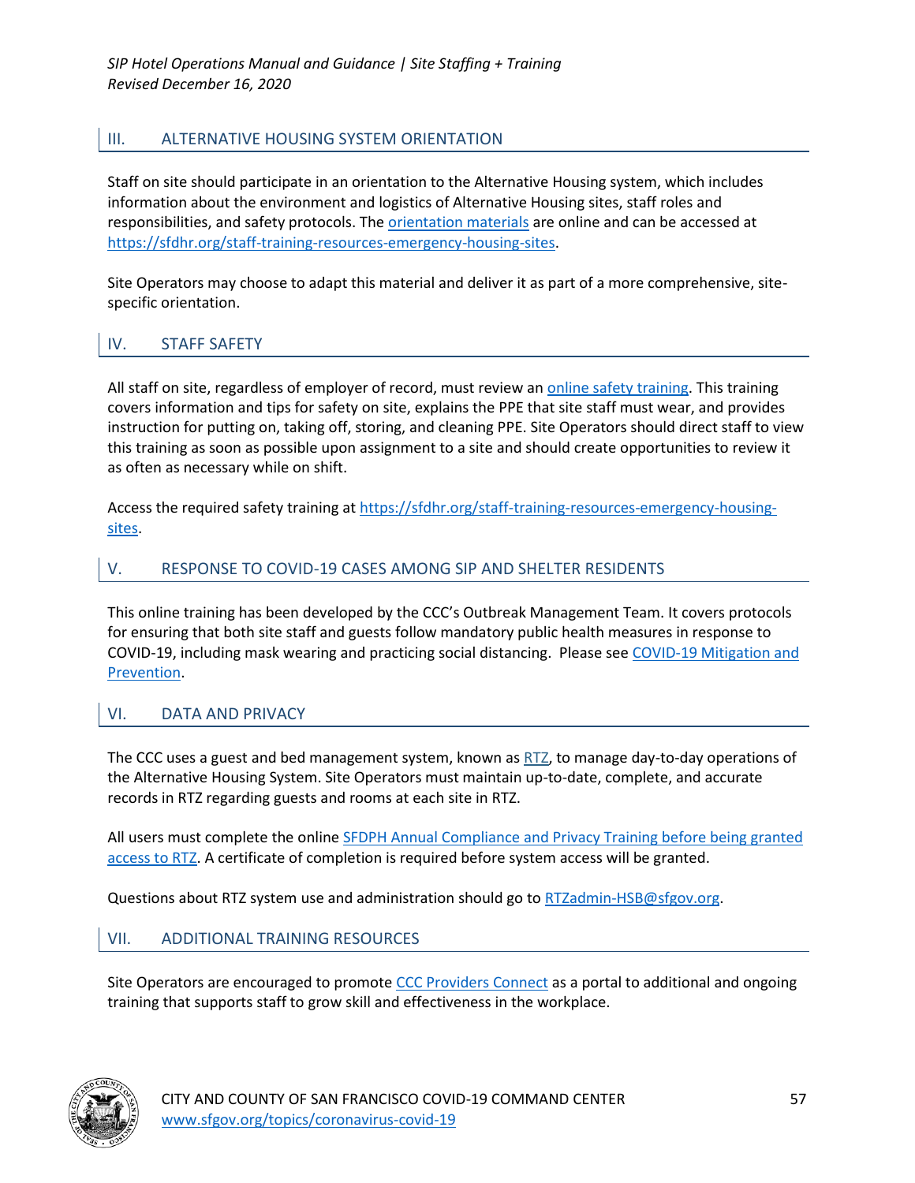## III. ALTERNATIVE HOUSING SYSTEM ORIENTATION

Staff on site should participate in an orientation to the Alternative Housing system, which includes information about the environment and logistics of Alternative Housing sites, staff roles and responsibilities, and safety protocols. The orientation materials are online and can be accessed at https://sfdhr.org/staff-training-resources-emergency-housing-sites.

Site Operators may choose to adapt this material and deliver it as part of a more comprehensive, site-specific orientation.

## IV. STAFF SAFETY

All staff on site, regardless of employer of record, must review an online safety training. This training covers information and tips for safety on site, explains the PPE that site staff must wear, and provides instruction for putting on, taking off, storing, and cleaning PPE. Site Operators should direct staff to view this training as soon as possible upon assignment to a site and should create opportunities to review it as often as necessary while on shift.

Access the required safety training at https://sfdhr.org/staff-training-resources-emergency-housing-sites.

## V. RESPONSE TO COVID-19 CASES AMONG SIP AND SHELTER RESIDENTS

This online training has been developed by the CCC's Outbreak Management Team. It covers protocols for ensuring that both site staff and guests follow mandatory public health measures in response to COVID-19, including mask wearing and practicing social distancing. Please see COVID-19 Mitigation and Prevention.

## VI. DATA AND PRIVACY

The CCC uses a guest and bed management system, known as RTZ, to manage day-to-day operations of the Alternative Housing System. Site Operators must maintain up-to-date, complete, and accurate records in RTZ regarding guests and rooms at each site in RTZ.

All users must complete the online SFDPH Annual Compliance and Privacy Training before being granted access to RTZ. A certificate of completion is required before system access will be granted.

Questions about RTZ system use and administration should go to RTZadmin-HSB@sfgov.org.

## VII. ADDITIONAL TRAINING RESOURCES

Site Operators are encouraged to promote CCC Providers Connect as a portal to additional and ongoing training that supports staff to grow skill and effectiveness in the workplace.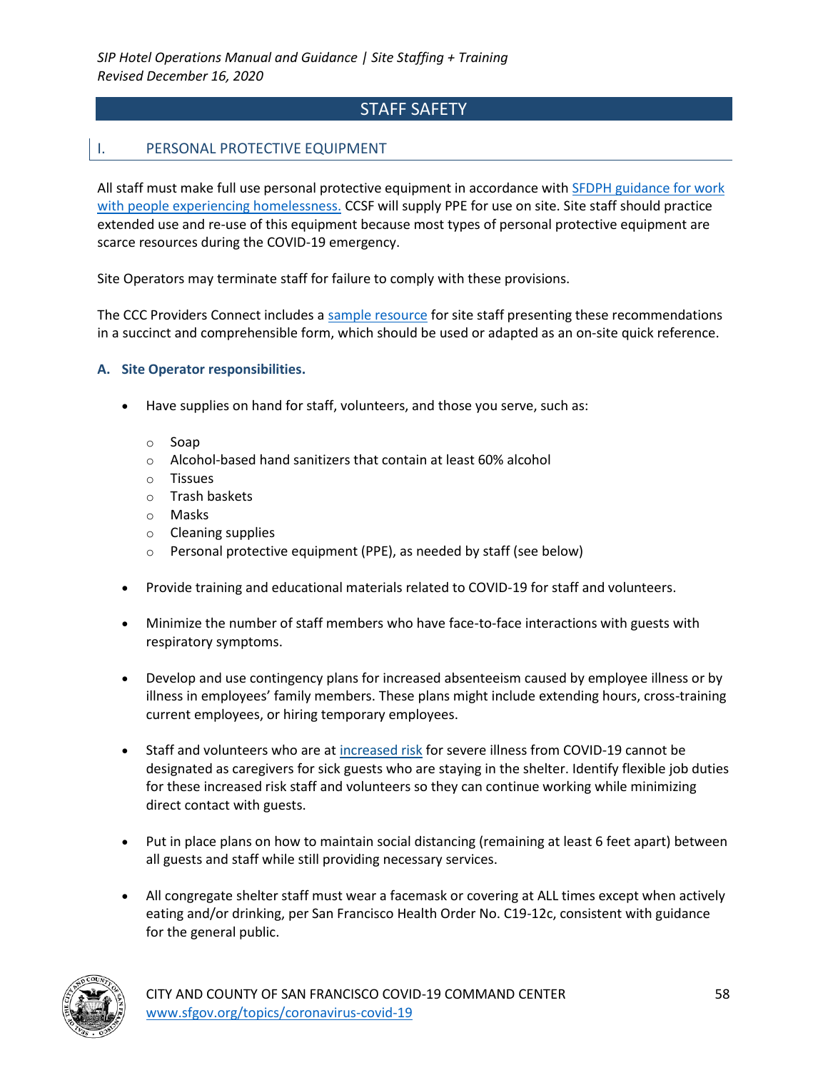# STAFF SAFETY

## I. PERSONAL PROTECTIVE EQUIPMENT

All staff must make full use personal protective equipment in accordance with SFDPH guidance for work with people experiencing homelessness. CCSF will supply PPE for use on site. Site staff should practice extended use and re-use of this equipment because most types of personal protective equipment are scarce resources during the COVID-19 emergency.

Site Operators may terminate staff for failure to comply with these provisions.

The CCC Providers Connect includes a sample resource for site staff presenting these recommendations in a succinct and comprehensible form, which should be used or adapted as an on-site quick reference.

### A. Site Operator responsibilities.

- Have supplies on hand for staff, volunteers, and those you serve, such as:
  - Soap
  - Alcohol-based hand sanitizers that contain at least 60% alcohol
  - Tissues
  - Trash baskets
  - Masks
  - Cleaning supplies
  - Personal protective equipment (PPE), as needed by staff (see below)
- Provide training and educational materials related to COVID-19 for staff and volunteers.
- Minimize the number of staff members who have face-to-face interactions with guests with respiratory symptoms.
- Develop and use contingency plans for increased absenteeism caused by employee illness or by illness in employees' family members. These plans might include extending hours, cross-training current employees, or hiring temporary employees.
- Staff and volunteers who are at increased risk for severe illness from COVID-19 cannot be designated as caregivers for sick guests who are staying in the shelter. Identify flexible job duties for these increased risk staff and volunteers so they can continue working while minimizing direct contact with guests.
- Put in place plans on how to maintain social distancing (remaining at least 6 feet apart) between all guests and staff while still providing necessary services.
- All congregate shelter staff must wear a facemask or covering at ALL times except when actively eating and/or drinking, per San Francisco Health Order No. C19-12c, consistent with guidance for the general public.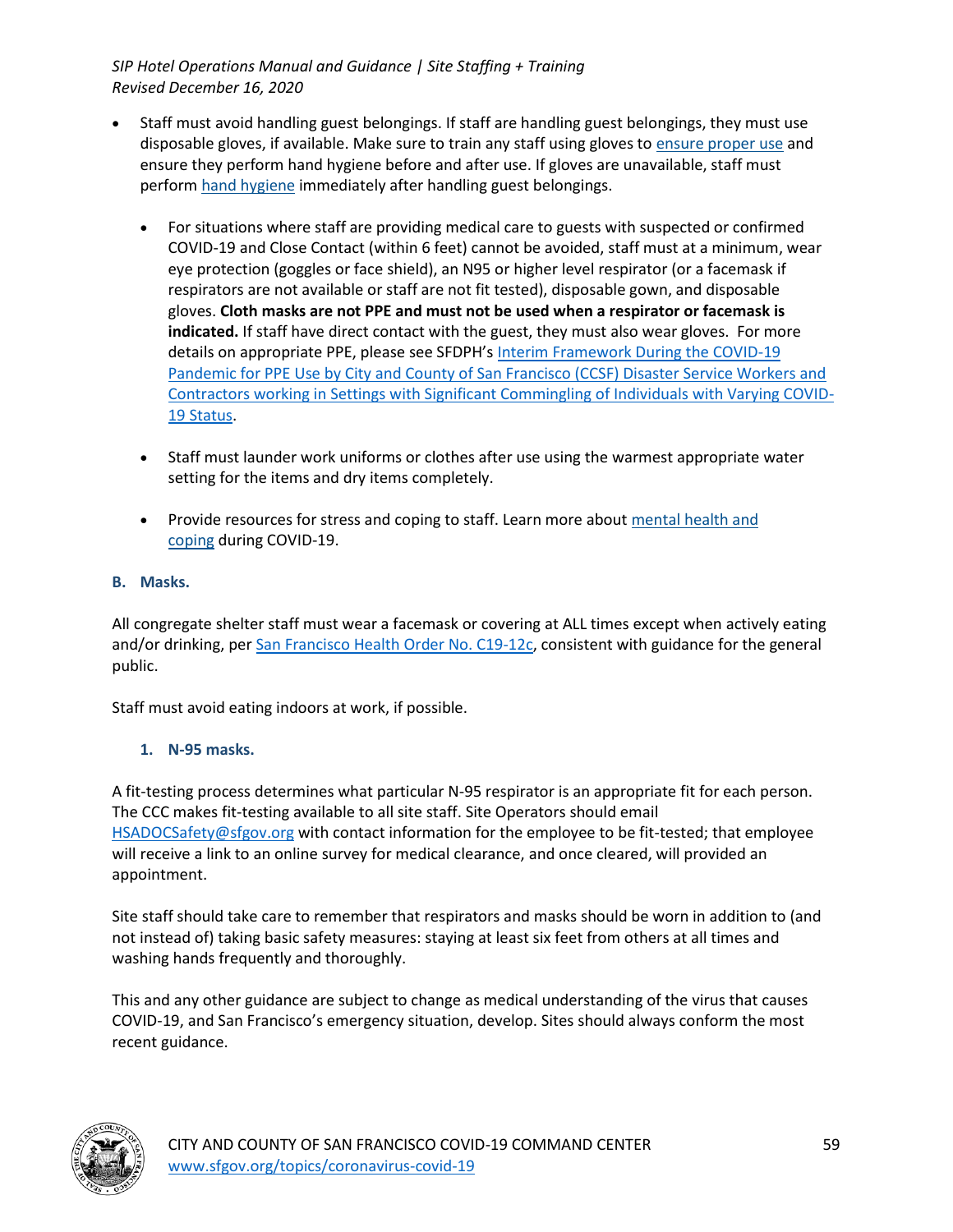- Staff must avoid handling guest belongings. If staff are handling guest belongings, they must use disposable gloves, if available. Make sure to train any staff using gloves to ensure proper use and ensure they perform hand hygiene before and after use. If gloves are unavailable, staff must perform hand hygiene immediately after handling guest belongings.

  - For situations where staff are providing medical care to guests with suspected or confirmed COVID-19 and Close Contact (within 6 feet) cannot be avoided, staff must at a minimum, wear eye protection (goggles or face shield), an N95 or higher level respirator (or a facemask if respirators are not available or staff are not fit tested), disposable gown, and disposable gloves. **Cloth masks are not PPE and must not be used when a respirator or facemask is indicated.** If staff have direct contact with the guest, they must also wear gloves. For more details on appropriate PPE, please see SFDPH's Interim Framework During the COVID-19 Pandemic for PPE Use by City and County of San Francisco (CCSF) Disaster Service Workers and Contractors working in Settings with Significant Commingling of Individuals with Varying COVID-19 Status.

  - Staff must launder work uniforms or clothes after use using the warmest appropriate water setting for the items and dry items completely.

  - Provide resources for stress and coping to staff. Learn more about mental health and coping during COVID-19.

## B. Masks.

All congregate shelter staff must wear a facemask or covering at ALL times except when actively eating and/or drinking, per San Francisco Health Order No. C19-12c, consistent with guidance for the general public.

Staff must avoid eating indoors at work, if possible.

### 1. N-95 masks.

A fit-testing process determines what particular N-95 respirator is an appropriate fit for each person. The CCC makes fit-testing available to all site staff. Site Operators should email HSADOCSafety@sfgov.org with contact information for the employee to be fit-tested; that employee will receive a link to an online survey for medical clearance, and once cleared, will provided an appointment.

Site staff should take care to remember that respirators and masks should be worn in addition to (and not instead of) taking basic safety measures: staying at least six feet from others at all times and washing hands frequently and thoroughly.

This and any other guidance are subject to change as medical understanding of the virus that causes COVID-19, and San Francisco's emergency situation, develop. Sites should always conform the most recent guidance.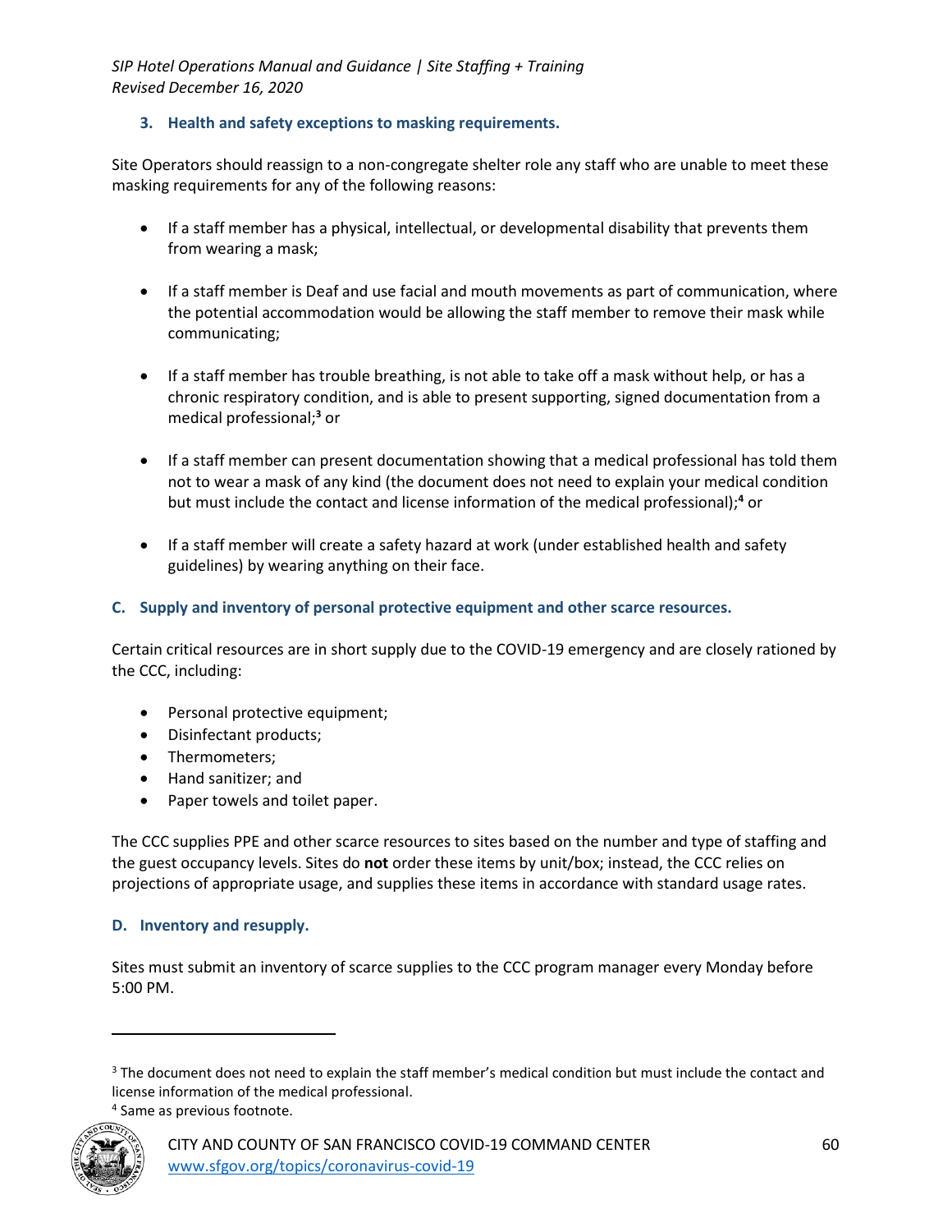### 3. Health and safety exceptions to masking requirements.

Site Operators should reassign to a non-congregate shelter role any staff who are unable to meet these masking requirements for any of the following reasons:

- If a staff member has a physical, intellectual, or developmental disability that prevents them from wearing a mask;
- If a staff member is Deaf and use facial and mouth movements as part of communication, where the potential accommodation would be allowing the staff member to remove their mask while communicating;
- If a staff member has trouble breathing, is not able to take off a mask without help, or has a chronic respiratory condition, and is able to present supporting, signed documentation from a medical professional;[3] or
- If a staff member can present documentation showing that a medical professional has told them not to wear a mask of any kind (the document does not need to explain your medical condition but must include the contact and license information of the medical professional);[4] or
- If a staff member will create a safety hazard at work (under established health and safety guidelines) by wearing anything on their face.

## C. Supply and inventory of personal protective equipment and other scarce resources.

Certain critical resources are in short supply due to the COVID-19 emergency and are closely rationed by the CCC, including:

- Personal protective equipment;
- Disinfectant products;
- Thermometers;
- Hand sanitizer; and
- Paper towels and toilet paper.

The CCC supplies PPE and other scarce resources to sites based on the number and type of staffing and the guest occupancy levels. Sites do **not** order these items by unit/box; instead, the CCC relies on projections of appropriate usage, and supplies these items in accordance with standard usage rates.

## D. Inventory and resupply.

Sites must submit an inventory of scarce supplies to the CCC program manager every Monday before 5:00 PM.

---

[3] The document does not need to explain the staff member's medical condition but must include the contact and license information of the medical professional.

[4] Same as previous footnote.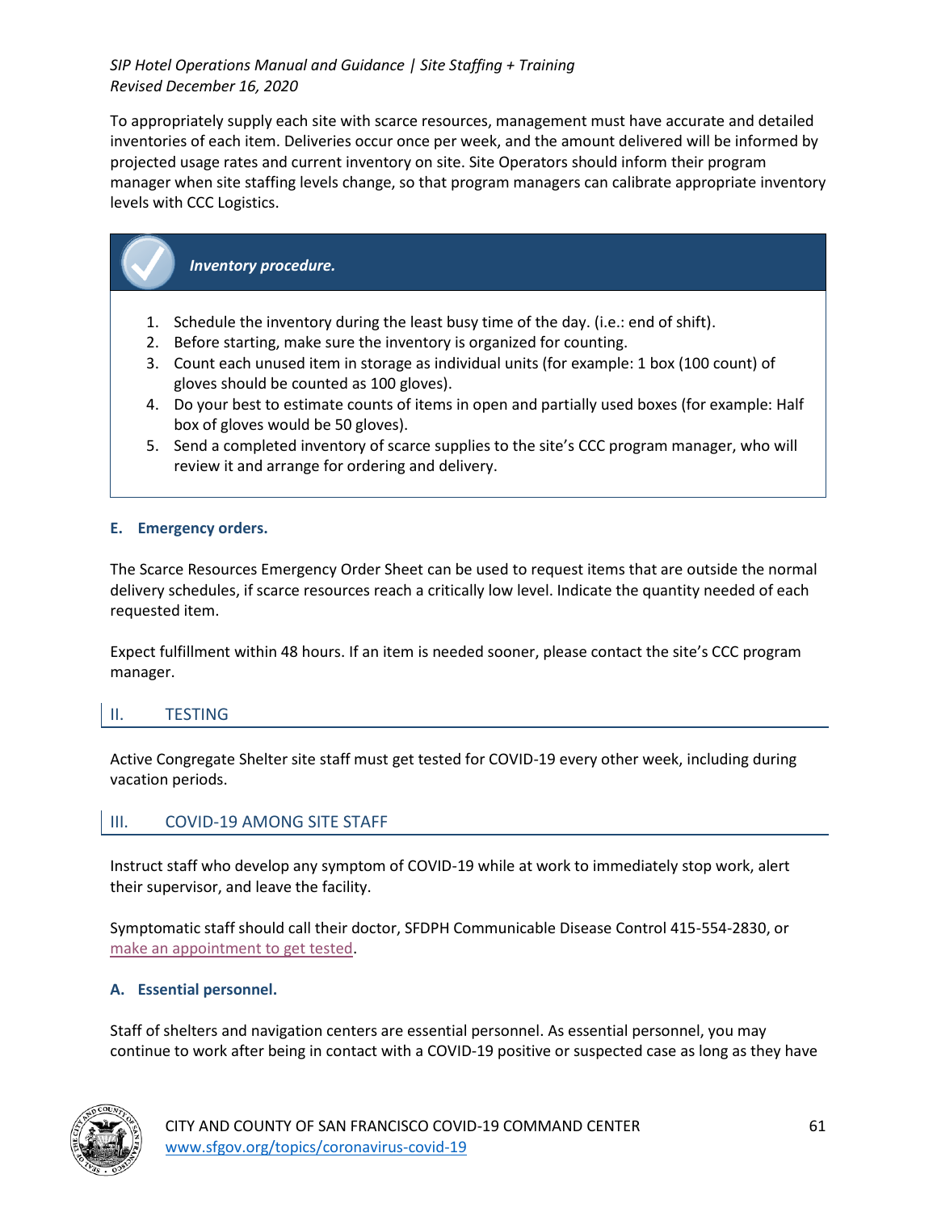To appropriately supply each site with scarce resources, management must have accurate and detailed inventories of each item. Deliveries occur once per week, and the amount delivered will be informed by projected usage rates and current inventory on site. Site Operators should inform their program manager when site staffing levels change, so that program managers can calibrate appropriate inventory levels with CCC Logistics.

***Inventory procedure.***

1. Schedule the inventory during the least busy time of the day. (i.e.: end of shift).
2. Before starting, make sure the inventory is organized for counting.
3. Count each unused item in storage as individual units (for example: 1 box (100 count) of gloves should be counted as 100 gloves).
4. Do your best to estimate counts of items in open and partially used boxes (for example: Half box of gloves would be 50 gloves).
5. Send a completed inventory of scarce supplies to the site's CCC program manager, who will review it and arrange for ordering and delivery.

### E. Emergency orders.

The Scarce Resources Emergency Order Sheet can be used to request items that are outside the normal delivery schedules, if scarce resources reach a critically low level. Indicate the quantity needed of each requested item.

Expect fulfillment within 48 hours. If an item is needed sooner, please contact the site's CCC program manager.

## II. TESTING

Active Congregate Shelter site staff must get tested for COVID-19 every other week, including during vacation periods.

## III. COVID-19 AMONG SITE STAFF

Instruct staff who develop any symptom of COVID-19 while at work to immediately stop work, alert their supervisor, and leave the facility.

Symptomatic staff should call their doctor, SFDPH Communicable Disease Control 415-554-2830, or make an appointment to get tested.

### A. Essential personnel.

Staff of shelters and navigation centers are essential personnel. As essential personnel, you may continue to work after being in contact with a COVID-19 positive or suspected case as long as they have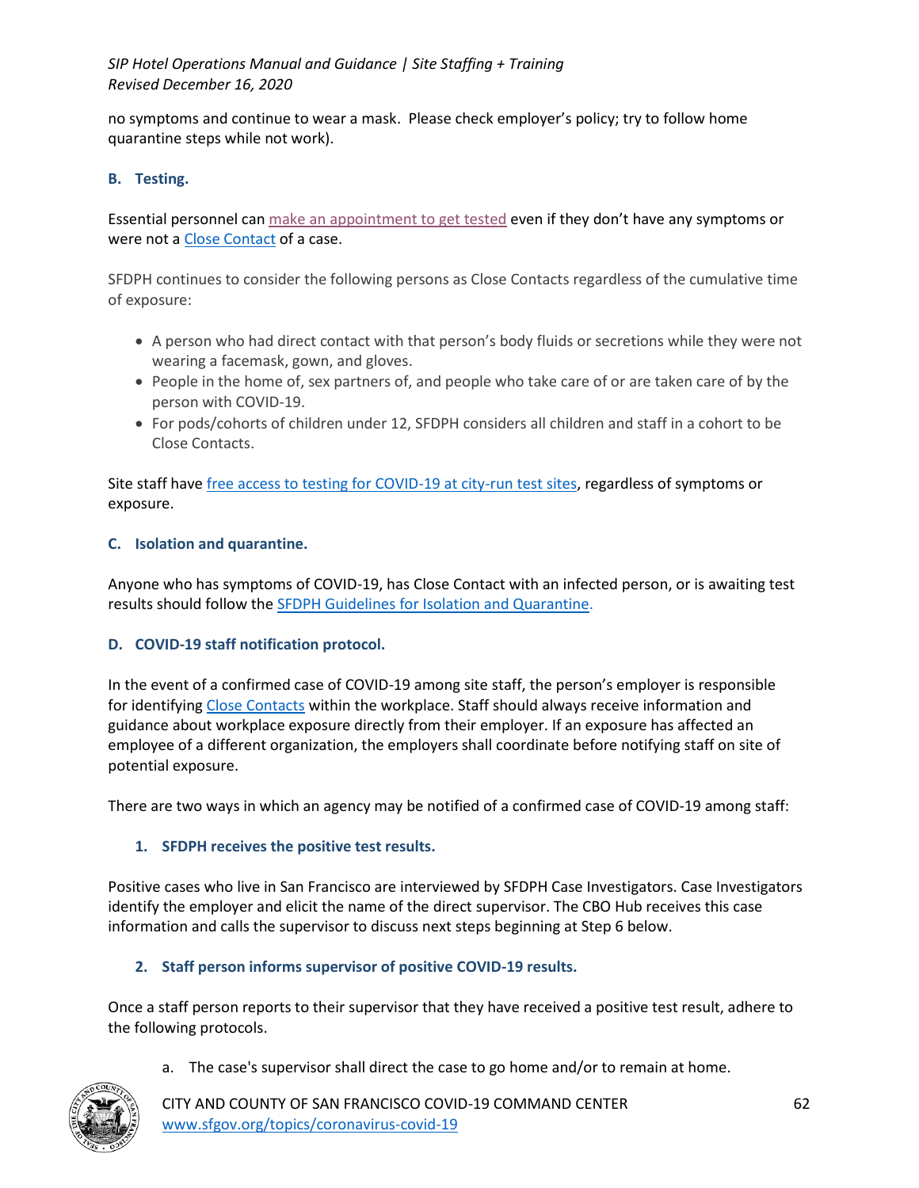no symptoms and continue to wear a mask. Please check employer's policy; try to follow home quarantine steps while not work).

### B. Testing.

Essential personnel can make an appointment to get tested even if they don't have any symptoms or were not a Close Contact of a case.

SFDPH continues to consider the following persons as Close Contacts regardless of the cumulative time of exposure:

- A person who had direct contact with that person's body fluids or secretions while they were not wearing a facemask, gown, and gloves.
- People in the home of, sex partners of, and people who take care of or are taken care of by the person with COVID-19.
- For pods/cohorts of children under 12, SFDPH considers all children and staff in a cohort to be Close Contacts.

Site staff have free access to testing for COVID-19 at city-run test sites, regardless of symptoms or exposure.

### C. Isolation and quarantine.

Anyone who has symptoms of COVID-19, has Close Contact with an infected person, or is awaiting test results should follow the SFDPH Guidelines for Isolation and Quarantine.

### D. COVID-19 staff notification protocol.

In the event of a confirmed case of COVID-19 among site staff, the person's employer is responsible for identifying Close Contacts within the workplace. Staff should always receive information and guidance about workplace exposure directly from their employer. If an exposure has affected an employee of a different organization, the employers shall coordinate before notifying staff on site of potential exposure.

There are two ways in which an agency may be notified of a confirmed case of COVID-19 among staff:

#### 1. SFDPH receives the positive test results.

Positive cases who live in San Francisco are interviewed by SFDPH Case Investigators. Case Investigators identify the employer and elicit the name of the direct supervisor. The CBO Hub receives this case information and calls the supervisor to discuss next steps beginning at Step 6 below.

#### 2. Staff person informs supervisor of positive COVID-19 results.

Once a staff person reports to their supervisor that they have received a positive test result, adhere to the following protocols.

a. The case's supervisor shall direct the case to go home and/or to remain at home.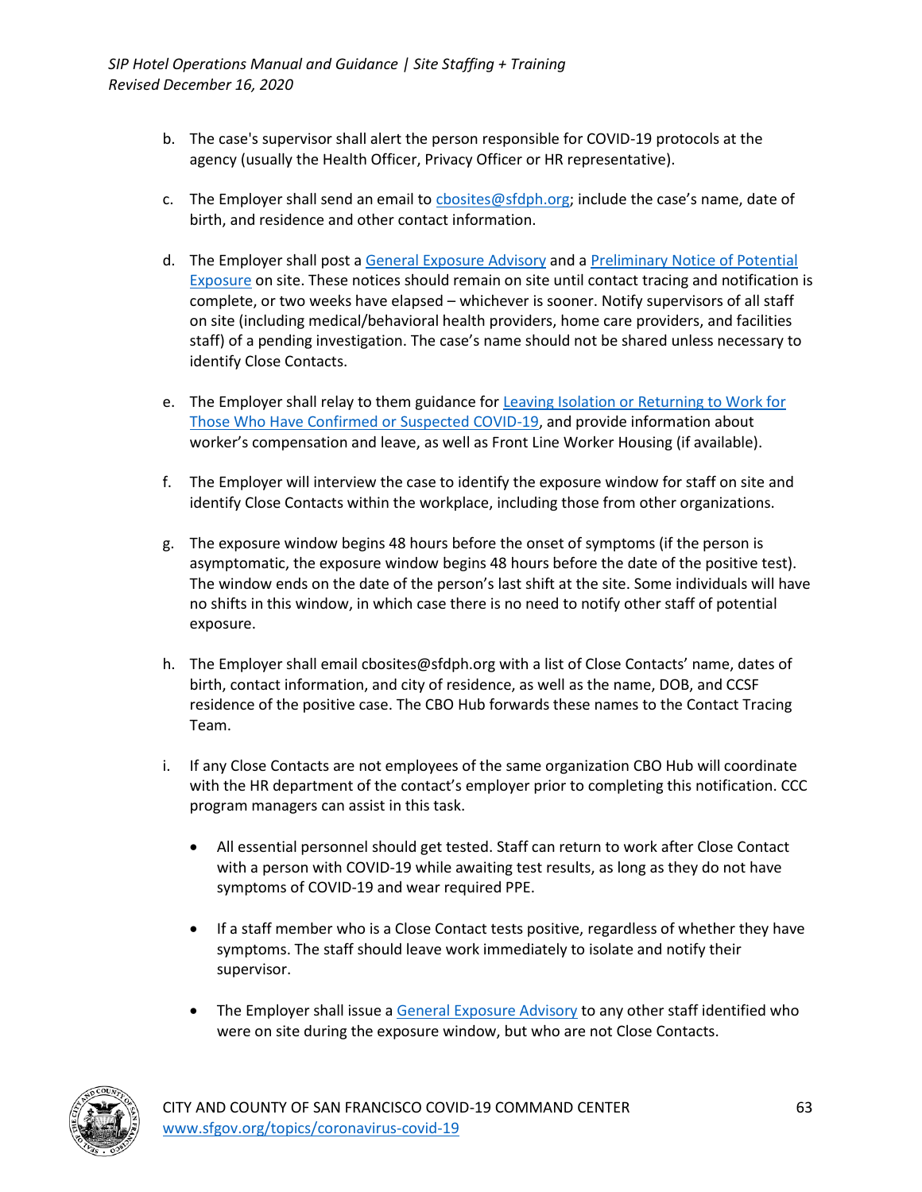b. The case's supervisor shall alert the person responsible for COVID-19 protocols at the agency (usually the Health Officer, Privacy Officer or HR representative).

c. The Employer shall send an email to [cbosites@sfdph.org](mailto:cbosites@sfdph.org); include the case's name, date of birth, and residence and other contact information.

d. The Employer shall post a [General Exposure Advisory]() and a [Preliminary Notice of Potential Exposure]() on site. These notices should remain on site until contact tracing and notification is complete, or two weeks have elapsed – whichever is sooner. Notify supervisors of all staff on site (including medical/behavioral health providers, home care providers, and facilities staff) of a pending investigation. The case's name should not be shared unless necessary to identify Close Contacts.

e. The Employer shall relay to them guidance for [Leaving Isolation or Returning to Work for Those Who Have Confirmed or Suspected COVID-19](), and provide information about worker's compensation and leave, as well as Front Line Worker Housing (if available).

f. The Employer will interview the case to identify the exposure window for staff on site and identify Close Contacts within the workplace, including those from other organizations.

g. The exposure window begins 48 hours before the onset of symptoms (if the person is asymptomatic, the exposure window begins 48 hours before the date of the positive test). The window ends on the date of the person's last shift at the site. Some individuals will have no shifts in this window, in which case there is no need to notify other staff of potential exposure.

h. The Employer shall email cbosites@sfdph.org with a list of Close Contacts' name, dates of birth, contact information, and city of residence, as well as the name, DOB, and CCSF residence of the positive case. The CBO Hub forwards these names to the Contact Tracing Team.

i. If any Close Contacts are not employees of the same organization CBO Hub will coordinate with the HR department of the contact's employer prior to completing this notification. CCC program managers can assist in this task.

   - All essential personnel should get tested. Staff can return to work after Close Contact with a person with COVID-19 while awaiting test results, as long as they do not have symptoms of COVID-19 and wear required PPE.

   - If a staff member who is a Close Contact tests positive, regardless of whether they have symptoms. The staff should leave work immediately to isolate and notify their supervisor.

   - The Employer shall issue a [General Exposure Advisory]() to any other staff identified who were on site during the exposure window, but who are not Close Contacts.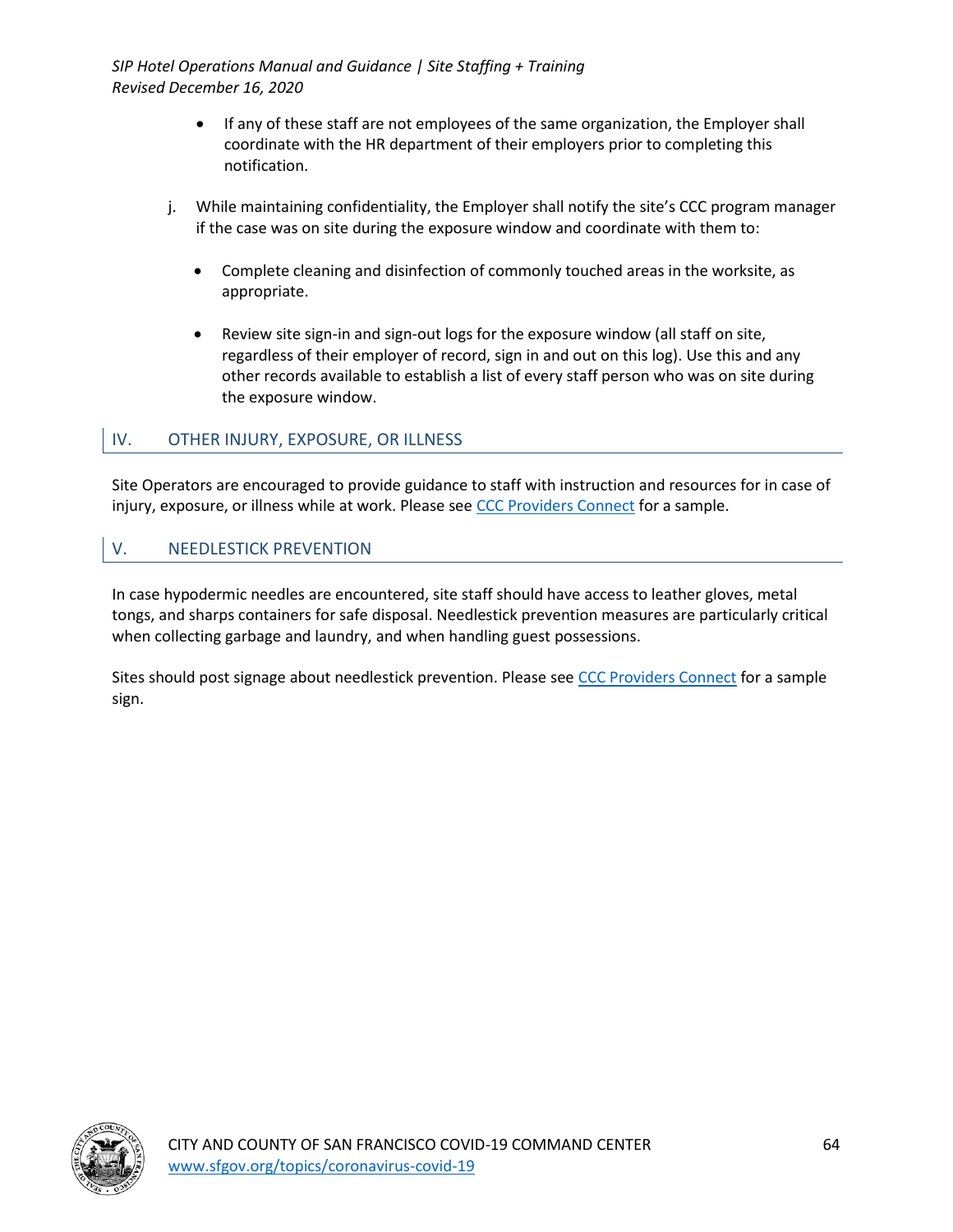- If any of these staff are not employees of the same organization, the Employer shall coordinate with the HR department of their employers prior to completing this notification.

j. While maintaining confidentiality, the Employer shall notify the site's CCC program manager if the case was on site during the exposure window and coordinate with them to:

  - Complete cleaning and disinfection of commonly touched areas in the worksite, as appropriate.
  - Review site sign-in and sign-out logs for the exposure window (all staff on site, regardless of their employer of record, sign in and out on this log). Use this and any other records available to establish a list of every staff person who was on site during the exposure window.

## IV. OTHER INJURY, EXPOSURE, OR ILLNESS

Site Operators are encouraged to provide guidance to staff with instruction and resources for in case of injury, exposure, or illness while at work. Please see CCC Providers Connect for a sample.

## V. NEEDLESTICK PREVENTION

In case hypodermic needles are encountered, site staff should have access to leather gloves, metal tongs, and sharps containers for safe disposal. Needlestick prevention measures are particularly critical when collecting garbage and laundry, and when handling guest possessions.

Sites should post signage about needlestick prevention. Please see CCC Providers Connect for a sample sign.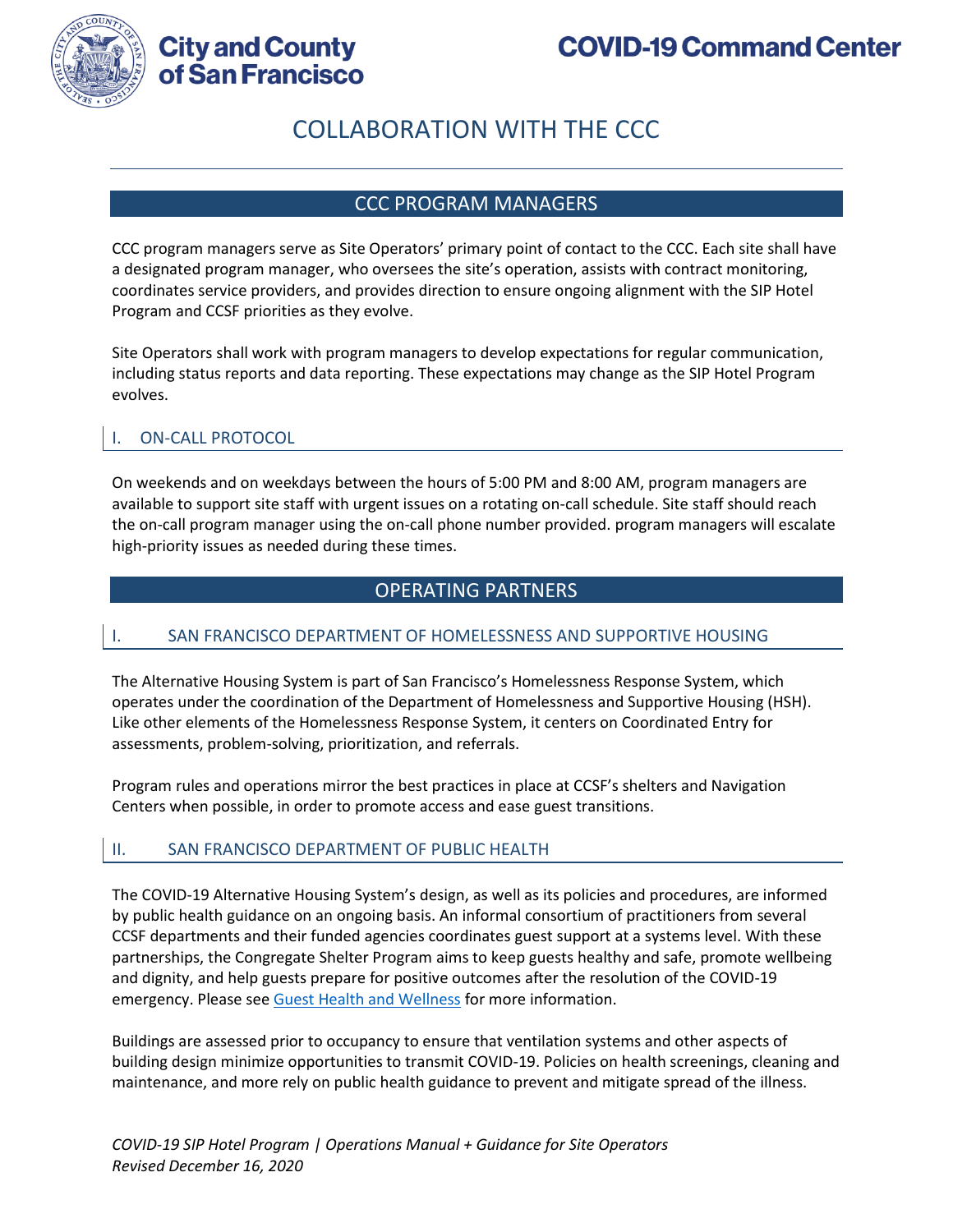# COLLABORATION WITH THE CCC

## CCC PROGRAM MANAGERS

CCC program managers serve as Site Operators' primary point of contact to the CCC. Each site shall have a designated program manager, who oversees the site's operation, assists with contract monitoring, coordinates service providers, and provides direction to ensure ongoing alignment with the SIP Hotel Program and CCSF priorities as they evolve.

Site Operators shall work with program managers to develop expectations for regular communication, including status reports and data reporting. These expectations may change as the SIP Hotel Program evolves.

### I. ON-CALL PROTOCOL

On weekends and on weekdays between the hours of 5:00 PM and 8:00 AM, program managers are available to support site staff with urgent issues on a rotating on-call schedule. Site staff should reach the on-call program manager using the on-call phone number provided. program managers will escalate high-priority issues as needed during these times.

## OPERATING PARTNERS

### I. SAN FRANCISCO DEPARTMENT OF HOMELESSNESS AND SUPPORTIVE HOUSING

The Alternative Housing System is part of San Francisco's Homelessness Response System, which operates under the coordination of the Department of Homelessness and Supportive Housing (HSH). Like other elements of the Homelessness Response System, it centers on Coordinated Entry for assessments, problem-solving, prioritization, and referrals.

Program rules and operations mirror the best practices in place at CCSF's shelters and Navigation Centers when possible, in order to promote access and ease guest transitions.

### II. SAN FRANCISCO DEPARTMENT OF PUBLIC HEALTH

The COVID-19 Alternative Housing System's design, as well as its policies and procedures, are informed by public health guidance on an ongoing basis. An informal consortium of practitioners from several CCSF departments and their funded agencies coordinates guest support at a systems level. With these partnerships, the Congregate Shelter Program aims to keep guests healthy and safe, promote wellbeing and dignity, and help guests prepare for positive outcomes after the resolution of the COVID-19 emergency. Please see Guest Health and Wellness for more information.

Buildings are assessed prior to occupancy to ensure that ventilation systems and other aspects of building design minimize opportunities to transmit COVID-19. Policies on health screenings, cleaning and maintenance, and more rely on public health guidance to prevent and mitigate spread of the illness.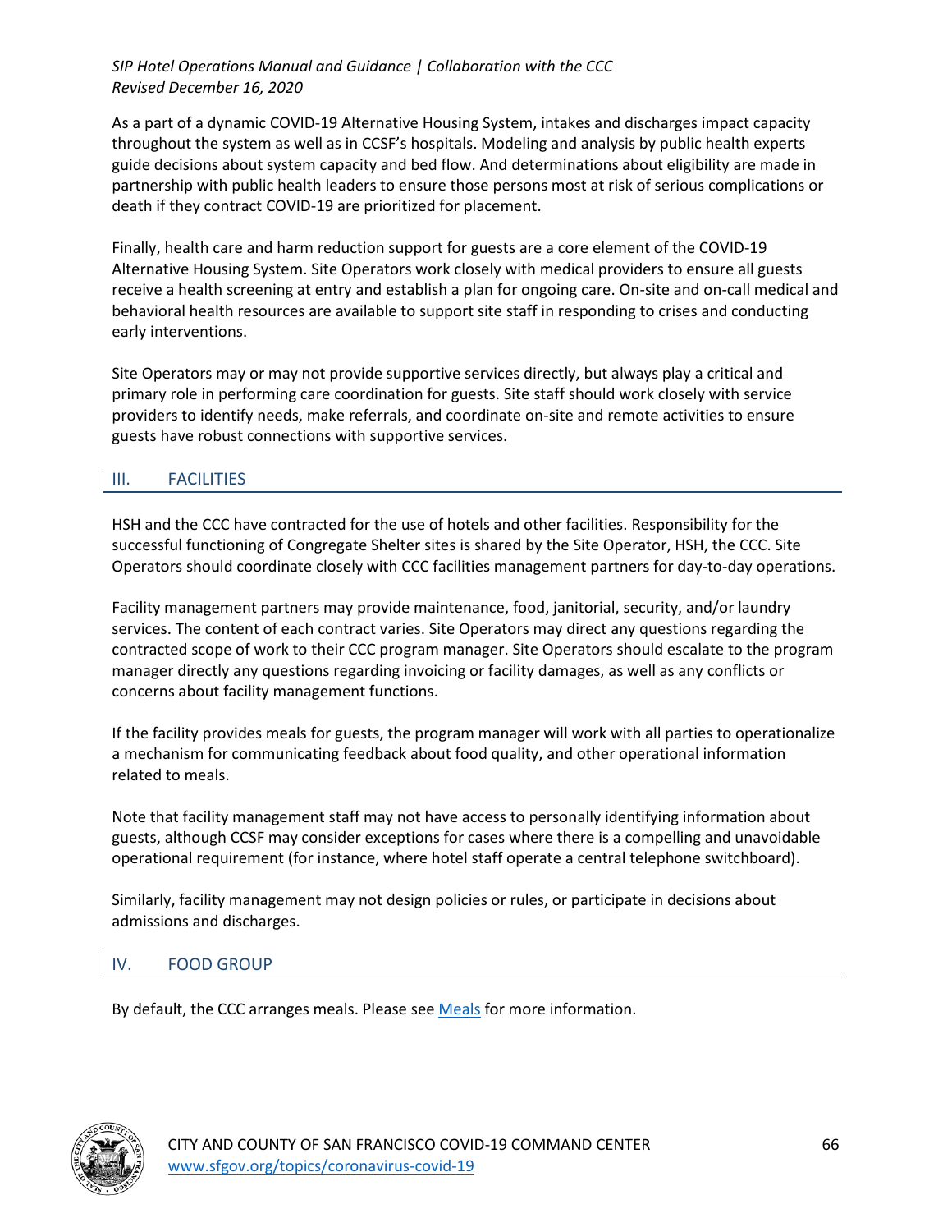As a part of a dynamic COVID-19 Alternative Housing System, intakes and discharges impact capacity throughout the system as well as in CCSF's hospitals. Modeling and analysis by public health experts guide decisions about system capacity and bed flow. And determinations about eligibility are made in partnership with public health leaders to ensure those persons most at risk of serious complications or death if they contract COVID-19 are prioritized for placement.

Finally, health care and harm reduction support for guests are a core element of the COVID-19 Alternative Housing System. Site Operators work closely with medical providers to ensure all guests receive a health screening at entry and establish a plan for ongoing care. On-site and on-call medical and behavioral health resources are available to support site staff in responding to crises and conducting early interventions.

Site Operators may or may not provide supportive services directly, but always play a critical and primary role in performing care coordination for guests. Site staff should work closely with service providers to identify needs, make referrals, and coordinate on-site and remote activities to ensure guests have robust connections with supportive services.

## III. FACILITIES

HSH and the CCC have contracted for the use of hotels and other facilities. Responsibility for the successful functioning of Congregate Shelter sites is shared by the Site Operator, HSH, the CCC. Site Operators should coordinate closely with CCC facilities management partners for day-to-day operations.

Facility management partners may provide maintenance, food, janitorial, security, and/or laundry services. The content of each contract varies. Site Operators may direct any questions regarding the contracted scope of work to their CCC program manager. Site Operators should escalate to the program manager directly any questions regarding invoicing or facility damages, as well as any conflicts or concerns about facility management functions.

If the facility provides meals for guests, the program manager will work with all parties to operationalize a mechanism for communicating feedback about food quality, and other operational information related to meals.

Note that facility management staff may not have access to personally identifying information about guests, although CCSF may consider exceptions for cases where there is a compelling and unavoidable operational requirement (for instance, where hotel staff operate a central telephone switchboard).

Similarly, facility management may not design policies or rules, or participate in decisions about admissions and discharges.

## IV. FOOD GROUP

By default, the CCC arranges meals. Please see [Meals] for more information.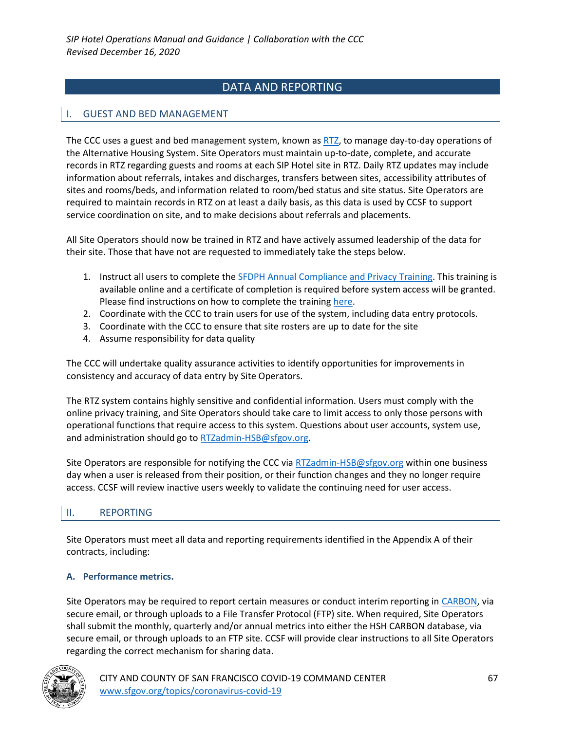## DATA AND REPORTING

### I. GUEST AND BED MANAGEMENT

The CCC uses a guest and bed management system, known as RTZ, to manage day-to-day operations of the Alternative Housing System. Site Operators must maintain up-to-date, complete, and accurate records in RTZ regarding guests and rooms at each SIP Hotel site in RTZ. Daily RTZ updates may include information about referrals, intakes and discharges, transfers between sites, accessibility attributes of sites and rooms/beds, and information related to room/bed status and site status. Site Operators are required to maintain records in RTZ on at least a daily basis, as this data is used by CCSF to support service coordination on site, and to make decisions about referrals and placements.

All Site Operators should now be trained in RTZ and have actively assumed leadership of the data for their site. Those that have not are requested to immediately take the steps below.

1. Instruct all users to complete the SFDPH Annual Compliance and Privacy Training. This training is available online and a certificate of completion is required before system access will be granted. Please find instructions on how to complete the training here.
2. Coordinate with the CCC to train users for use of the system, including data entry protocols.
3. Coordinate with the CCC to ensure that site rosters are up to date for the site
4. Assume responsibility for data quality

The CCC will undertake quality assurance activities to identify opportunities for improvements in consistency and accuracy of data entry by Site Operators.

The RTZ system contains highly sensitive and confidential information. Users must comply with the online privacy training, and Site Operators should take care to limit access to only those persons with operational functions that require access to this system. Questions about user accounts, system use, and administration should go to RTZadmin-HSB@sfgov.org.

Site Operators are responsible for notifying the CCC via RTZadmin-HSB@sfgov.org within one business day when a user is released from their position, or their function changes and they no longer require access. CCSF will review inactive users weekly to validate the continuing need for user access.

### II. REPORTING

Site Operators must meet all data and reporting requirements identified in the Appendix A of their contracts, including:

#### A. Performance metrics.

Site Operators may be required to report certain measures or conduct interim reporting in CARBON, via secure email, or through uploads to a File Transfer Protocol (FTP) site. When required, Site Operators shall submit the monthly, quarterly and/or annual metrics into either the HSH CARBON database, via secure email, or through uploads to an FTP site. CCSF will provide clear instructions to all Site Operators regarding the correct mechanism for sharing data.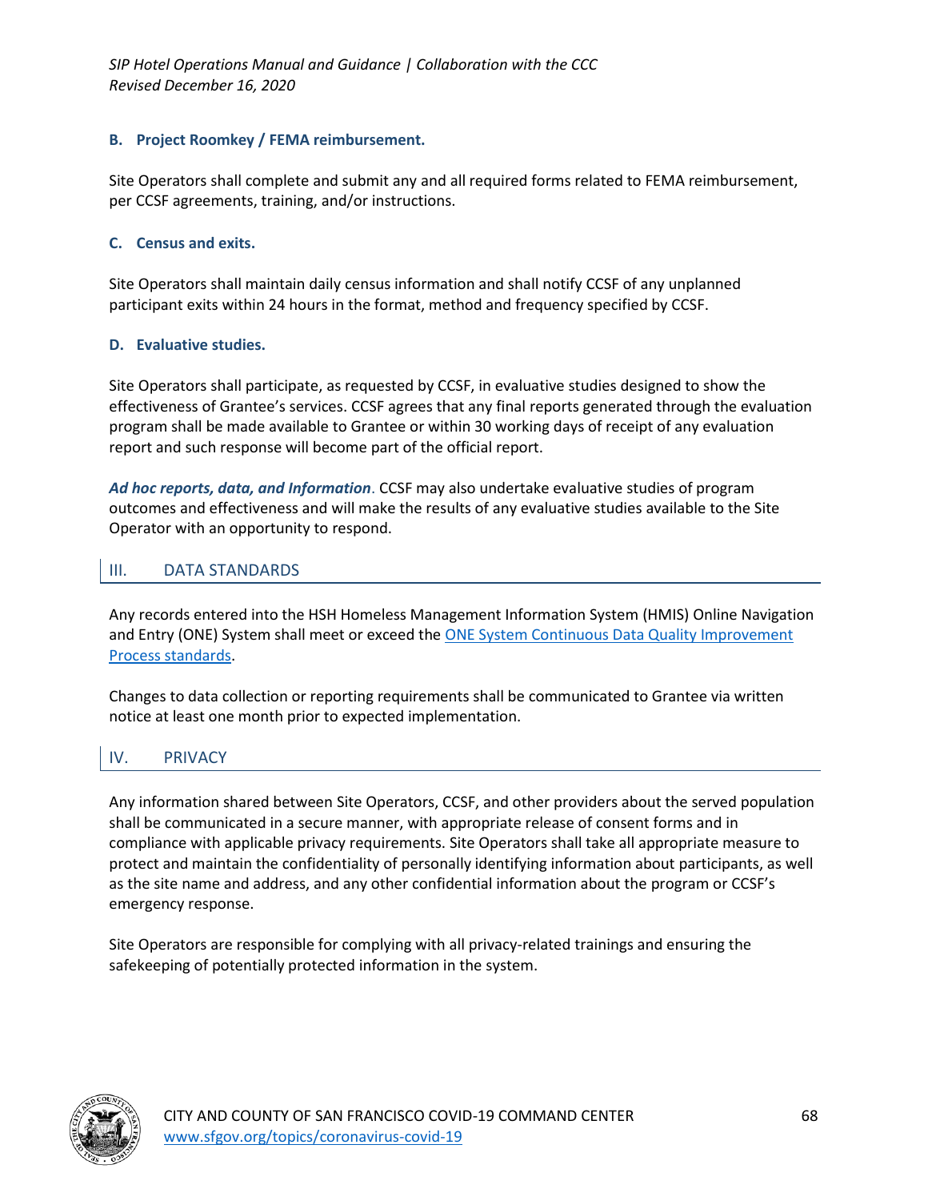### B. Project Roomkey / FEMA reimbursement.

Site Operators shall complete and submit any and all required forms related to FEMA reimbursement, per CCSF agreements, training, and/or instructions.

### C. Census and exits.

Site Operators shall maintain daily census information and shall notify CCSF of any unplanned participant exits within 24 hours in the format, method and frequency specified by CCSF.

### D. Evaluative studies.

Site Operators shall participate, as requested by CCSF, in evaluative studies designed to show the effectiveness of Grantee's services. CCSF agrees that any final reports generated through the evaluation program shall be made available to Grantee or within 30 working days of receipt of any evaluation report and such response will become part of the official report.

***Ad hoc reports, data, and Information***. CCSF may also undertake evaluative studies of program outcomes and effectiveness and will make the results of any evaluative studies available to the Site Operator with an opportunity to respond.

## III. DATA STANDARDS

Any records entered into the HSH Homeless Management Information System (HMIS) Online Navigation and Entry (ONE) System shall meet or exceed the ONE System Continuous Data Quality Improvement Process standards.

Changes to data collection or reporting requirements shall be communicated to Grantee via written notice at least one month prior to expected implementation.

## IV. PRIVACY

Any information shared between Site Operators, CCSF, and other providers about the served population shall be communicated in a secure manner, with appropriate release of consent forms and in compliance with applicable privacy requirements. Site Operators shall take all appropriate measure to protect and maintain the confidentiality of personally identifying information about participants, as well as the site name and address, and any other confidential information about the program or CCSF's emergency response.

Site Operators are responsible for complying with all privacy-related trainings and ensuring the safekeeping of potentially protected information in the system.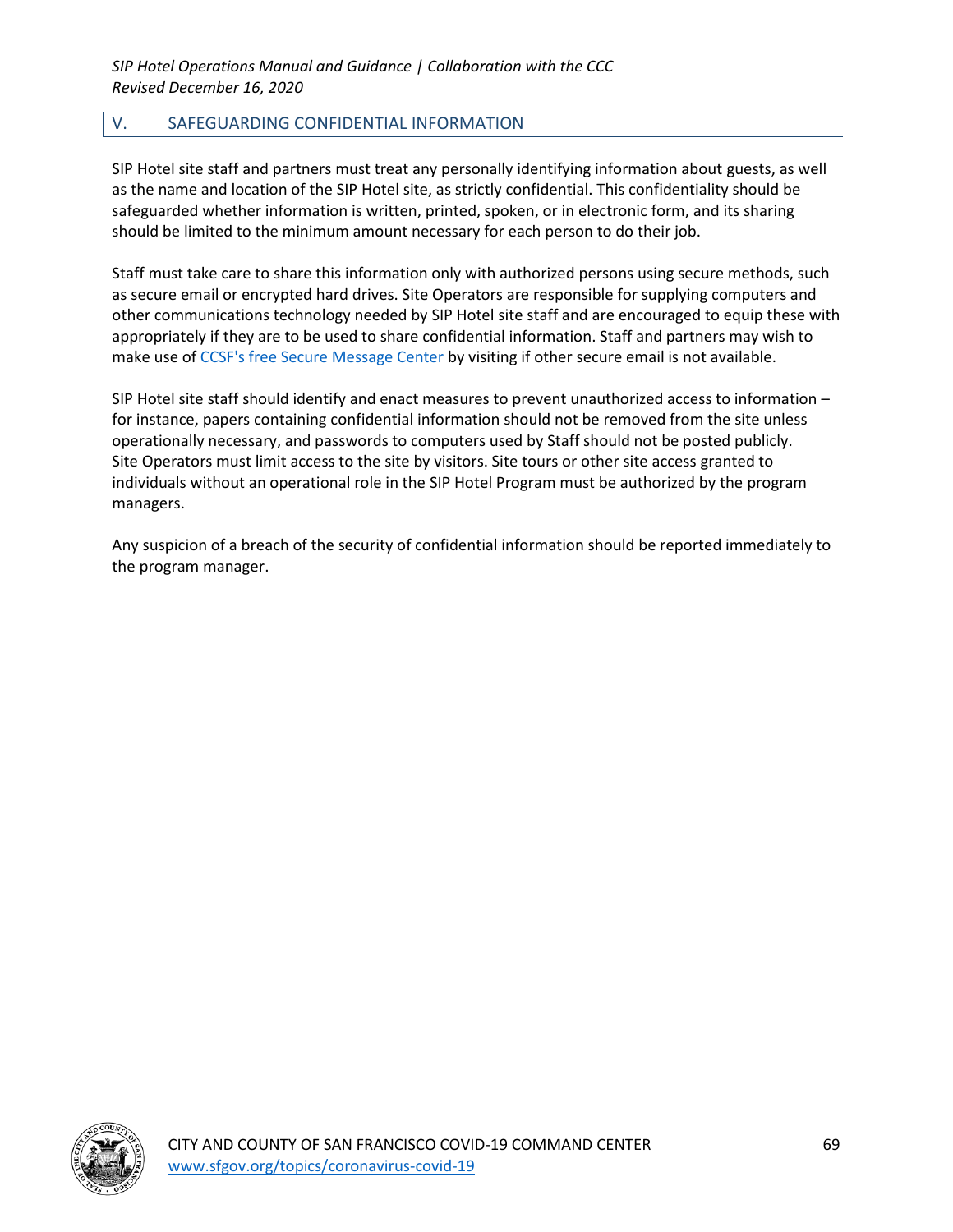## V. SAFEGUARDING CONFIDENTIAL INFORMATION

SIP Hotel site staff and partners must treat any personally identifying information about guests, as well as the name and location of the SIP Hotel site, as strictly confidential. This confidentiality should be safeguarded whether information is written, printed, spoken, or in electronic form, and its sharing should be limited to the minimum amount necessary for each person to do their job.

Staff must take care to share this information only with authorized persons using secure methods, such as secure email or encrypted hard drives. Site Operators are responsible for supplying computers and other communications technology needed by SIP Hotel site staff and are encouraged to equip these with appropriately if they are to be used to share confidential information. Staff and partners may wish to make use of [CCSF's free Secure Message Center](#) by visiting if other secure email is not available.

SIP Hotel site staff should identify and enact measures to prevent unauthorized access to information – for instance, papers containing confidential information should not be removed from the site unless operationally necessary, and passwords to computers used by Staff should not be posted publicly. Site Operators must limit access to the site by visitors. Site tours or other site access granted to individuals without an operational role in the SIP Hotel Program must be authorized by the program managers.

Any suspicion of a breach of the security of confidential information should be reported immediately to the program manager.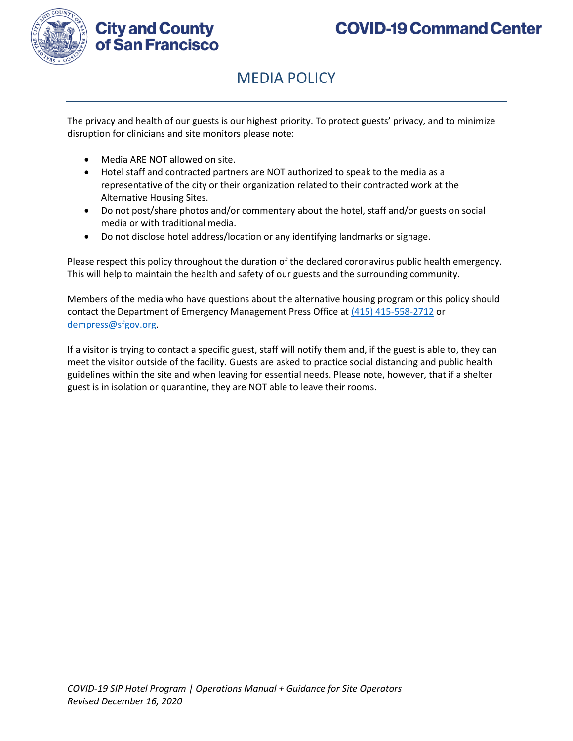City and County of San Francisco

COVID-19 Command Center

# MEDIA POLICY

The privacy and health of our guests is our highest priority. To protect guests' privacy, and to minimize disruption for clinicians and site monitors please note:

- Media ARE NOT allowed on site.
- Hotel staff and contracted partners are NOT authorized to speak to the media as a representative of the city or their organization related to their contracted work at the Alternative Housing Sites.
- Do not post/share photos and/or commentary about the hotel, staff and/or guests on social media or with traditional media.
- Do not disclose hotel address/location or any identifying landmarks or signage.

Please respect this policy throughout the duration of the declared coronavirus public health emergency. This will help to maintain the health and safety of our guests and the surrounding community.

Members of the media who have questions about the alternative housing program or this policy should contact the Department of Emergency Management Press Office at (415) 415-558-2712 or dempress@sfgov.org.

If a visitor is trying to contact a specific guest, staff will notify them and, if the guest is able to, they can meet the visitor outside of the facility. Guests are asked to practice social distancing and public health guidelines within the site and when leaving for essential needs. Please note, however, that if a shelter guest is in isolation or quarantine, they are NOT able to leave their rooms.